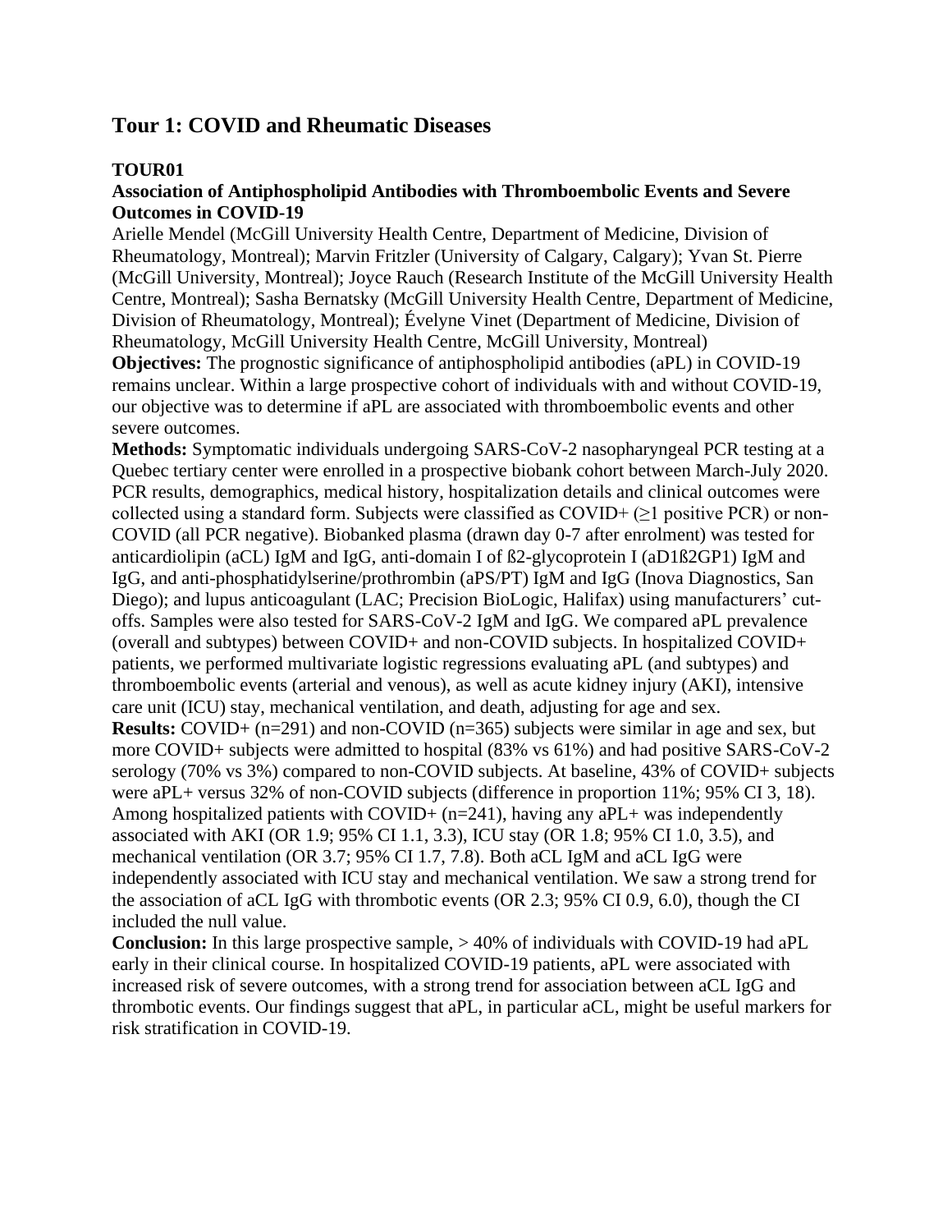# Tour 1: COVID and Rheumatic Diseases

## TOUR01

### Association of Antiphospholipid Antibodies with Thromboembolic Events and Severe Outcomes in COVID-19

Arielle Mendel (McGill University Health Centre, Department of Medicine, Division of Rheumatology, Montreal); Marvin Fritzler (University of Calgary, Calgary); Yvan St. Pierre (McGill University, Montreal); Joyce Rauch (Research Institute of the McGill University Health Centre, Montreal); Sasha Bernatsky (McGill University Health Centre, Department of Medicine, Division of Rheumatology, Montreal); Évelyne Vinet (Department of Medicine, Division of Rheumatology, McGill University Health Centre, McGill University, Montreal)

**Objectives:** The prognostic significance of antiphospholipid antibodies (aPL) in COVID-19 remains unclear. Within a large prospective cohort of individuals with and without COVID-19, our objective was to determine if aPL are associated with thromboembolic events and other severe outcomes.

**Methods:** Symptomatic individuals undergoing SARS-CoV-2 nasopharyngeal PCR testing at a Quebec tertiary center were enrolled in a prospective biobank cohort between March-July 2020. PCR results, demographics, medical history, hospitalization details and clinical outcomes were collected using a standard form. Subjects were classified as COVID+ ($\geq$1 positive PCR) or non-COVID (all PCR negative). Biobanked plasma (drawn day 0-7 after enrolment) was tested for anticardiolipin (aCL) IgM and IgG, anti-domain I of ß2-glycoprotein I (aD1ß2GP1) IgM and IgG, and anti-phosphatidylserine/prothrombin (aPS/PT) IgM and IgG (Inova Diagnostics, San Diego); and lupus anticoagulant (LAC; Precision BioLogic, Halifax) using manufacturers' cut-offs. Samples were also tested for SARS-CoV-2 IgM and IgG. We compared aPL prevalence (overall and subtypes) between COVID+ and non-COVID subjects. In hospitalized COVID+ patients, we performed multivariate logistic regressions evaluating aPL (and subtypes) and thromboembolic events (arterial and venous), as well as acute kidney injury (AKI), intensive care unit (ICU) stay, mechanical ventilation, and death, adjusting for age and sex.

**Results:** COVID+ (n=291) and non-COVID (n=365) subjects were similar in age and sex, but more COVID+ subjects were admitted to hospital (83% vs 61%) and had positive SARS-CoV-2 serology (70% vs 3%) compared to non-COVID subjects. At baseline, 43% of COVID+ subjects were aPL+ versus 32% of non-COVID subjects (difference in proportion 11%; 95% CI 3, 18). Among hospitalized patients with COVID+ (n=241), having any aPL+ was independently associated with AKI (OR 1.9; 95% CI 1.1, 3.3), ICU stay (OR 1.8; 95% CI 1.0, 3.5), and mechanical ventilation (OR 3.7; 95% CI 1.7, 7.8). Both aCL IgM and aCL IgG were independently associated with ICU stay and mechanical ventilation. We saw a strong trend for the association of aCL IgG with thrombotic events (OR 2.3; 95% CI 0.9, 6.0), though the CI included the null value.

**Conclusion:** In this large prospective sample, > 40% of individuals with COVID-19 had aPL early in their clinical course. In hospitalized COVID-19 patients, aPL were associated with increased risk of severe outcomes, with a strong trend for association between aCL IgG and thrombotic events. Our findings suggest that aPL, in particular aCL, might be useful markers for risk stratification in COVID-19.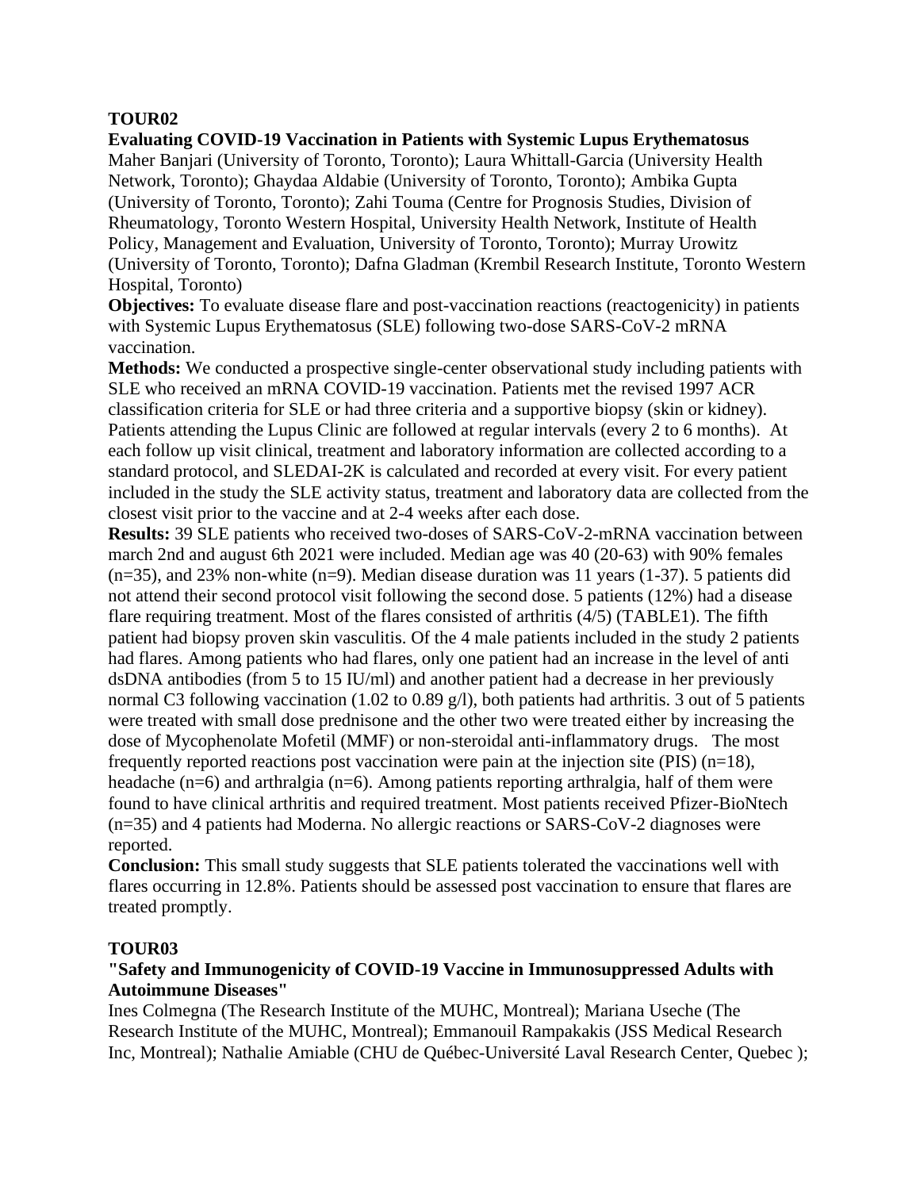**TOUR02**

**Evaluating COVID-19 Vaccination in Patients with Systemic Lupus Erythematosus**

Maher Banjari (University of Toronto, Toronto); Laura Whittall-Garcia (University Health Network, Toronto); Ghaydaa Aldabie (University of Toronto, Toronto); Ambika Gupta (University of Toronto, Toronto); Zahi Touma (Centre for Prognosis Studies, Division of Rheumatology, Toronto Western Hospital, University Health Network, Institute of Health Policy, Management and Evaluation, University of Toronto, Toronto); Murray Urowitz (University of Toronto, Toronto); Dafna Gladman (Krembil Research Institute, Toronto Western Hospital, Toronto)

**Objectives:** To evaluate disease flare and post-vaccination reactions (reactogenicity) in patients with Systemic Lupus Erythematosus (SLE) following two-dose SARS-CoV-2 mRNA vaccination.

**Methods:** We conducted a prospective single-center observational study including patients with SLE who received an mRNA COVID-19 vaccination. Patients met the revised 1997 ACR classification criteria for SLE or had three criteria and a supportive biopsy (skin or kidney). Patients attending the Lupus Clinic are followed at regular intervals (every 2 to 6 months). At each follow up visit clinical, treatment and laboratory information are collected according to a standard protocol, and SLEDAI-2K is calculated and recorded at every visit. For every patient included in the study the SLE activity status, treatment and laboratory data are collected from the closest visit prior to the vaccine and at 2-4 weeks after each dose.

**Results:** 39 SLE patients who received two-doses of SARS-CoV-2-mRNA vaccination between march 2nd and august 6th 2021 were included. Median age was 40 (20-63) with 90% females (n=35), and 23% non-white (n=9). Median disease duration was 11 years (1-37). 5 patients did not attend their second protocol visit following the second dose. 5 patients (12%) had a disease flare requiring treatment. Most of the flares consisted of arthritis (4/5) (TABLE1). The fifth patient had biopsy proven skin vasculitis. Of the 4 male patients included in the study 2 patients had flares. Among patients who had flares, only one patient had an increase in the level of anti dsDNA antibodies (from 5 to 15 IU/ml) and another patient had a decrease in her previously normal C3 following vaccination (1.02 to 0.89 g/l), both patients had arthritis. 3 out of 5 patients were treated with small dose prednisone and the other two were treated either by increasing the dose of Mycophenolate Mofetil (MMF) or non-steroidal anti-inflammatory drugs. The most frequently reported reactions post vaccination were pain at the injection site (PIS) (n=18), headache (n=6) and arthralgia (n=6). Among patients reporting arthralgia, half of them were found to have clinical arthritis and required treatment. Most patients received Pfizer-BioNtech (n=35) and 4 patients had Moderna. No allergic reactions or SARS-CoV-2 diagnoses were reported.

**Conclusion:** This small study suggests that SLE patients tolerated the vaccinations well with flares occurring in 12.8%. Patients should be assessed post vaccination to ensure that flares are treated promptly.

**TOUR03**

**"Safety and Immunogenicity of COVID-19 Vaccine in Immunosuppressed Adults with Autoimmune Diseases"**

Ines Colmegna (The Research Institute of the MUHC, Montreal); Mariana Useche (The Research Institute of the MUHC, Montreal); Emmanouil Rampakakis (JSS Medical Research Inc, Montreal); Nathalie Amiable (CHU de Québec-Université Laval Research Center, Quebec );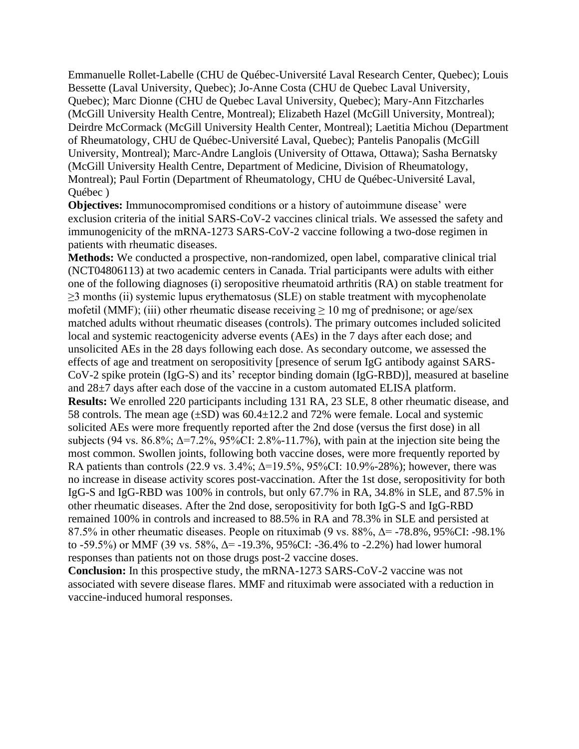Emmanuelle Rollet-Labelle (CHU de Québec-Université Laval Research Center, Quebec); Louis Bessette (Laval University, Quebec); Jo-Anne Costa (CHU de Quebec Laval University, Quebec); Marc Dionne (CHU de Quebec Laval University, Quebec); Mary-Ann Fitzcharles (McGill University Health Centre, Montreal); Elizabeth Hazel (McGill University, Montreal); Deirdre McCormack (McGill University Health Center, Montreal); Laetitia Michou (Department of Rheumatology, CHU de Québec-Université Laval, Quebec); Pantelis Panopalis (McGill University, Montreal); Marc-Andre Langlois (University of Ottawa, Ottawa); Sasha Bernatsky (McGill University Health Centre, Department of Medicine, Division of Rheumatology, Montreal); Paul Fortin (Department of Rheumatology, CHU de Québec-Université Laval, Québec )

**Objectives:** Immunocompromised conditions or a history of autoimmune disease' were exclusion criteria of the initial SARS-CoV-2 vaccines clinical trials. We assessed the safety and immunogenicity of the mRNA-1273 SARS-CoV-2 vaccine following a two-dose regimen in patients with rheumatic diseases.

**Methods:** We conducted a prospective, non-randomized, open label, comparative clinical trial (NCT04806113) at two academic centers in Canada. Trial participants were adults with either one of the following diagnoses (i) seropositive rheumatoid arthritis (RA) on stable treatment for ≥3 months (ii) systemic lupus erythematosus (SLE) on stable treatment with mycophenolate mofetil (MMF); (iii) other rheumatic disease receiving ≥ 10 mg of prednisone; or age/sex matched adults without rheumatic diseases (controls). The primary outcomes included solicited local and systemic reactogenicity adverse events (AEs) in the 7 days after each dose; and unsolicited AEs in the 28 days following each dose. As secondary outcome, we assessed the effects of age and treatment on seropositivity [presence of serum IgG antibody against SARS-CoV-2 spike protein (IgG-S) and its' receptor binding domain (IgG-RBD)], measured at baseline and 28±7 days after each dose of the vaccine in a custom automated ELISA platform.

**Results:** We enrolled 220 participants including 131 RA, 23 SLE, 8 other rheumatic disease, and 58 controls. The mean age (±SD) was 60.4±12.2 and 72% were female. Local and systemic solicited AEs were more frequently reported after the 2nd dose (versus the first dose) in all subjects (94 vs. 86.8%; Δ=7.2%, 95%CI: 2.8%-11.7%), with pain at the injection site being the most common. Swollen joints, following both vaccine doses, were more frequently reported by RA patients than controls (22.9 vs. 3.4%; Δ=19.5%, 95%CI: 10.9%-28%); however, there was no increase in disease activity scores post-vaccination. After the 1st dose, seropositivity for both IgG-S and IgG-RBD was 100% in controls, but only 67.7% in RA, 34.8% in SLE, and 87.5% in other rheumatic diseases. After the 2nd dose, seropositivity for both IgG-S and IgG-RBD remained 100% in controls and increased to 88.5% in RA and 78.3% in SLE and persisted at 87.5% in other rheumatic diseases. People on rituximab (9 vs. 88%, Δ= -78.8%, 95%CI: -98.1% to -59.5%) or MMF (39 vs. 58%, Δ= -19.3%, 95%CI: -36.4% to -2.2%) had lower humoral responses than patients not on those drugs post-2 vaccine doses.

**Conclusion:** In this prospective study, the mRNA-1273 SARS-CoV-2 vaccine was not associated with severe disease flares. MMF and rituximab were associated with a reduction in vaccine-induced humoral responses.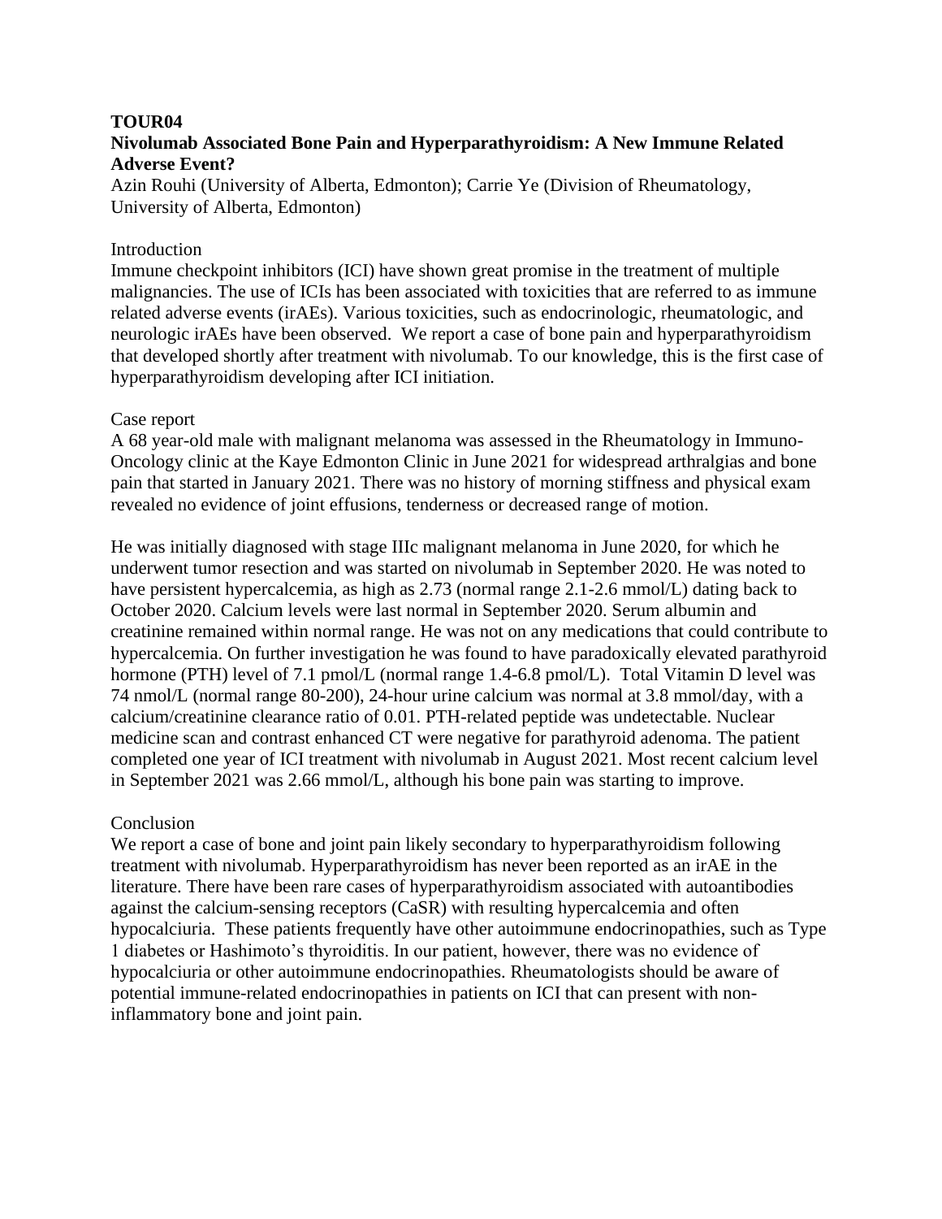**TOUR04**

**Nivolumab Associated Bone Pain and Hyperparathyroidism: A New Immune Related Adverse Event?**

Azin Rouhi (University of Alberta, Edmonton); Carrie Ye (Division of Rheumatology, University of Alberta, Edmonton)

Introduction

Immune checkpoint inhibitors (ICI) have shown great promise in the treatment of multiple malignancies. The use of ICIs has been associated with toxicities that are referred to as immune related adverse events (irAEs). Various toxicities, such as endocrinologic, rheumatologic, and neurologic irAEs have been observed. We report a case of bone pain and hyperparathyroidism that developed shortly after treatment with nivolumab. To our knowledge, this is the first case of hyperparathyroidism developing after ICI initiation.

Case report

A 68 year-old male with malignant melanoma was assessed in the Rheumatology in Immuno-Oncology clinic at the Kaye Edmonton Clinic in June 2021 for widespread arthralgias and bone pain that started in January 2021. There was no history of morning stiffness and physical exam revealed no evidence of joint effusions, tenderness or decreased range of motion.

He was initially diagnosed with stage IIIc malignant melanoma in June 2020, for which he underwent tumor resection and was started on nivolumab in September 2020. He was noted to have persistent hypercalcemia, as high as 2.73 (normal range 2.1-2.6 mmol/L) dating back to October 2020. Calcium levels were last normal in September 2020. Serum albumin and creatinine remained within normal range. He was not on any medications that could contribute to hypercalcemia. On further investigation he was found to have paradoxically elevated parathyroid hormone (PTH) level of 7.1 pmol/L (normal range 1.4-6.8 pmol/L). Total Vitamin D level was 74 nmol/L (normal range 80-200), 24-hour urine calcium was normal at 3.8 mmol/day, with a calcium/creatinine clearance ratio of 0.01. PTH-related peptide was undetectable. Nuclear medicine scan and contrast enhanced CT were negative for parathyroid adenoma. The patient completed one year of ICI treatment with nivolumab in August 2021. Most recent calcium level in September 2021 was 2.66 mmol/L, although his bone pain was starting to improve.

Conclusion

We report a case of bone and joint pain likely secondary to hyperparathyroidism following treatment with nivolumab. Hyperparathyroidism has never been reported as an irAE in the literature. There have been rare cases of hyperparathyroidism associated with autoantibodies against the calcium-sensing receptors (CaSR) with resulting hypercalcemia and often hypocalciuria. These patients frequently have other autoimmune endocrinopathies, such as Type 1 diabetes or Hashimoto's thyroiditis. In our patient, however, there was no evidence of hypocalciuria or other autoimmune endocrinopathies. Rheumatologists should be aware of potential immune-related endocrinopathies in patients on ICI that can present with non-inflammatory bone and joint pain.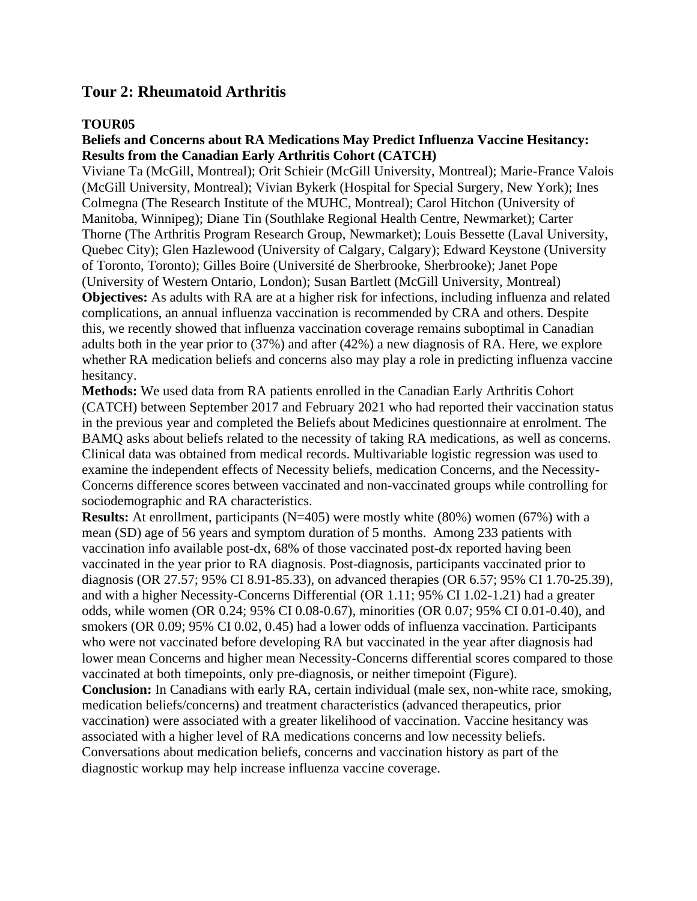## Tour 2: Rheumatoid Arthritis

### TOUR05

**Beliefs and Concerns about RA Medications May Predict Influenza Vaccine Hesitancy: Results from the Canadian Early Arthritis Cohort (CATCH)**

Viviane Ta (McGill, Montreal); Orit Schieir (McGill University, Montreal); Marie-France Valois (McGill University, Montreal); Vivian Bykerk (Hospital for Special Surgery, New York); Ines Colmegna (The Research Institute of the MUHC, Montreal); Carol Hitchon (University of Manitoba, Winnipeg); Diane Tin (Southlake Regional Health Centre, Newmarket); Carter Thorne (The Arthritis Program Research Group, Newmarket); Louis Bessette (Laval University, Quebec City); Glen Hazlewood (University of Calgary, Calgary); Edward Keystone (University of Toronto, Toronto); Gilles Boire (Université de Sherbrooke, Sherbrooke); Janet Pope (University of Western Ontario, London); Susan Bartlett (McGill University, Montreal)

**Objectives:** As adults with RA are at a higher risk for infections, including influenza and related complications, an annual influenza vaccination is recommended by CRA and others. Despite this, we recently showed that influenza vaccination coverage remains suboptimal in Canadian adults both in the year prior to (37%) and after (42%) a new diagnosis of RA. Here, we explore whether RA medication beliefs and concerns also may play a role in predicting influenza vaccine hesitancy.

**Methods:** We used data from RA patients enrolled in the Canadian Early Arthritis Cohort (CATCH) between September 2017 and February 2021 who had reported their vaccination status in the previous year and completed the Beliefs about Medicines questionnaire at enrolment. The BAMQ asks about beliefs related to the necessity of taking RA medications, as well as concerns. Clinical data was obtained from medical records. Multivariable logistic regression was used to examine the independent effects of Necessity beliefs, medication Concerns, and the Necessity-Concerns difference scores between vaccinated and non-vaccinated groups while controlling for sociodemographic and RA characteristics.

**Results:** At enrollment, participants (N=405) were mostly white (80%) women (67%) with a mean (SD) age of 56 years and symptom duration of 5 months. Among 233 patients with vaccination info available post-dx, 68% of those vaccinated post-dx reported having been vaccinated in the year prior to RA diagnosis. Post-diagnosis, participants vaccinated prior to diagnosis (OR 27.57; 95% CI 8.91-85.33), on advanced therapies (OR 6.57; 95% CI 1.70-25.39), and with a higher Necessity-Concerns Differential (OR 1.11; 95% CI 1.02-1.21) had a greater odds, while women (OR 0.24; 95% CI 0.08-0.67), minorities (OR 0.07; 95% CI 0.01-0.40), and smokers (OR 0.09; 95% CI 0.02, 0.45) had a lower odds of influenza vaccination. Participants who were not vaccinated before developing RA but vaccinated in the year after diagnosis had lower mean Concerns and higher mean Necessity-Concerns differential scores compared to those vaccinated at both timepoints, only pre-diagnosis, or neither timepoint (Figure).

**Conclusion:** In Canadians with early RA, certain individual (male sex, non-white race, smoking, medication beliefs/concerns) and treatment characteristics (advanced therapeutics, prior vaccination) were associated with a greater likelihood of vaccination. Vaccine hesitancy was associated with a higher level of RA medications concerns and low necessity beliefs. Conversations about medication beliefs, concerns and vaccination history as part of the diagnostic workup may help increase influenza vaccine coverage.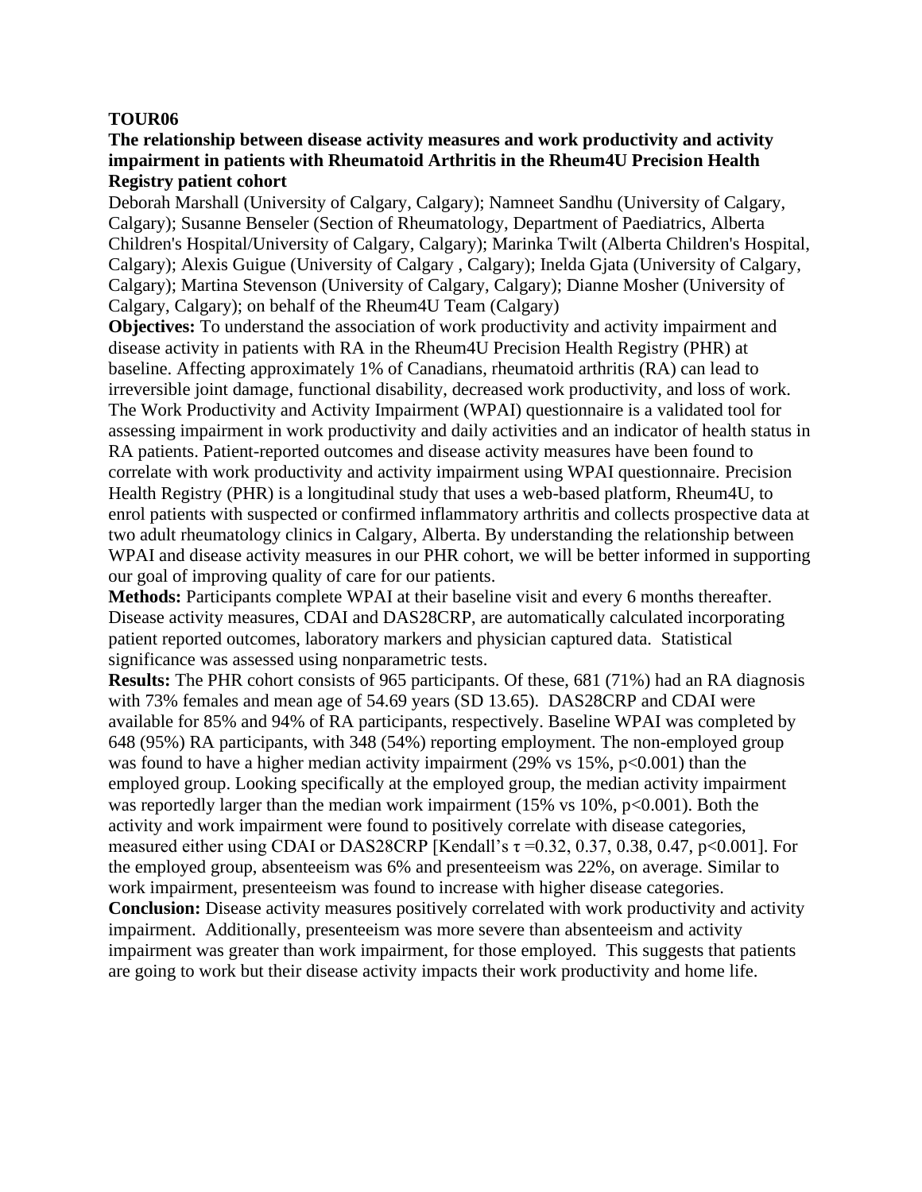**TOUR06**

**The relationship between disease activity measures and work productivity and activity impairment in patients with Rheumatoid Arthritis in the Rheum4U Precision Health Registry patient cohort**

Deborah Marshall (University of Calgary, Calgary); Namneet Sandhu (University of Calgary, Calgary); Susanne Benseler (Section of Rheumatology, Department of Paediatrics, Alberta Children's Hospital/University of Calgary, Calgary); Marinka Twilt (Alberta Children's Hospital, Calgary); Alexis Guigue (University of Calgary , Calgary); Inelda Gjata (University of Calgary, Calgary); Martina Stevenson (University of Calgary, Calgary); Dianne Mosher (University of Calgary, Calgary); on behalf of the Rheum4U Team (Calgary)

**Objectives:** To understand the association of work productivity and activity impairment and disease activity in patients with RA in the Rheum4U Precision Health Registry (PHR) at baseline. Affecting approximately 1% of Canadians, rheumatoid arthritis (RA) can lead to irreversible joint damage, functional disability, decreased work productivity, and loss of work. The Work Productivity and Activity Impairment (WPAI) questionnaire is a validated tool for assessing impairment in work productivity and daily activities and an indicator of health status in RA patients. Patient-reported outcomes and disease activity measures have been found to correlate with work productivity and activity impairment using WPAI questionnaire. Precision Health Registry (PHR) is a longitudinal study that uses a web-based platform, Rheum4U, to enrol patients with suspected or confirmed inflammatory arthritis and collects prospective data at two adult rheumatology clinics in Calgary, Alberta. By understanding the relationship between WPAI and disease activity measures in our PHR cohort, we will be better informed in supporting our goal of improving quality of care for our patients.

**Methods:** Participants complete WPAI at their baseline visit and every 6 months thereafter. Disease activity measures, CDAI and DAS28CRP, are automatically calculated incorporating patient reported outcomes, laboratory markers and physician captured data. Statistical significance was assessed using nonparametric tests.

**Results:** The PHR cohort consists of 965 participants. Of these, 681 (71%) had an RA diagnosis with 73% females and mean age of 54.69 years (SD 13.65). DAS28CRP and CDAI were available for 85% and 94% of RA participants, respectively. Baseline WPAI was completed by 648 (95%) RA participants, with 348 (54%) reporting employment. The non-employed group was found to have a higher median activity impairment (29% vs 15%, $p<0.001$) than the employed group. Looking specifically at the employed group, the median activity impairment was reportedly larger than the median work impairment (15% vs 10%, $p<0.001$). Both the activity and work impairment were found to positively correlate with disease categories, measured either using CDAI or DAS28CRP [Kendall's $\tau$ =0.32, 0.37, 0.38, 0.47, $p<0.001$]. For the employed group, absenteeism was 6% and presenteeism was 22%, on average. Similar to work impairment, presenteeism was found to increase with higher disease categories.

**Conclusion:** Disease activity measures positively correlated with work productivity and activity impairment. Additionally, presenteeism was more severe than absenteeism and activity impairment was greater than work impairment, for those employed. This suggests that patients are going to work but their disease activity impacts their work productivity and home life.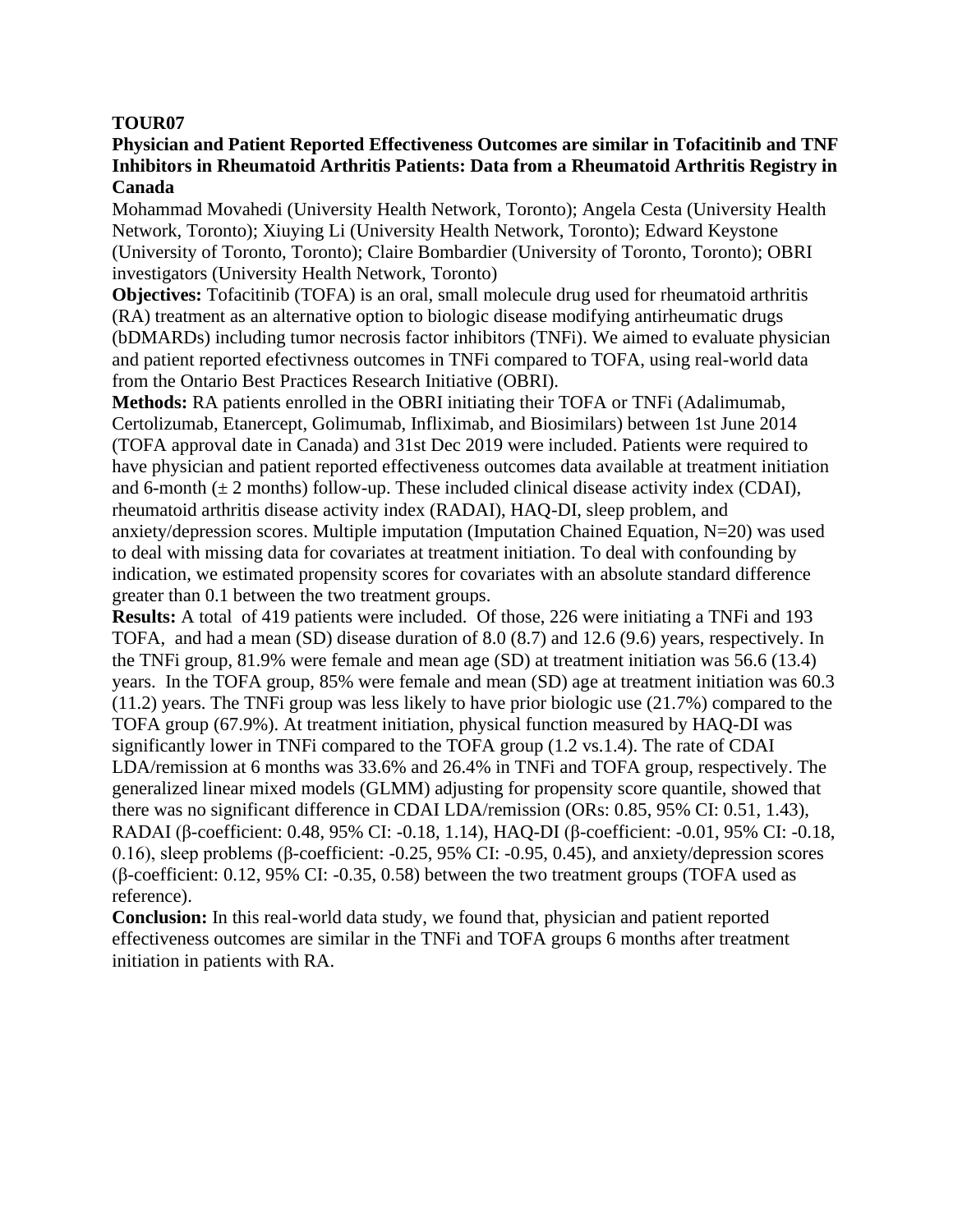**TOUR07**

**Physician and Patient Reported Effectiveness Outcomes are similar in Tofacitinib and TNF Inhibitors in Rheumatoid Arthritis Patients: Data from a Rheumatoid Arthritis Registry in Canada**

Mohammad Movahedi (University Health Network, Toronto); Angela Cesta (University Health Network, Toronto); Xiuying Li (University Health Network, Toronto); Edward Keystone (University of Toronto, Toronto); Claire Bombardier (University of Toronto, Toronto); OBRI investigators (University Health Network, Toronto)

**Objectives:** Tofacitinib (TOFA) is an oral, small molecule drug used for rheumatoid arthritis (RA) treatment as an alternative option to biologic disease modifying antirheumatic drugs (bDMARDs) including tumor necrosis factor inhibitors (TNFi). We aimed to evaluate physician and patient reported efectivness outcomes in TNFi compared to TOFA, using real-world data from the Ontario Best Practices Research Initiative (OBRI).

**Methods:** RA patients enrolled in the OBRI initiating their TOFA or TNFi (Adalimumab, Certolizumab, Etanercept, Golimumab, Infliximab, and Biosimilars) between 1st June 2014 (TOFA approval date in Canada) and 31st Dec 2019 were included. Patients were required to have physician and patient reported effectiveness outcomes data available at treatment initiation and 6-month (± 2 months) follow-up. These included clinical disease activity index (CDAI), rheumatoid arthritis disease activity index (RADAI), HAQ-DI, sleep problem, and anxiety/depression scores. Multiple imputation (Imputation Chained Equation, N=20) was used to deal with missing data for covariates at treatment initiation. To deal with confounding by indication, we estimated propensity scores for covariates with an absolute standard difference greater than 0.1 between the two treatment groups.

**Results:** A total of 419 patients were included. Of those, 226 were initiating a TNFi and 193 TOFA, and had a mean (SD) disease duration of 8.0 (8.7) and 12.6 (9.6) years, respectively. In the TNFi group, 81.9% were female and mean age (SD) at treatment initiation was 56.6 (13.4) years. In the TOFA group, 85% were female and mean (SD) age at treatment initiation was 60.3 (11.2) years. The TNFi group was less likely to have prior biologic use (21.7%) compared to the TOFA group (67.9%). At treatment initiation, physical function measured by HAQ-DI was significantly lower in TNFi compared to the TOFA group (1.2 vs.1.4). The rate of CDAI LDA/remission at 6 months was 33.6% and 26.4% in TNFi and TOFA group, respectively. The generalized linear mixed models (GLMM) adjusting for propensity score quantile, showed that there was no significant difference in CDAI LDA/remission (ORs: 0.85, 95% CI: 0.51, 1.43), RADAI (β-coefficient: 0.48, 95% CI: -0.18, 1.14), HAQ-DI (β-coefficient: -0.01, 95% CI: -0.18, 0.16), sleep problems (β-coefficient: -0.25, 95% CI: -0.95, 0.45), and anxiety/depression scores (β-coefficient: 0.12, 95% CI: -0.35, 0.58) between the two treatment groups (TOFA used as reference).

**Conclusion:** In this real-world data study, we found that, physician and patient reported effectiveness outcomes are similar in the TNFi and TOFA groups 6 months after treatment initiation in patients with RA.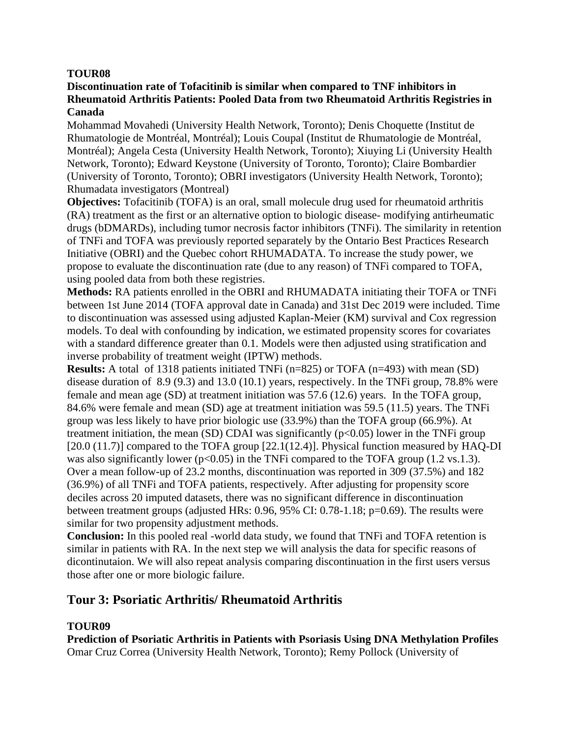**TOUR08**

**Discontinuation rate of Tofacitinib is similar when compared to TNF inhibitors in Rheumatoid Arthritis Patients: Pooled Data from two Rheumatoid Arthritis Registries in Canada**

Mohammad Movahedi (University Health Network, Toronto); Denis Choquette (Institut de Rhumatologie de Montréal, Montréal); Louis Coupal (Institut de Rhumatologie de Montréal, Montréal); Angela Cesta (University Health Network, Toronto); Xiuying Li (University Health Network, Toronto); Edward Keystone (University of Toronto, Toronto); Claire Bombardier (University of Toronto, Toronto); OBRI investigators (University Health Network, Toronto); Rhumadata investigators (Montreal)

**Objectives:** Tofacitinib (TOFA) is an oral, small molecule drug used for rheumatoid arthritis (RA) treatment as the first or an alternative option to biologic disease- modifying antirheumatic drugs (bDMARDs), including tumor necrosis factor inhibitors (TNFi). The similarity in retention of TNFi and TOFA was previously reported separately by the Ontario Best Practices Research Initiative (OBRI) and the Quebec cohort RHUMADATA. To increase the study power, we propose to evaluate the discontinuation rate (due to any reason) of TNFi compared to TOFA, using pooled data from both these registries.

**Methods:** RA patients enrolled in the OBRI and RHUMADATA initiating their TOFA or TNFi between 1st June 2014 (TOFA approval date in Canada) and 31st Dec 2019 were included. Time to discontinuation was assessed using adjusted Kaplan-Meier (KM) survival and Cox regression models. To deal with confounding by indication, we estimated propensity scores for covariates with a standard difference greater than 0.1. Models were then adjusted using stratification and inverse probability of treatment weight (IPTW) methods.

**Results:** A total of 1318 patients initiated TNFi (n=825) or TOFA (n=493) with mean (SD) disease duration of 8.9 (9.3) and 13.0 (10.1) years, respectively. In the TNFi group, 78.8% were female and mean age (SD) at treatment initiation was 57.6 (12.6) years. In the TOFA group, 84.6% were female and mean (SD) age at treatment initiation was 59.5 (11.5) years. The TNFi group was less likely to have prior biologic use (33.9%) than the TOFA group (66.9%). At treatment initiation, the mean (SD) CDAI was significantly ($p<0.05$) lower in the TNFi group [20.0 (11.7)] compared to the TOFA group [22.1(12.4)]. Physical function measured by HAQ-DI was also significantly lower ($p<0.05$) in the TNFi compared to the TOFA group (1.2 vs.1.3). Over a mean follow-up of 23.2 months, discontinuation was reported in 309 (37.5%) and 182 (36.9%) of all TNFi and TOFA patients, respectively. After adjusting for propensity score deciles across 20 imputed datasets, there was no significant difference in discontinuation between treatment groups (adjusted HRs: 0.96, 95% CI: 0.78-1.18; p=0.69). The results were similar for two propensity adjustment methods.

**Conclusion:** In this pooled real -world data study, we found that TNFi and TOFA retention is similar in patients with RA. In the next step we will analysis the data for specific reasons of dicontinutaion. We will also repeat analysis comparing discontinuation in the first users versus those after one or more biologic failure.

## Tour 3: Psoriatic Arthritis/ Rheumatoid Arthritis

**TOUR09**

**Prediction of Psoriatic Arthritis in Patients with Psoriasis Using DNA Methylation Profiles**

Omar Cruz Correa (University Health Network, Toronto); Remy Pollock (University of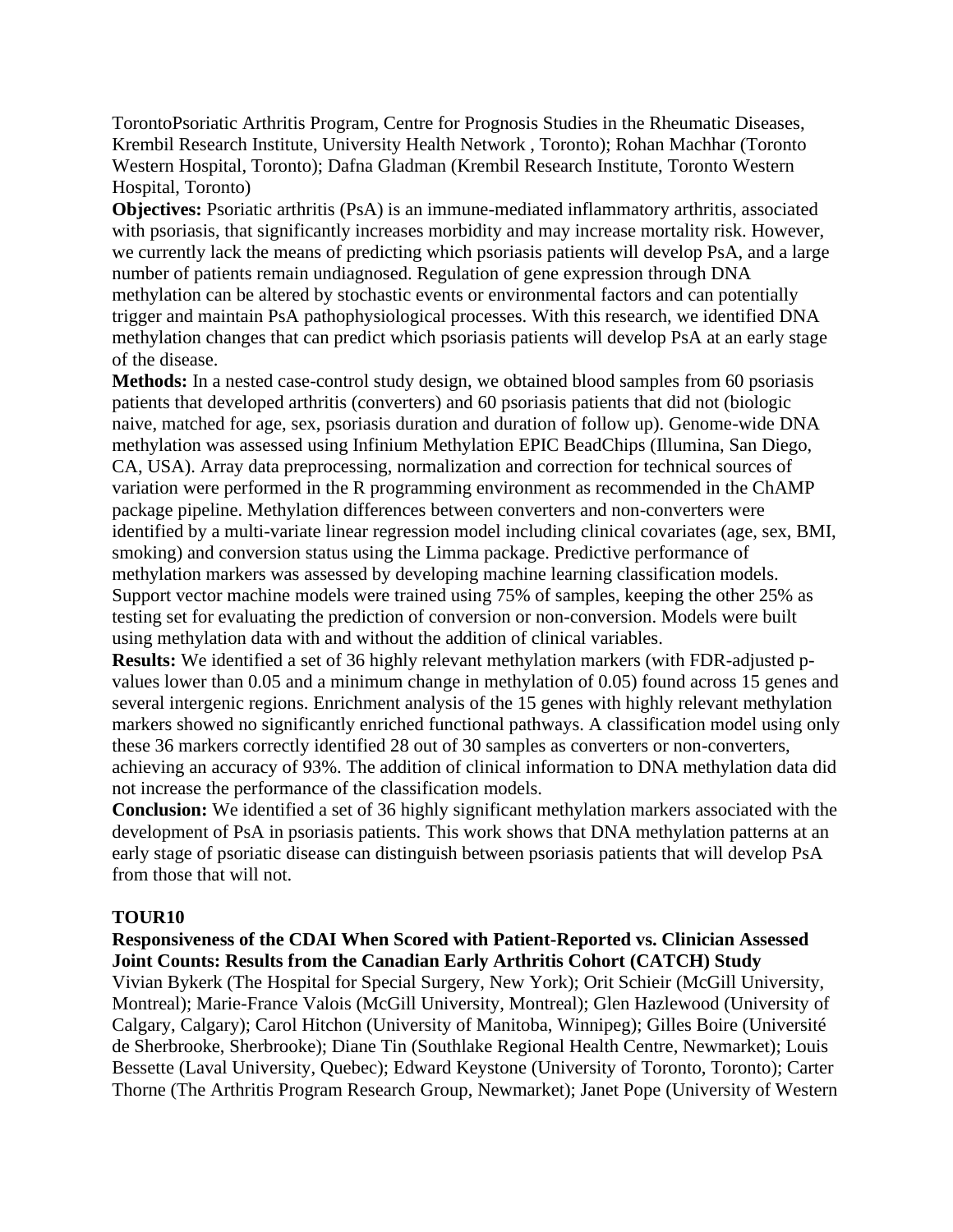TorontoPsoriatic Arthritis Program, Centre for Prognosis Studies in the Rheumatic Diseases, Krembil Research Institute, University Health Network , Toronto); Rohan Machhar (Toronto Western Hospital, Toronto); Dafna Gladman (Krembil Research Institute, Toronto Western Hospital, Toronto)

**Objectives:** Psoriatic arthritis (PsA) is an immune-mediated inflammatory arthritis, associated with psoriasis, that significantly increases morbidity and may increase mortality risk. However, we currently lack the means of predicting which psoriasis patients will develop PsA, and a large number of patients remain undiagnosed. Regulation of gene expression through DNA methylation can be altered by stochastic events or environmental factors and can potentially trigger and maintain PsA pathophysiological processes. With this research, we identified DNA methylation changes that can predict which psoriasis patients will develop PsA at an early stage of the disease.

**Methods:** In a nested case-control study design, we obtained blood samples from 60 psoriasis patients that developed arthritis (converters) and 60 psoriasis patients that did not (biologic naive, matched for age, sex, psoriasis duration and duration of follow up). Genome-wide DNA methylation was assessed using Infinium Methylation EPIC BeadChips (Illumina, San Diego, CA, USA). Array data preprocessing, normalization and correction for technical sources of variation were performed in the R programming environment as recommended in the ChAMP package pipeline. Methylation differences between converters and non-converters were identified by a multi-variate linear regression model including clinical covariates (age, sex, BMI, smoking) and conversion status using the Limma package. Predictive performance of methylation markers was assessed by developing machine learning classification models. Support vector machine models were trained using 75% of samples, keeping the other 25% as testing set for evaluating the prediction of conversion or non-conversion. Models were built using methylation data with and without the addition of clinical variables.

**Results:** We identified a set of 36 highly relevant methylation markers (with FDR-adjusted p-values lower than 0.05 and a minimum change in methylation of 0.05) found across 15 genes and several intergenic regions. Enrichment analysis of the 15 genes with highly relevant methylation markers showed no significantly enriched functional pathways. A classification model using only these 36 markers correctly identified 28 out of 30 samples as converters or non-converters, achieving an accuracy of 93%. The addition of clinical information to DNA methylation data did not increase the performance of the classification models.

**Conclusion:** We identified a set of 36 highly significant methylation markers associated with the development of PsA in psoriasis patients. This work shows that DNA methylation patterns at an early stage of psoriatic disease can distinguish between psoriasis patients that will develop PsA from those that will not.

### TOUR10

### Responsiveness of the CDAI When Scored with Patient-Reported vs. Clinician Assessed Joint Counts: Results from the Canadian Early Arthritis Cohort (CATCH) Study

Vivian Bykerk (The Hospital for Special Surgery, New York); Orit Schieir (McGill University, Montreal); Marie-France Valois (McGill University, Montreal); Glen Hazlewood (University of Calgary, Calgary); Carol Hitchon (University of Manitoba, Winnipeg); Gilles Boire (Université de Sherbrooke, Sherbrooke); Diane Tin (Southlake Regional Health Centre, Newmarket); Louis Bessette (Laval University, Quebec); Edward Keystone (University of Toronto, Toronto); Carter Thorne (The Arthritis Program Research Group, Newmarket); Janet Pope (University of Western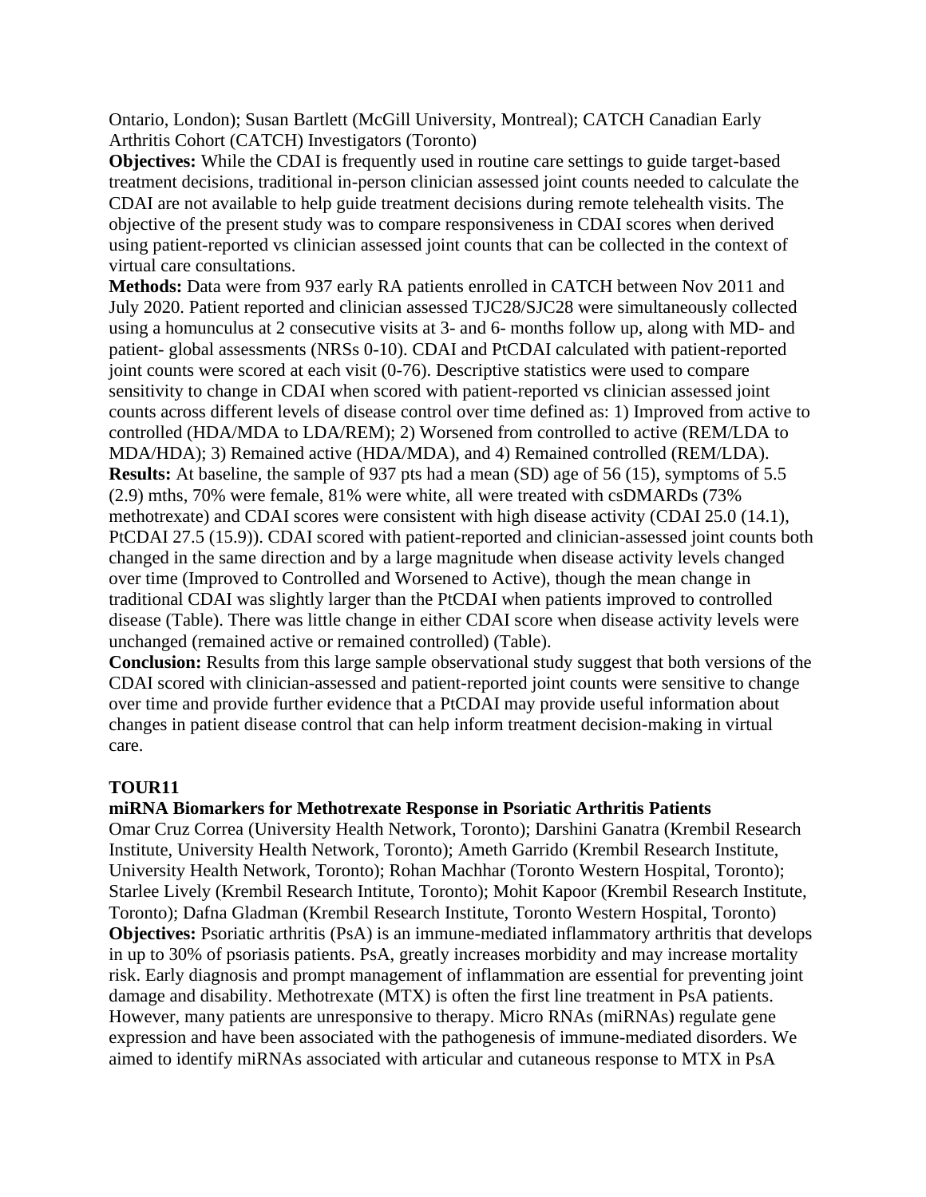Ontario, London); Susan Bartlett (McGill University, Montreal); CATCH Canadian Early Arthritis Cohort (CATCH) Investigators (Toronto)

**Objectives:** While the CDAI is frequently used in routine care settings to guide target-based treatment decisions, traditional in-person clinician assessed joint counts needed to calculate the CDAI are not available to help guide treatment decisions during remote telehealth visits. The objective of the present study was to compare responsiveness in CDAI scores when derived using patient-reported vs clinician assessed joint counts that can be collected in the context of virtual care consultations.

**Methods:** Data were from 937 early RA patients enrolled in CATCH between Nov 2011 and July 2020. Patient reported and clinician assessed TJC28/SJC28 were simultaneously collected using a homunculus at 2 consecutive visits at 3- and 6- months follow up, along with MD- and patient- global assessments (NRSs 0-10). CDAI and PtCDAI calculated with patient-reported joint counts were scored at each visit (0-76). Descriptive statistics were used to compare sensitivity to change in CDAI when scored with patient-reported vs clinician assessed joint counts across different levels of disease control over time defined as: 1) Improved from active to controlled (HDA/MDA to LDA/REM); 2) Worsened from controlled to active (REM/LDA to MDA/HDA); 3) Remained active (HDA/MDA), and 4) Remained controlled (REM/LDA).

**Results:** At baseline, the sample of 937 pts had a mean (SD) age of 56 (15), symptoms of 5.5 (2.9) mths, 70% were female, 81% were white, all were treated with csDMARDs (73% methotrexate) and CDAI scores were consistent with high disease activity (CDAI 25.0 (14.1), PtCDAI 27.5 (15.9)). CDAI scored with patient-reported and clinician-assessed joint counts both changed in the same direction and by a large magnitude when disease activity levels changed over time (Improved to Controlled and Worsened to Active), though the mean change in traditional CDAI was slightly larger than the PtCDAI when patients improved to controlled disease (Table). There was little change in either CDAI score when disease activity levels were unchanged (remained active or remained controlled) (Table).

**Conclusion:** Results from this large sample observational study suggest that both versions of the CDAI scored with clinician-assessed and patient-reported joint counts were sensitive to change over time and provide further evidence that a PtCDAI may provide useful information about changes in patient disease control that can help inform treatment decision-making in virtual care.

**TOUR11**

**miRNA Biomarkers for Methotrexate Response in Psoriatic Arthritis Patients**

Omar Cruz Correa (University Health Network, Toronto); Darshini Ganatra (Krembil Research Institute, University Health Network, Toronto); Ameth Garrido (Krembil Research Institute, University Health Network, Toronto); Rohan Machhar (Toronto Western Hospital, Toronto); Starlee Lively (Krembil Research Intitute, Toronto); Mohit Kapoor (Krembil Research Institute, Toronto); Dafna Gladman (Krembil Research Institute, Toronto Western Hospital, Toronto)

**Objectives:** Psoriatic arthritis (PsA) is an immune-mediated inflammatory arthritis that develops in up to 30% of psoriasis patients. PsA, greatly increases morbidity and may increase mortality risk. Early diagnosis and prompt management of inflammation are essential for preventing joint damage and disability. Methotrexate (MTX) is often the first line treatment in PsA patients. However, many patients are unresponsive to therapy. Micro RNAs (miRNAs) regulate gene expression and have been associated with the pathogenesis of immune-mediated disorders. We aimed to identify miRNAs associated with articular and cutaneous response to MTX in PsA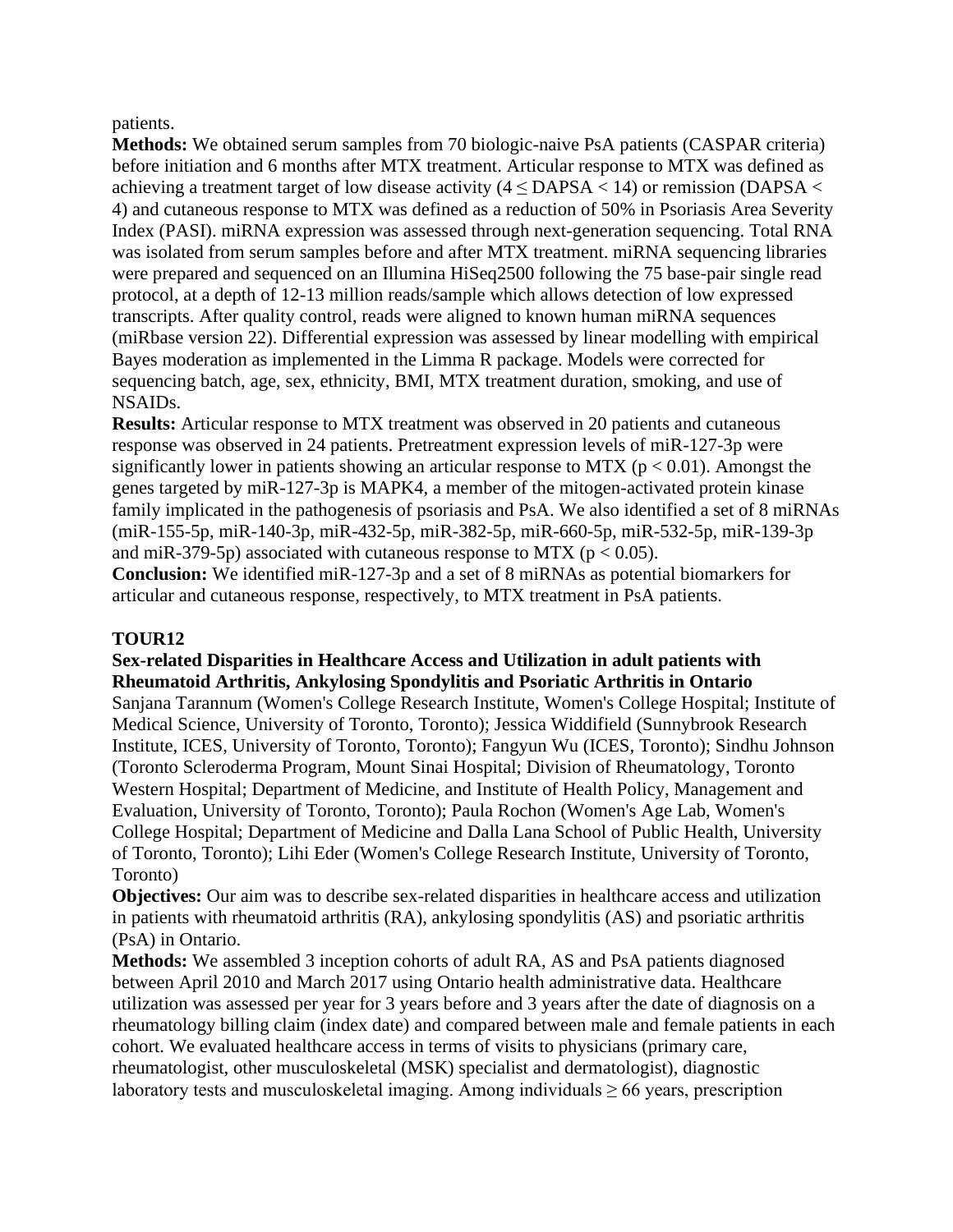patients.

**Methods:** We obtained serum samples from 70 biologic-naive PsA patients (CASPAR criteria) before initiation and 6 months after MTX treatment. Articular response to MTX was defined as achieving a treatment target of low disease activity ($4 \leq$ DAPSA $< 14$) or remission (DAPSA $< 4$) and cutaneous response to MTX was defined as a reduction of 50% in Psoriasis Area Severity Index (PASI). miRNA expression was assessed through next-generation sequencing. Total RNA was isolated from serum samples before and after MTX treatment. miRNA sequencing libraries were prepared and sequenced on an Illumina HiSeq2500 following the 75 base-pair single read protocol, at a depth of 12-13 million reads/sample which allows detection of low expressed transcripts. After quality control, reads were aligned to known human miRNA sequences (miRbase version 22). Differential expression was assessed by linear modelling with empirical Bayes moderation as implemented in the Limma R package. Models were corrected for sequencing batch, age, sex, ethnicity, BMI, MTX treatment duration, smoking, and use of NSAIDs.

**Results:** Articular response to MTX treatment was observed in 20 patients and cutaneous response was observed in 24 patients. Pretreatment expression levels of miR-127-3p were significantly lower in patients showing an articular response to MTX ($p < 0.01$). Amongst the genes targeted by miR-127-3p is MAPK4, a member of the mitogen-activated protein kinase family implicated in the pathogenesis of psoriasis and PsA. We also identified a set of 8 miRNAs (miR-155-5p, miR-140-3p, miR-432-5p, miR-382-5p, miR-660-5p, miR-532-5p, miR-139-3p and miR-379-5p) associated with cutaneous response to MTX ($p < 0.05$).

**Conclusion:** We identified miR-127-3p and a set of 8 miRNAs as potential biomarkers for articular and cutaneous response, respectively, to MTX treatment in PsA patients.

## TOUR12

### Sex-related Disparities in Healthcare Access and Utilization in adult patients with Rheumatoid Arthritis, Ankylosing Spondylitis and Psoriatic Arthritis in Ontario

Sanjana Tarannum (Women's College Research Institute, Women's College Hospital; Institute of Medical Science, University of Toronto, Toronto); Jessica Widdifield (Sunnybrook Research Institute, ICES, University of Toronto, Toronto); Fangyun Wu (ICES, Toronto); Sindhu Johnson (Toronto Scleroderma Program, Mount Sinai Hospital; Division of Rheumatology, Toronto Western Hospital; Department of Medicine, and Institute of Health Policy, Management and Evaluation, University of Toronto, Toronto); Paula Rochon (Women's Age Lab, Women's College Hospital; Department of Medicine and Dalla Lana School of Public Health, University of Toronto, Toronto); Lihi Eder (Women's College Research Institute, University of Toronto, Toronto)

**Objectives:** Our aim was to describe sex-related disparities in healthcare access and utilization in patients with rheumatoid arthritis (RA), ankylosing spondylitis (AS) and psoriatic arthritis (PsA) in Ontario.

**Methods:** We assembled 3 inception cohorts of adult RA, AS and PsA patients diagnosed between April 2010 and March 2017 using Ontario health administrative data. Healthcare utilization was assessed per year for 3 years before and 3 years after the date of diagnosis on a rheumatology billing claim (index date) and compared between male and female patients in each cohort. We evaluated healthcare access in terms of visits to physicians (primary care, rheumatologist, other musculoskeletal (MSK) specialist and dermatologist), diagnostic laboratory tests and musculoskeletal imaging. Among individuals $\geq 66$ years, prescription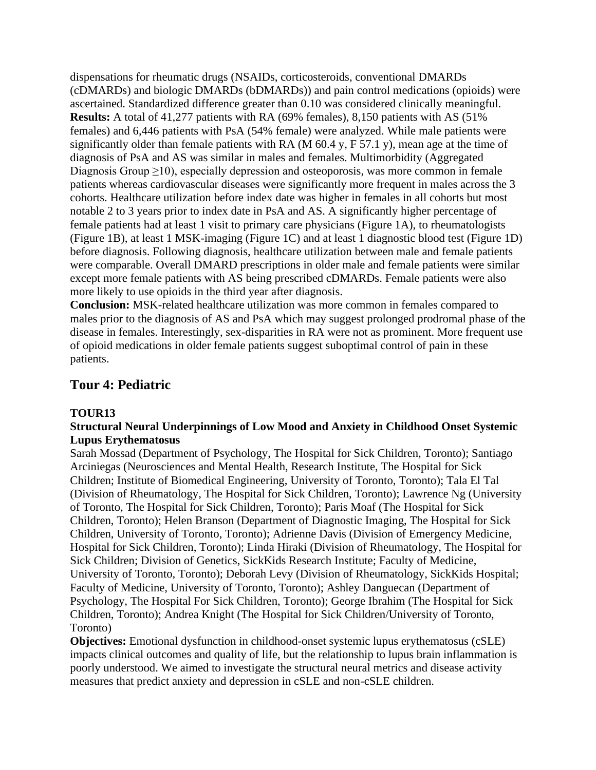dispensations for rheumatic drugs (NSAIDs, corticosteroids, conventional DMARDs (cDMARDs) and biologic DMARDs (bDMARDs)) and pain control medications (opioids) were ascertained. Standardized difference greater than 0.10 was considered clinically meaningful.

**Results:** A total of 41,277 patients with RA (69% females), 8,150 patients with AS (51% females) and 6,446 patients with PsA (54% female) were analyzed. While male patients were significantly older than female patients with RA (M 60.4 y, F 57.1 y), mean age at the time of diagnosis of PsA and AS was similar in males and females. Multimorbidity (Aggregated Diagnosis Group ≥10), especially depression and osteoporosis, was more common in female patients whereas cardiovascular diseases were significantly more frequent in males across the 3 cohorts. Healthcare utilization before index date was higher in females in all cohorts but most notable 2 to 3 years prior to index date in PsA and AS. A significantly higher percentage of female patients had at least 1 visit to primary care physicians (Figure 1A), to rheumatologists (Figure 1B), at least 1 MSK-imaging (Figure 1C) and at least 1 diagnostic blood test (Figure 1D) before diagnosis. Following diagnosis, healthcare utilization between male and female patients were comparable. Overall DMARD prescriptions in older male and female patients were similar except more female patients with AS being prescribed cDMARDs. Female patients were also more likely to use opioids in the third year after diagnosis.

**Conclusion:** MSK-related healthcare utilization was more common in females compared to males prior to the diagnosis of AS and PsA which may suggest prolonged prodromal phase of the disease in females. Interestingly, sex-disparities in RA were not as prominent. More frequent use of opioid medications in older female patients suggest suboptimal control of pain in these patients.

## Tour 4: Pediatric

### TOUR13

### Structural Neural Underpinnings of Low Mood and Anxiety in Childhood Onset Systemic Lupus Erythematosus

Sarah Mossad (Department of Psychology, The Hospital for Sick Children, Toronto); Santiago Arciniegas (Neurosciences and Mental Health, Research Institute, The Hospital for Sick Children; Institute of Biomedical Engineering, University of Toronto, Toronto); Tala El Tal (Division of Rheumatology, The Hospital for Sick Children, Toronto); Lawrence Ng (University of Toronto, The Hospital for Sick Children, Toronto); Paris Moaf (The Hospital for Sick Children, Toronto); Helen Branson (Department of Diagnostic Imaging, The Hospital for Sick Children, University of Toronto, Toronto); Adrienne Davis (Division of Emergency Medicine, Hospital for Sick Children, Toronto); Linda Hiraki (Division of Rheumatology, The Hospital for Sick Children; Division of Genetics, SickKids Research Institute; Faculty of Medicine, University of Toronto, Toronto); Deborah Levy (Division of Rheumatology, SickKids Hospital; Faculty of Medicine, University of Toronto, Toronto); Ashley Danguecan (Department of Psychology, The Hospital For Sick Children, Toronto); George Ibrahim (The Hospital for Sick Children, Toronto); Andrea Knight (The Hospital for Sick Children/University of Toronto, Toronto)

**Objectives:** Emotional dysfunction in childhood-onset systemic lupus erythematosus (cSLE) impacts clinical outcomes and quality of life, but the relationship to lupus brain inflammation is poorly understood. We aimed to investigate the structural neural metrics and disease activity measures that predict anxiety and depression in cSLE and non-cSLE children.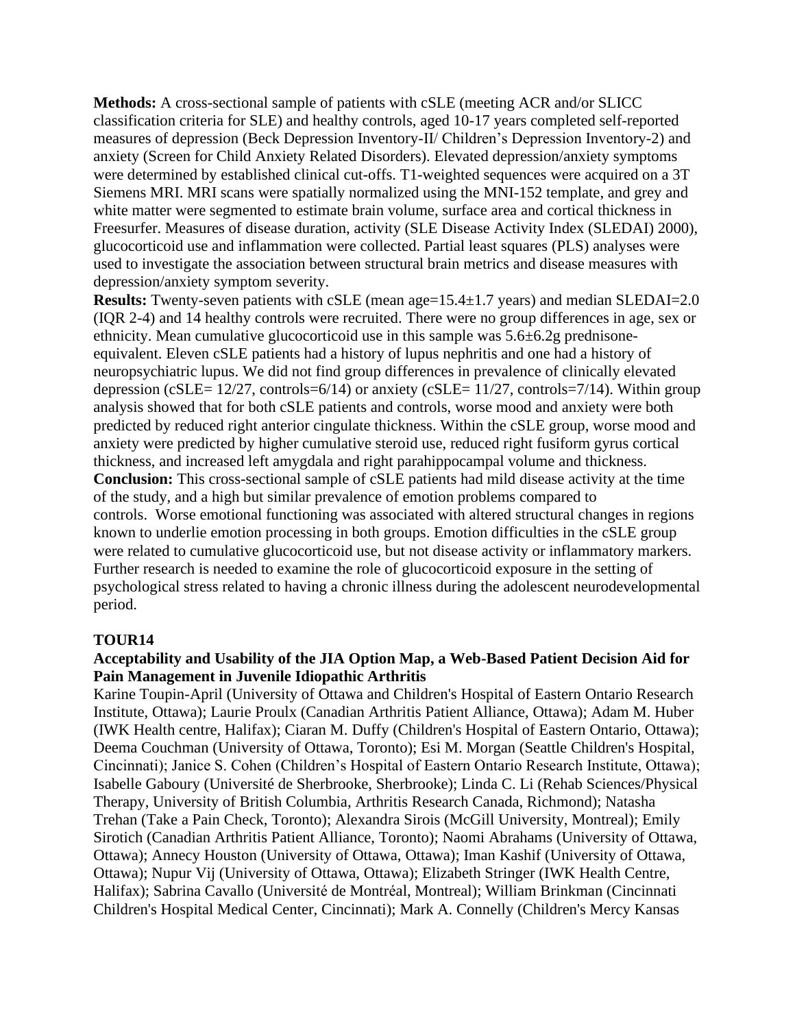**Methods:** A cross-sectional sample of patients with cSLE (meeting ACR and/or SLICC classification criteria for SLE) and healthy controls, aged 10-17 years completed self-reported measures of depression (Beck Depression Inventory-II/ Children's Depression Inventory-2) and anxiety (Screen for Child Anxiety Related Disorders). Elevated depression/anxiety symptoms were determined by established clinical cut-offs. T1-weighted sequences were acquired on a 3T Siemens MRI. MRI scans were spatially normalized using the MNI-152 template, and grey and white matter were segmented to estimate brain volume, surface area and cortical thickness in Freesurfer. Measures of disease duration, activity (SLE Disease Activity Index (SLEDAI) 2000), glucocorticoid use and inflammation were collected. Partial least squares (PLS) analyses were used to investigate the association between structural brain metrics and disease measures with depression/anxiety symptom severity.

**Results:** Twenty-seven patients with cSLE (mean age=15.4±1.7 years) and median SLEDAI=2.0 (IQR 2-4) and 14 healthy controls were recruited. There were no group differences in age, sex or ethnicity. Mean cumulative glucocorticoid use in this sample was 5.6±6.2g prednisone-equivalent. Eleven cSLE patients had a history of lupus nephritis and one had a history of neuropsychiatric lupus. We did not find group differences in prevalence of clinically elevated depression (cSLE= 12/27, controls=6/14) or anxiety (cSLE= 11/27, controls=7/14). Within group analysis showed that for both cSLE patients and controls, worse mood and anxiety were both predicted by reduced right anterior cingulate thickness. Within the cSLE group, worse mood and anxiety were predicted by higher cumulative steroid use, reduced right fusiform gyrus cortical thickness, and increased left amygdala and right parahippocampal volume and thickness.

**Conclusion:** This cross-sectional sample of cSLE patients had mild disease activity at the time of the study, and a high but similar prevalence of emotion problems compared to controls. Worse emotional functioning was associated with altered structural changes in regions known to underlie emotion processing in both groups. Emotion difficulties in the cSLE group were related to cumulative glucocorticoid use, but not disease activity or inflammatory markers. Further research is needed to examine the role of glucocorticoid exposure in the setting of psychological stress related to having a chronic illness during the adolescent neurodevelopmental period.

## TOUR14

### Acceptability and Usability of the JIA Option Map, a Web-Based Patient Decision Aid for Pain Management in Juvenile Idiopathic Arthritis

Karine Toupin-April (University of Ottawa and Children's Hospital of Eastern Ontario Research Institute, Ottawa); Laurie Proulx (Canadian Arthritis Patient Alliance, Ottawa); Adam M. Huber (IWK Health centre, Halifax); Ciaran M. Duffy (Children's Hospital of Eastern Ontario, Ottawa); Deema Couchman (University of Ottawa, Toronto); Esi M. Morgan (Seattle Children's Hospital, Cincinnati); Janice S. Cohen (Children's Hospital of Eastern Ontario Research Institute, Ottawa); Isabelle Gaboury (Université de Sherbrooke, Sherbrooke); Linda C. Li (Rehab Sciences/Physical Therapy, University of British Columbia, Arthritis Research Canada, Richmond); Natasha Trehan (Take a Pain Check, Toronto); Alexandra Sirois (McGill University, Montreal); Emily Sirotich (Canadian Arthritis Patient Alliance, Toronto); Naomi Abrahams (University of Ottawa, Ottawa); Annecy Houston (University of Ottawa, Ottawa); Iman Kashif (University of Ottawa, Ottawa); Nupur Vij (University of Ottawa, Ottawa); Elizabeth Stringer (IWK Health Centre, Halifax); Sabrina Cavallo (Université de Montréal, Montreal); William Brinkman (Cincinnati Children's Hospital Medical Center, Cincinnati); Mark A. Connelly (Children's Mercy Kansas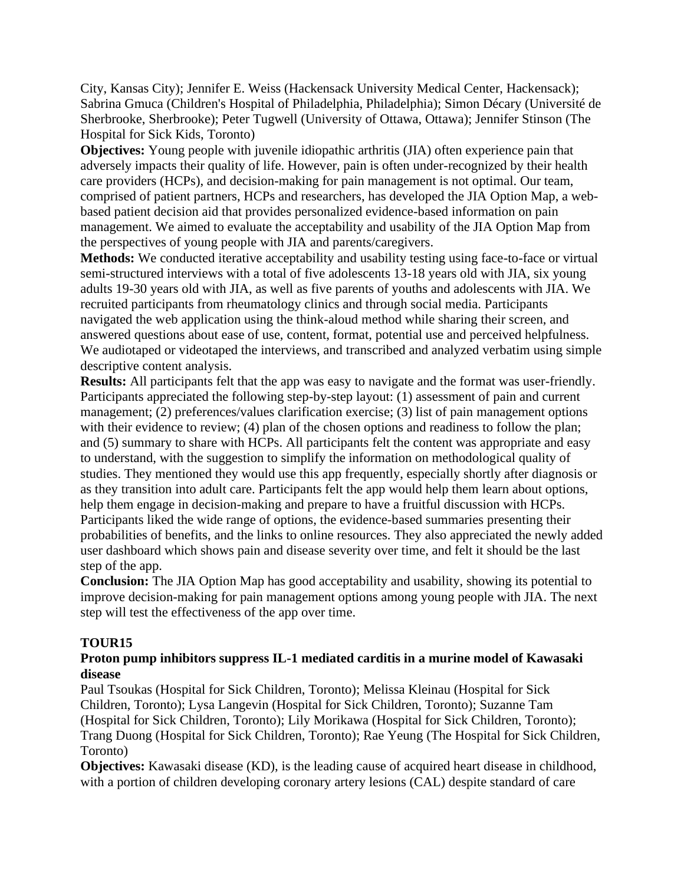City, Kansas City); Jennifer E. Weiss (Hackensack University Medical Center, Hackensack); Sabrina Gmuca (Children's Hospital of Philadelphia, Philadelphia); Simon Décary (Université de Sherbrooke, Sherbrooke); Peter Tugwell (University of Ottawa, Ottawa); Jennifer Stinson (The Hospital for Sick Kids, Toronto)

**Objectives:** Young people with juvenile idiopathic arthritis (JIA) often experience pain that adversely impacts their quality of life. However, pain is often under-recognized by their health care providers (HCPs), and decision-making for pain management is not optimal. Our team, comprised of patient partners, HCPs and researchers, has developed the JIA Option Map, a web-based patient decision aid that provides personalized evidence-based information on pain management. We aimed to evaluate the acceptability and usability of the JIA Option Map from the perspectives of young people with JIA and parents/caregivers.

**Methods:** We conducted iterative acceptability and usability testing using face-to-face or virtual semi-structured interviews with a total of five adolescents 13-18 years old with JIA, six young adults 19-30 years old with JIA, as well as five parents of youths and adolescents with JIA. We recruited participants from rheumatology clinics and through social media. Participants navigated the web application using the think-aloud method while sharing their screen, and answered questions about ease of use, content, format, potential use and perceived helpfulness. We audiotaped or videotaped the interviews, and transcribed and analyzed verbatim using simple descriptive content analysis.

**Results:** All participants felt that the app was easy to navigate and the format was user-friendly. Participants appreciated the following step-by-step layout: (1) assessment of pain and current management; (2) preferences/values clarification exercise; (3) list of pain management options with their evidence to review; (4) plan of the chosen options and readiness to follow the plan; and (5) summary to share with HCPs. All participants felt the content was appropriate and easy to understand, with the suggestion to simplify the information on methodological quality of studies. They mentioned they would use this app frequently, especially shortly after diagnosis or as they transition into adult care. Participants felt the app would help them learn about options, help them engage in decision-making and prepare to have a fruitful discussion with HCPs. Participants liked the wide range of options, the evidence-based summaries presenting their probabilities of benefits, and the links to online resources. They also appreciated the newly added user dashboard which shows pain and disease severity over time, and felt it should be the last step of the app.

**Conclusion:** The JIA Option Map has good acceptability and usability, showing its potential to improve decision-making for pain management options among young people with JIA. The next step will test the effectiveness of the app over time.

### TOUR15

### Proton pump inhibitors suppress IL-1 mediated carditis in a murine model of Kawasaki disease

Paul Tsoukas (Hospital for Sick Children, Toronto); Melissa Kleinau (Hospital for Sick Children, Toronto); Lysa Langevin (Hospital for Sick Children, Toronto); Suzanne Tam (Hospital for Sick Children, Toronto); Lily Morikawa (Hospital for Sick Children, Toronto); Trang Duong (Hospital for Sick Children, Toronto); Rae Yeung (The Hospital for Sick Children, Toronto)

**Objectives:** Kawasaki disease (KD), is the leading cause of acquired heart disease in childhood, with a portion of children developing coronary artery lesions (CAL) despite standard of care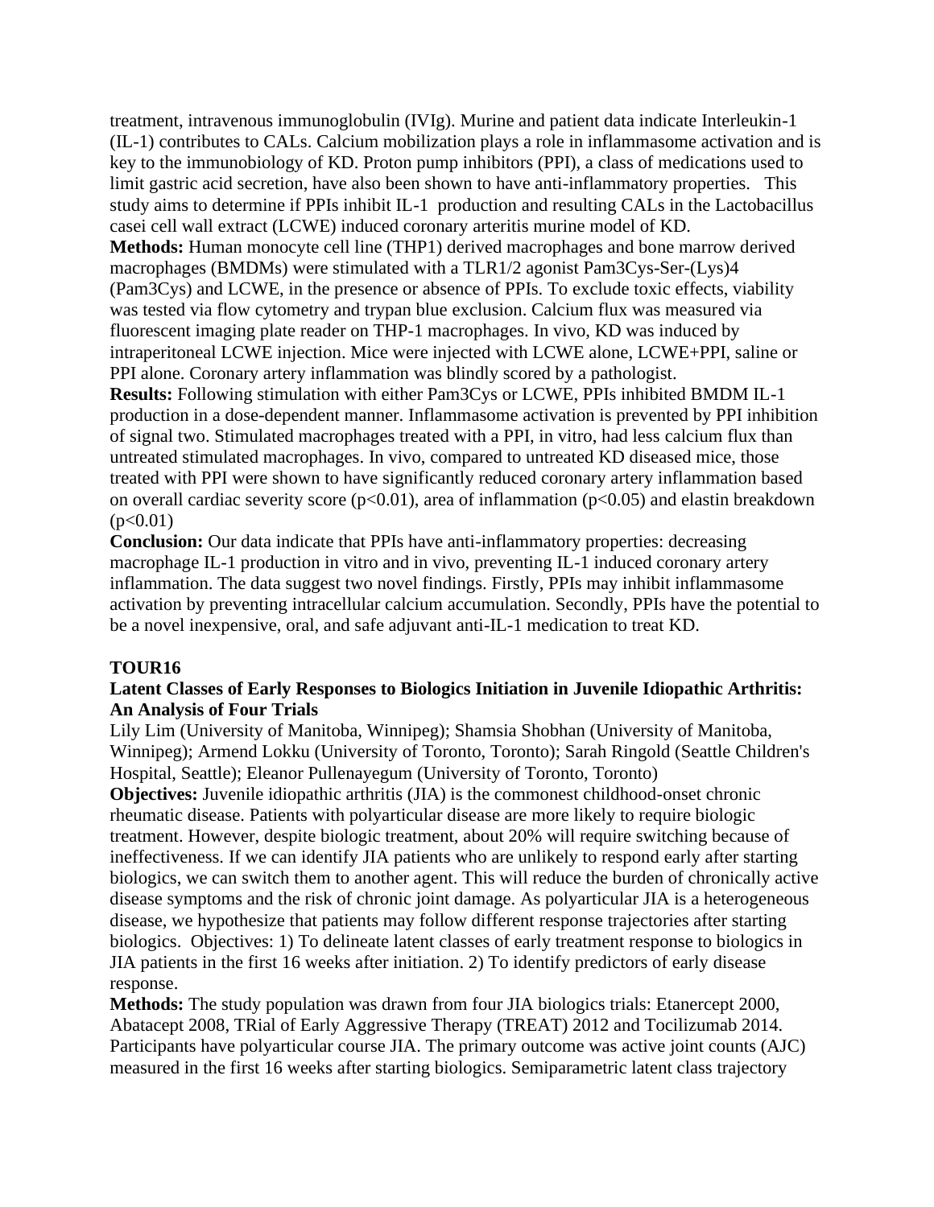treatment, intravenous immunoglobulin (IVIg). Murine and patient data indicate Interleukin-1 (IL-1) contributes to CALs. Calcium mobilization plays a role in inflammasome activation and is key to the immunobiology of KD. Proton pump inhibitors (PPI), a class of medications used to limit gastric acid secretion, have also been shown to have anti-inflammatory properties. This study aims to determine if PPIs inhibit IL-1 production and resulting CALs in the Lactobacillus casei cell wall extract (LCWE) induced coronary arteritis murine model of KD.

**Methods:** Human monocyte cell line (THP1) derived macrophages and bone marrow derived macrophages (BMDMs) were stimulated with a TLR1/2 agonist Pam3Cys-Ser-(Lys)4 (Pam3Cys) and LCWE, in the presence or absence of PPIs. To exclude toxic effects, viability was tested via flow cytometry and trypan blue exclusion. Calcium flux was measured via fluorescent imaging plate reader on THP-1 macrophages. In vivo, KD was induced by intraperitoneal LCWE injection. Mice were injected with LCWE alone, LCWE+PPI, saline or PPI alone. Coronary artery inflammation was blindly scored by a pathologist.

**Results:** Following stimulation with either Pam3Cys or LCWE, PPIs inhibited BMDM IL-1 production in a dose-dependent manner. Inflammasome activation is prevented by PPI inhibition of signal two. Stimulated macrophages treated with a PPI, in vitro, had less calcium flux than untreated stimulated macrophages. In vivo, compared to untreated KD diseased mice, those treated with PPI were shown to have significantly reduced coronary artery inflammation based on overall cardiac severity score ($p<0.01$), area of inflammation ($p<0.05$) and elastin breakdown ($p<0.01$)

**Conclusion:** Our data indicate that PPIs have anti-inflammatory properties: decreasing macrophage IL-1 production in vitro and in vivo, preventing IL-1 induced coronary artery inflammation. The data suggest two novel findings. Firstly, PPIs may inhibit inflammasome activation by preventing intracellular calcium accumulation. Secondly, PPIs have the potential to be a novel inexpensive, oral, and safe adjuvant anti-IL-1 medication to treat KD.

**TOUR16**

**Latent Classes of Early Responses to Biologics Initiation in Juvenile Idiopathic Arthritis: An Analysis of Four Trials**

Lily Lim (University of Manitoba, Winnipeg); Shamsia Shobhan (University of Manitoba, Winnipeg); Armend Lokku (University of Toronto, Toronto); Sarah Ringold (Seattle Children's Hospital, Seattle); Eleanor Pullenayegum (University of Toronto, Toronto)

**Objectives:** Juvenile idiopathic arthritis (JIA) is the commonest childhood-onset chronic rheumatic disease. Patients with polyarticular disease are more likely to require biologic treatment. However, despite biologic treatment, about 20% will require switching because of ineffectiveness. If we can identify JIA patients who are unlikely to respond early after starting biologics, we can switch them to another agent. This will reduce the burden of chronically active disease symptoms and the risk of chronic joint damage. As polyarticular JIA is a heterogeneous disease, we hypothesize that patients may follow different response trajectories after starting biologics. Objectives: 1) To delineate latent classes of early treatment response to biologics in JIA patients in the first 16 weeks after initiation. 2) To identify predictors of early disease response.

**Methods:** The study population was drawn from four JIA biologics trials: Etanercept 2000, Abatacept 2008, TRial of Early Aggressive Therapy (TREAT) 2012 and Tocilizumab 2014. Participants have polyarticular course JIA. The primary outcome was active joint counts (AJC) measured in the first 16 weeks after starting biologics. Semiparametric latent class trajectory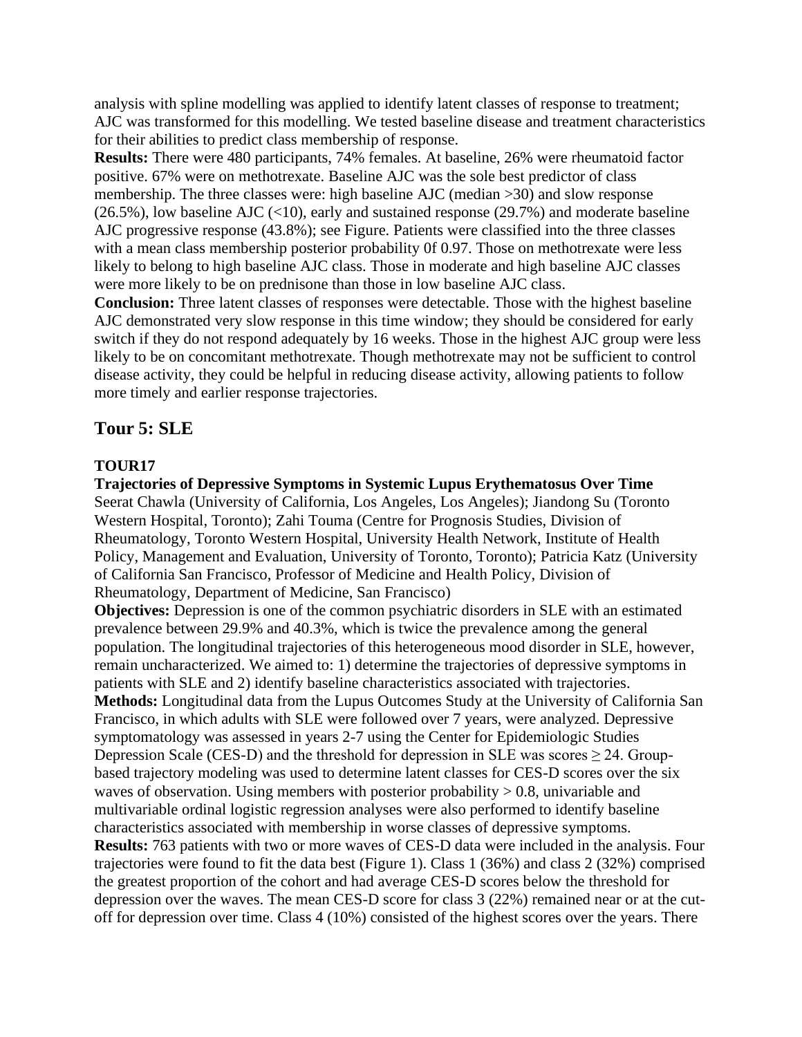analysis with spline modelling was applied to identify latent classes of response to treatment; AJC was transformed for this modelling. We tested baseline disease and treatment characteristics for their abilities to predict class membership of response.

**Results:** There were 480 participants, 74% females. At baseline, 26% were rheumatoid factor positive. 67% were on methotrexate. Baseline AJC was the sole best predictor of class membership. The three classes were: high baseline AJC (median >30) and slow response (26.5%), low baseline AJC (<10), early and sustained response (29.7%) and moderate baseline AJC progressive response (43.8%); see Figure. Patients were classified into the three classes with a mean class membership posterior probability 0f 0.97. Those on methotrexate were less likely to belong to high baseline AJC class. Those in moderate and high baseline AJC classes were more likely to be on prednisone than those in low baseline AJC class.

**Conclusion:** Three latent classes of responses were detectable. Those with the highest baseline AJC demonstrated very slow response in this time window; they should be considered for early switch if they do not respond adequately by 16 weeks. Those in the highest AJC group were less likely to be on concomitant methotrexate. Though methotrexate may not be sufficient to control disease activity, they could be helpful in reducing disease activity, allowing patients to follow more timely and earlier response trajectories.

## Tour 5: SLE

### TOUR17

**Trajectories of Depressive Symptoms in Systemic Lupus Erythematosus Over Time**

Seerat Chawla (University of California, Los Angeles, Los Angeles); Jiandong Su (Toronto Western Hospital, Toronto); Zahi Touma (Centre for Prognosis Studies, Division of Rheumatology, Toronto Western Hospital, University Health Network, Institute of Health Policy, Management and Evaluation, University of Toronto, Toronto); Patricia Katz (University of California San Francisco, Professor of Medicine and Health Policy, Division of Rheumatology, Department of Medicine, San Francisco)

**Objectives:** Depression is one of the common psychiatric disorders in SLE with an estimated prevalence between 29.9% and 40.3%, which is twice the prevalence among the general population. The longitudinal trajectories of this heterogeneous mood disorder in SLE, however, remain uncharacterized. We aimed to: 1) determine the trajectories of depressive symptoms in patients with SLE and 2) identify baseline characteristics associated with trajectories.

**Methods:** Longitudinal data from the Lupus Outcomes Study at the University of California San Francisco, in which adults with SLE were followed over 7 years, were analyzed. Depressive symptomatology was assessed in years 2-7 using the Center for Epidemiologic Studies Depression Scale (CES-D) and the threshold for depression in SLE was scores ≥ 24. Group-based trajectory modeling was used to determine latent classes for CES-D scores over the six waves of observation. Using members with posterior probability > 0.8, univariable and multivariable ordinal logistic regression analyses were also performed to identify baseline characteristics associated with membership in worse classes of depressive symptoms.

**Results:** 763 patients with two or more waves of CES-D data were included in the analysis. Four trajectories were found to fit the data best (Figure 1). Class 1 (36%) and class 2 (32%) comprised the greatest proportion of the cohort and had average CES-D scores below the threshold for depression over the waves. The mean CES-D score for class 3 (22%) remained near or at the cut-off for depression over time. Class 4 (10%) consisted of the highest scores over the years. There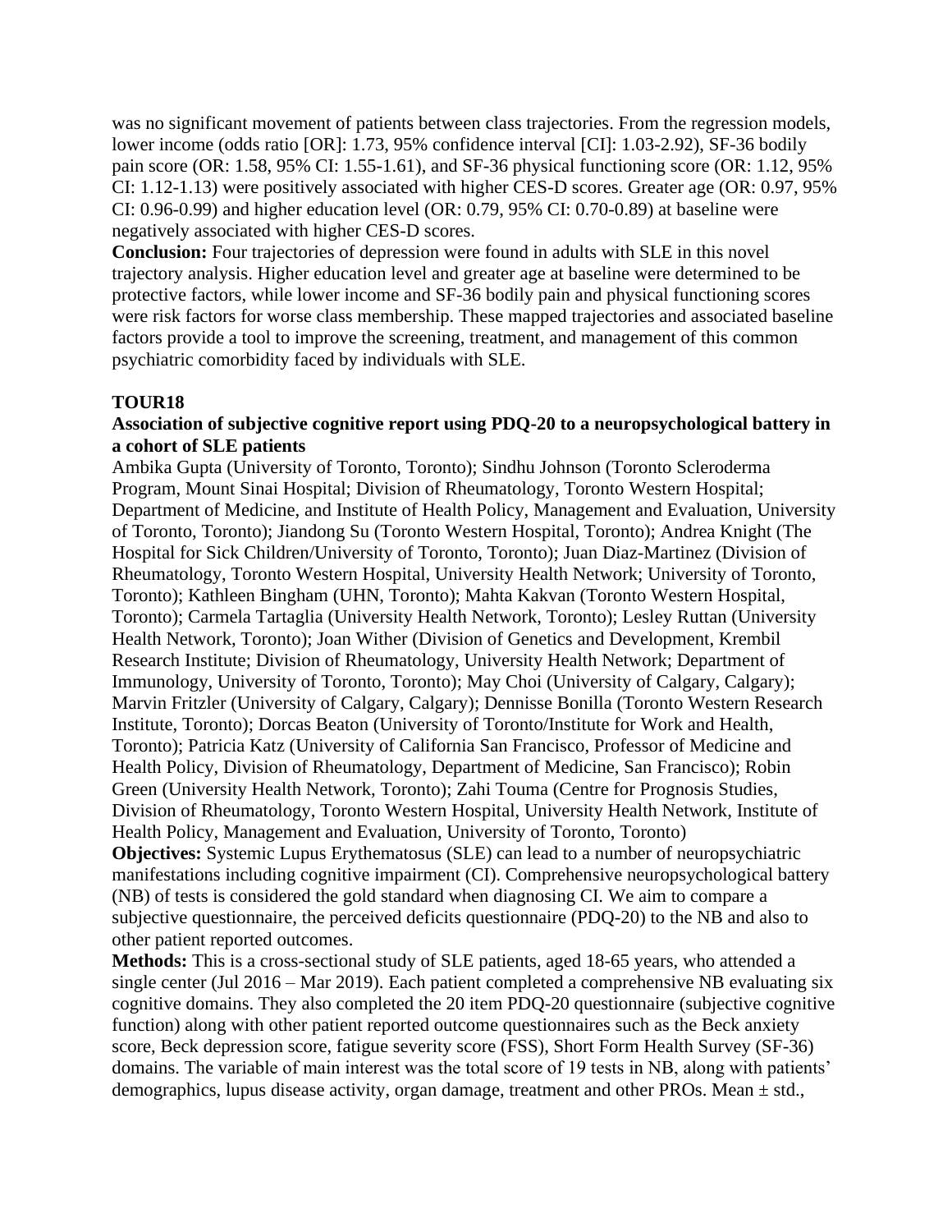was no significant movement of patients between class trajectories. From the regression models, lower income (odds ratio [OR]: 1.73, 95% confidence interval [CI]: 1.03-2.92), SF-36 bodily pain score (OR: 1.58, 95% CI: 1.55-1.61), and SF-36 physical functioning score (OR: 1.12, 95% CI: 1.12-1.13) were positively associated with higher CES-D scores. Greater age (OR: 0.97, 95% CI: 0.96-0.99) and higher education level (OR: 0.79, 95% CI: 0.70-0.89) at baseline were negatively associated with higher CES-D scores.

**Conclusion:** Four trajectories of depression were found in adults with SLE in this novel trajectory analysis. Higher education level and greater age at baseline were determined to be protective factors, while lower income and SF-36 bodily pain and physical functioning scores were risk factors for worse class membership. These mapped trajectories and associated baseline factors provide a tool to improve the screening, treatment, and management of this common psychiatric comorbidity faced by individuals with SLE.

### TOUR18

### Association of subjective cognitive report using PDQ-20 to a neuropsychological battery in a cohort of SLE patients

Ambika Gupta (University of Toronto, Toronto); Sindhu Johnson (Toronto Scleroderma Program, Mount Sinai Hospital; Division of Rheumatology, Toronto Western Hospital; Department of Medicine, and Institute of Health Policy, Management and Evaluation, University of Toronto, Toronto); Jiandong Su (Toronto Western Hospital, Toronto); Andrea Knight (The Hospital for Sick Children/University of Toronto, Toronto); Juan Diaz-Martinez (Division of Rheumatology, Toronto Western Hospital, University Health Network; University of Toronto, Toronto); Kathleen Bingham (UHN, Toronto); Mahta Kakvan (Toronto Western Hospital, Toronto); Carmela Tartaglia (University Health Network, Toronto); Lesley Ruttan (University Health Network, Toronto); Joan Wither (Division of Genetics and Development, Krembil Research Institute; Division of Rheumatology, University Health Network; Department of Immunology, University of Toronto, Toronto); May Choi (University of Calgary, Calgary); Marvin Fritzler (University of Calgary, Calgary); Dennisse Bonilla (Toronto Western Research Institute, Toronto); Dorcas Beaton (University of Toronto/Institute for Work and Health, Toronto); Patricia Katz (University of California San Francisco, Professor of Medicine and Health Policy, Division of Rheumatology, Department of Medicine, San Francisco); Robin Green (University Health Network, Toronto); Zahi Touma (Centre for Prognosis Studies, Division of Rheumatology, Toronto Western Hospital, University Health Network, Institute of Health Policy, Management and Evaluation, University of Toronto, Toronto)

**Objectives:** Systemic Lupus Erythematosus (SLE) can lead to a number of neuropsychiatric manifestations including cognitive impairment (CI). Comprehensive neuropsychological battery (NB) of tests is considered the gold standard when diagnosing CI. We aim to compare a subjective questionnaire, the perceived deficits questionnaire (PDQ-20) to the NB and also to other patient reported outcomes.

**Methods:** This is a cross-sectional study of SLE patients, aged 18-65 years, who attended a single center (Jul 2016 – Mar 2019). Each patient completed a comprehensive NB evaluating six cognitive domains. They also completed the 20 item PDQ-20 questionnaire (subjective cognitive function) along with other patient reported outcome questionnaires such as the Beck anxiety score, Beck depression score, fatigue severity score (FSS), Short Form Health Survey (SF-36) domains. The variable of main interest was the total score of 19 tests in NB, along with patients' demographics, lupus disease activity, organ damage, treatment and other PROs. Mean ± std.,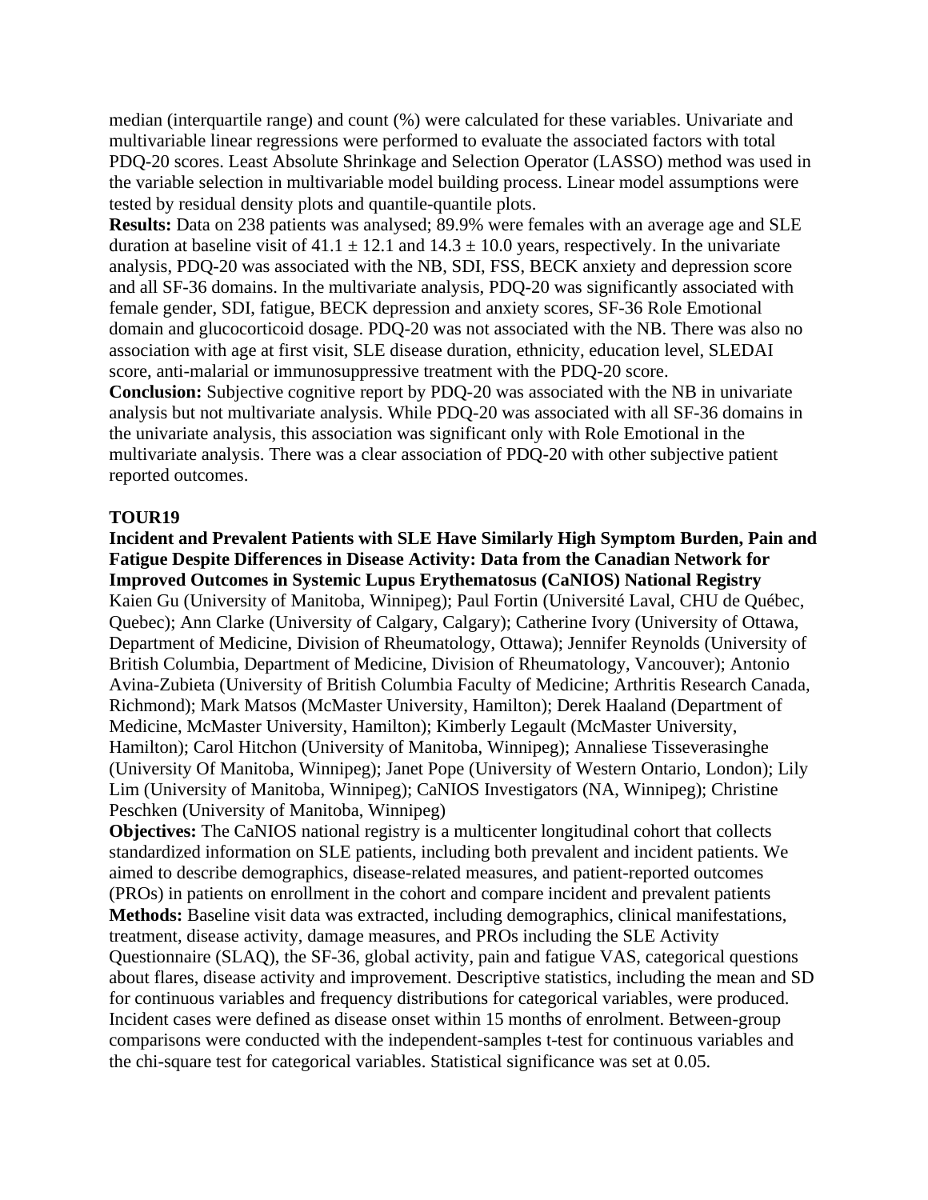median (interquartile range) and count (%) were calculated for these variables. Univariate and multivariable linear regressions were performed to evaluate the associated factors with total PDQ-20 scores. Least Absolute Shrinkage and Selection Operator (LASSO) method was used in the variable selection in multivariable model building process. Linear model assumptions were tested by residual density plots and quantile-quantile plots.

**Results:** Data on 238 patients was analysed; 89.9% were females with an average age and SLE duration at baseline visit of $41.1 \pm 12.1$ and $14.3 \pm 10.0$ years, respectively. In the univariate analysis, PDQ-20 was associated with the NB, SDI, FSS, BECK anxiety and depression score and all SF-36 domains. In the multivariate analysis, PDQ-20 was significantly associated with female gender, SDI, fatigue, BECK depression and anxiety scores, SF-36 Role Emotional domain and glucocorticoid dosage. PDQ-20 was not associated with the NB. There was also no association with age at first visit, SLE disease duration, ethnicity, education level, SLEDAI score, anti-malarial or immunosuppressive treatment with the PDQ-20 score.

**Conclusion:** Subjective cognitive report by PDQ-20 was associated with the NB in univariate analysis but not multivariate analysis. While PDQ-20 was associated with all SF-36 domains in the univariate analysis, this association was significant only with Role Emotional in the multivariate analysis. There was a clear association of PDQ-20 with other subjective patient reported outcomes.

### TOUR19

**Incident and Prevalent Patients with SLE Have Similarly High Symptom Burden, Pain and Fatigue Despite Differences in Disease Activity: Data from the Canadian Network for Improved Outcomes in Systemic Lupus Erythematosus (CaNIOS) National Registry**

Kaien Gu (University of Manitoba, Winnipeg); Paul Fortin (Université Laval, CHU de Québec, Quebec); Ann Clarke (University of Calgary, Calgary); Catherine Ivory (University of Ottawa, Department of Medicine, Division of Rheumatology, Ottawa); Jennifer Reynolds (University of British Columbia, Department of Medicine, Division of Rheumatology, Vancouver); Antonio Avina-Zubieta (University of British Columbia Faculty of Medicine; Arthritis Research Canada, Richmond); Mark Matsos (McMaster University, Hamilton); Derek Haaland (Department of Medicine, McMaster University, Hamilton); Kimberly Legault (McMaster University, Hamilton); Carol Hitchon (University of Manitoba, Winnipeg); Annaliese Tisseverasinghe (University Of Manitoba, Winnipeg); Janet Pope (University of Western Ontario, London); Lily Lim (University of Manitoba, Winnipeg); CaNIOS Investigators (NA, Winnipeg); Christine Peschken (University of Manitoba, Winnipeg)

**Objectives:** The CaNIOS national registry is a multicenter longitudinal cohort that collects standardized information on SLE patients, including both prevalent and incident patients. We aimed to describe demographics, disease-related measures, and patient-reported outcomes (PROs) in patients on enrollment in the cohort and compare incident and prevalent patients

**Methods:** Baseline visit data was extracted, including demographics, clinical manifestations, treatment, disease activity, damage measures, and PROs including the SLE Activity Questionnaire (SLAQ), the SF-36, global activity, pain and fatigue VAS, categorical questions about flares, disease activity and improvement. Descriptive statistics, including the mean and SD for continuous variables and frequency distributions for categorical variables, were produced. Incident cases were defined as disease onset within 15 months of enrolment. Between-group comparisons were conducted with the independent-samples t-test for continuous variables and the chi-square test for categorical variables. Statistical significance was set at 0.05.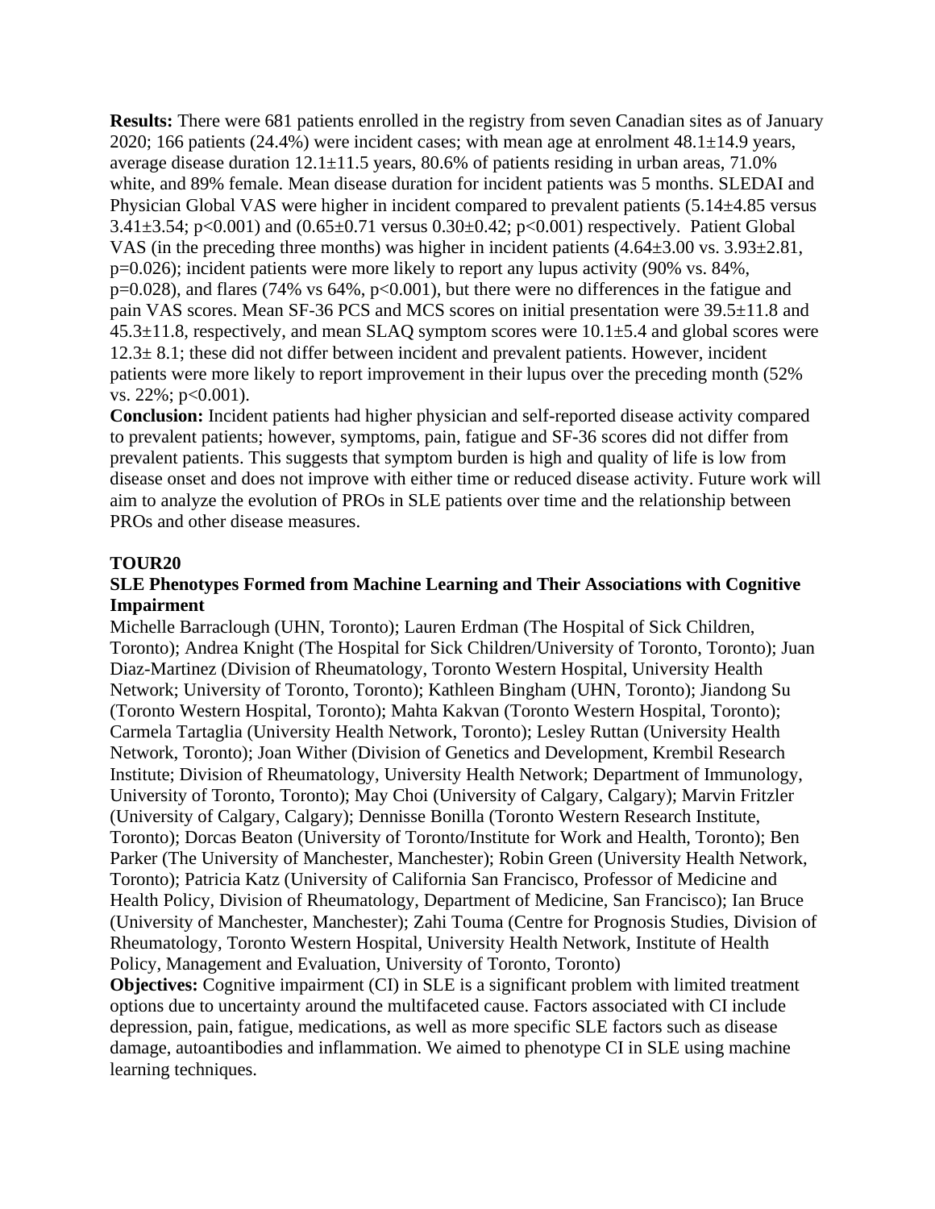**Results:** There were 681 patients enrolled in the registry from seven Canadian sites as of January 2020; 166 patients (24.4%) were incident cases; with mean age at enrolment 48.1±14.9 years, average disease duration 12.1±11.5 years, 80.6% of patients residing in urban areas, 71.0% white, and 89% female. Mean disease duration for incident patients was 5 months. SLEDAI and Physician Global VAS were higher in incident compared to prevalent patients (5.14±4.85 versus 3.41±3.54; $p<0.001$) and (0.65±0.71 versus 0.30±0.42; $p<0.001$) respectively. Patient Global VAS (in the preceding three months) was higher in incident patients (4.64±3.00 vs. 3.93±2.81, $p=0.026$); incident patients were more likely to report any lupus activity (90% vs. 84%, $p=0.028$), and flares (74% vs 64%, $p<0.001$), but there were no differences in the fatigue and pain VAS scores. Mean SF-36 PCS and MCS scores on initial presentation were 39.5±11.8 and 45.3±11.8, respectively, and mean SLAQ symptom scores were 10.1±5.4 and global scores were 12.3± 8.1; these did not differ between incident and prevalent patients. However, incident patients were more likely to report improvement in their lupus over the preceding month (52% vs. 22%; $p<0.001$).

**Conclusion:** Incident patients had higher physician and self-reported disease activity compared to prevalent patients; however, symptoms, pain, fatigue and SF-36 scores did not differ from prevalent patients. This suggests that symptom burden is high and quality of life is low from disease onset and does not improve with either time or reduced disease activity. Future work will aim to analyze the evolution of PROs in SLE patients over time and the relationship between PROs and other disease measures.

## TOUR20

### SLE Phenotypes Formed from Machine Learning and Their Associations with Cognitive Impairment

Michelle Barraclough (UHN, Toronto); Lauren Erdman (The Hospital of Sick Children, Toronto); Andrea Knight (The Hospital for Sick Children/University of Toronto, Toronto); Juan Diaz-Martinez (Division of Rheumatology, Toronto Western Hospital, University Health Network; University of Toronto, Toronto); Kathleen Bingham (UHN, Toronto); Jiandong Su (Toronto Western Hospital, Toronto); Mahta Kakvan (Toronto Western Hospital, Toronto); Carmela Tartaglia (University Health Network, Toronto); Lesley Ruttan (University Health Network, Toronto); Joan Wither (Division of Genetics and Development, Krembil Research Institute; Division of Rheumatology, University Health Network; Department of Immunology, University of Toronto, Toronto); May Choi (University of Calgary, Calgary); Marvin Fritzler (University of Calgary, Calgary); Dennisse Bonilla (Toronto Western Research Institute, Toronto); Dorcas Beaton (University of Toronto/Institute for Work and Health, Toronto); Ben Parker (The University of Manchester, Manchester); Robin Green (University Health Network, Toronto); Patricia Katz (University of California San Francisco, Professor of Medicine and Health Policy, Division of Rheumatology, Department of Medicine, San Francisco); Ian Bruce (University of Manchester, Manchester); Zahi Touma (Centre for Prognosis Studies, Division of Rheumatology, Toronto Western Hospital, University Health Network, Institute of Health Policy, Management and Evaluation, University of Toronto, Toronto)

**Objectives:** Cognitive impairment (CI) in SLE is a significant problem with limited treatment options due to uncertainty around the multifaceted cause. Factors associated with CI include depression, pain, fatigue, medications, as well as more specific SLE factors such as disease damage, autoantibodies and inflammation. We aimed to phenotype CI in SLE using machine learning techniques.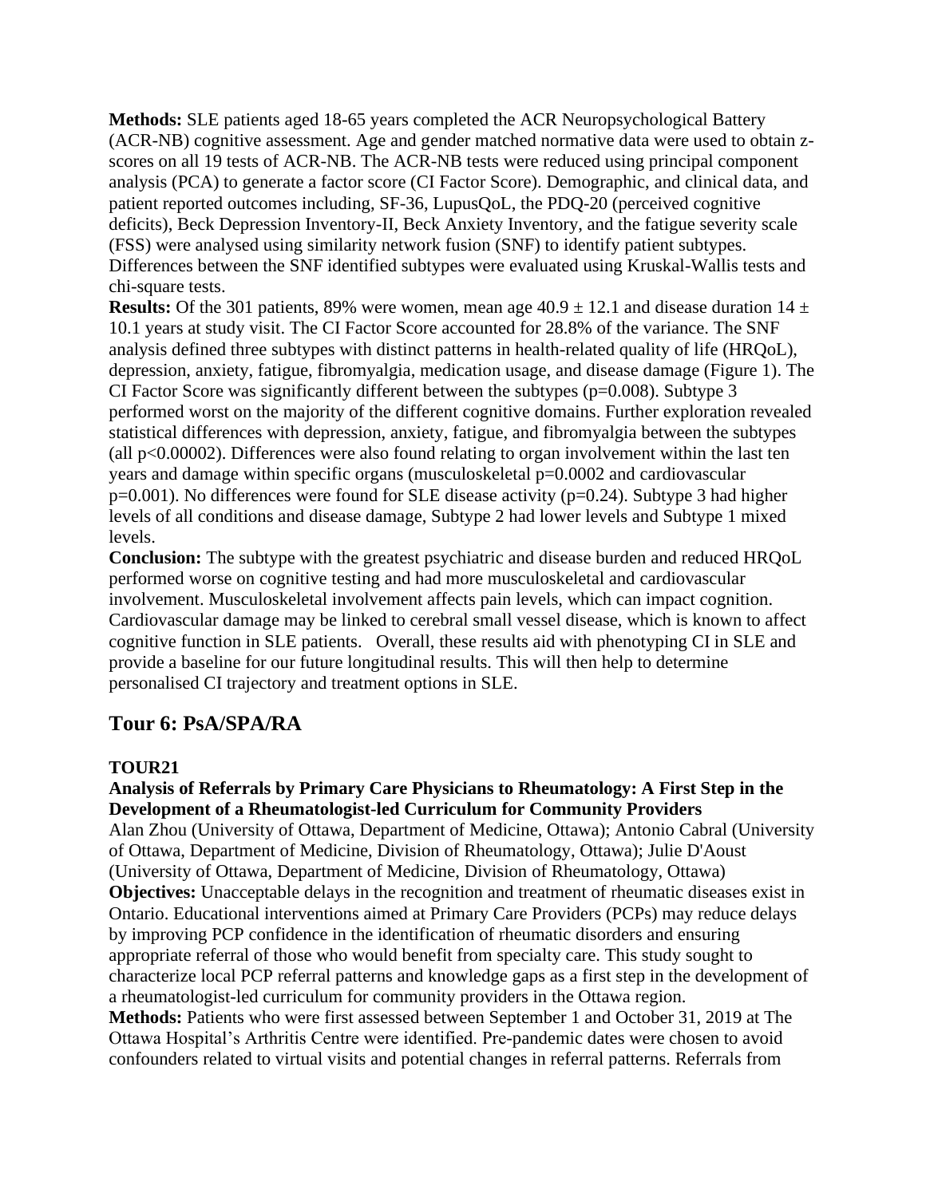**Methods:** SLE patients aged 18-65 years completed the ACR Neuropsychological Battery (ACR-NB) cognitive assessment. Age and gender matched normative data were used to obtain z-scores on all 19 tests of ACR-NB. The ACR-NB tests were reduced using principal component analysis (PCA) to generate a factor score (CI Factor Score). Demographic, and clinical data, and patient reported outcomes including, SF-36, LupusQoL, the PDQ-20 (perceived cognitive deficits), Beck Depression Inventory-II, Beck Anxiety Inventory, and the fatigue severity scale (FSS) were analysed using similarity network fusion (SNF) to identify patient subtypes. Differences between the SNF identified subtypes were evaluated using Kruskal-Wallis tests and chi-square tests.

**Results:** Of the 301 patients, 89% were women, mean age 40.9 ± 12.1 and disease duration 14 ± 10.1 years at study visit. The CI Factor Score accounted for 28.8% of the variance. The SNF analysis defined three subtypes with distinct patterns in health-related quality of life (HRQoL), depression, anxiety, fatigue, fibromyalgia, medication usage, and disease damage (Figure 1). The CI Factor Score was significantly different between the subtypes (p=0.008). Subtype 3 performed worst on the majority of the different cognitive domains. Further exploration revealed statistical differences with depression, anxiety, fatigue, and fibromyalgia between the subtypes (all p<0.00002). Differences were also found relating to organ involvement within the last ten years and damage within specific organs (musculoskeletal p=0.0002 and cardiovascular p=0.001). No differences were found for SLE disease activity (p=0.24). Subtype 3 had higher levels of all conditions and disease damage, Subtype 2 had lower levels and Subtype 1 mixed levels.

**Conclusion:** The subtype with the greatest psychiatric and disease burden and reduced HRQoL performed worse on cognitive testing and had more musculoskeletal and cardiovascular involvement. Musculoskeletal involvement affects pain levels, which can impact cognition. Cardiovascular damage may be linked to cerebral small vessel disease, which is known to affect cognitive function in SLE patients. Overall, these results aid with phenotyping CI in SLE and provide a baseline for our future longitudinal results. This will then help to determine personalised CI trajectory and treatment options in SLE.

## Tour 6: PsA/SPA/RA

### TOUR21

**Analysis of Referrals by Primary Care Physicians to Rheumatology: A First Step in the Development of a Rheumatologist-led Curriculum for Community Providers**

Alan Zhou (University of Ottawa, Department of Medicine, Ottawa); Antonio Cabral (University of Ottawa, Department of Medicine, Division of Rheumatology, Ottawa); Julie D'Aoust (University of Ottawa, Department of Medicine, Division of Rheumatology, Ottawa)

**Objectives:** Unacceptable delays in the recognition and treatment of rheumatic diseases exist in Ontario. Educational interventions aimed at Primary Care Providers (PCPs) may reduce delays by improving PCP confidence in the identification of rheumatic disorders and ensuring appropriate referral of those who would benefit from specialty care. This study sought to characterize local PCP referral patterns and knowledge gaps as a first step in the development of a rheumatologist-led curriculum for community providers in the Ottawa region.

**Methods:** Patients who were first assessed between September 1 and October 31, 2019 at The Ottawa Hospital's Arthritis Centre were identified. Pre-pandemic dates were chosen to avoid confounders related to virtual visits and potential changes in referral patterns. Referrals from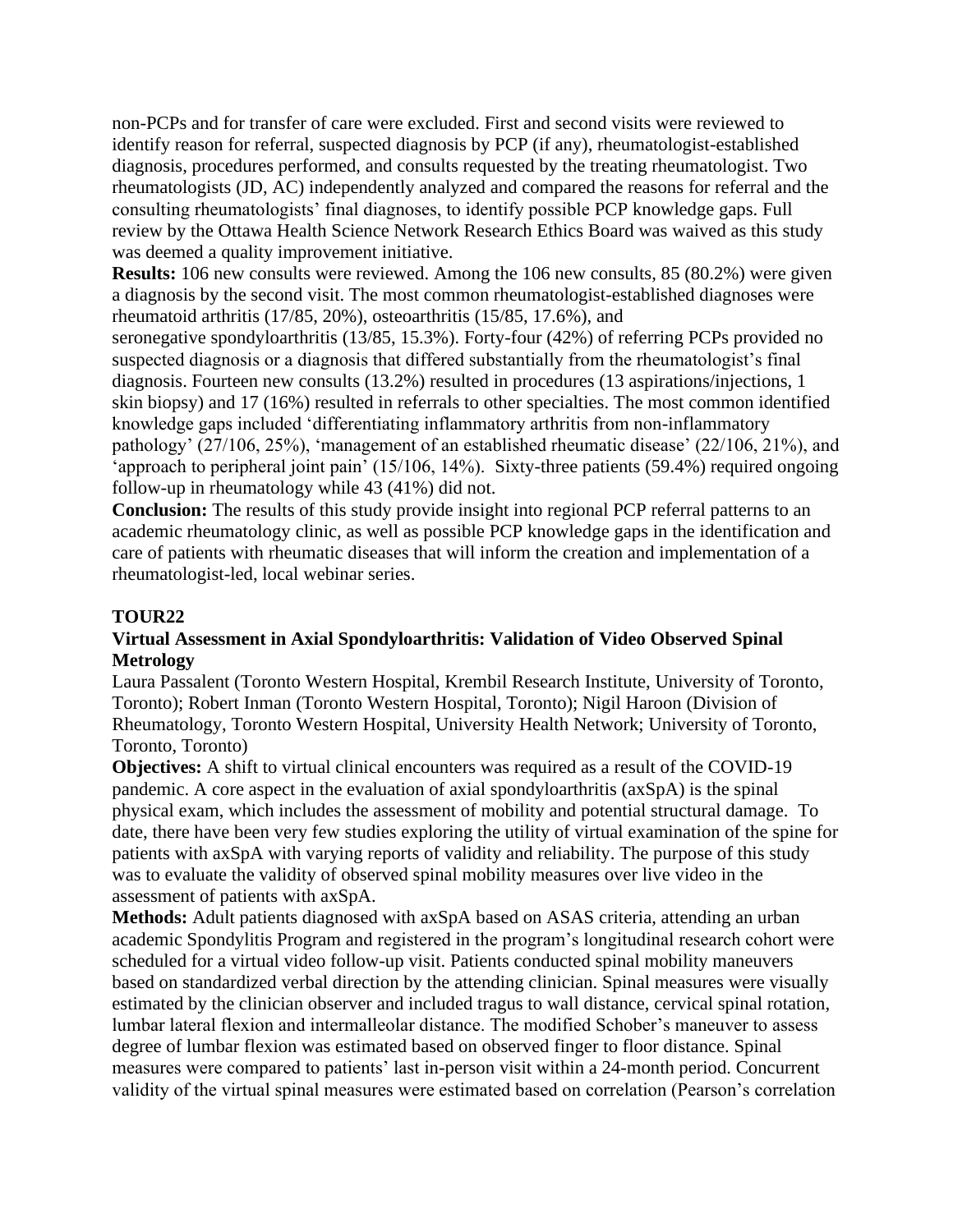non-PCPs and for transfer of care were excluded. First and second visits were reviewed to identify reason for referral, suspected diagnosis by PCP (if any), rheumatologist-established diagnosis, procedures performed, and consults requested by the treating rheumatologist. Two rheumatologists (JD, AC) independently analyzed and compared the reasons for referral and the consulting rheumatologists' final diagnoses, to identify possible PCP knowledge gaps. Full review by the Ottawa Health Science Network Research Ethics Board was waived as this study was deemed a quality improvement initiative.

**Results:** 106 new consults were reviewed. Among the 106 new consults, 85 (80.2%) were given a diagnosis by the second visit. The most common rheumatologist-established diagnoses were rheumatoid arthritis (17/85, 20%), osteoarthritis (15/85, 17.6%), and seronegative spondyloarthritis (13/85, 15.3%). Forty-four (42%) of referring PCPs provided no suspected diagnosis or a diagnosis that differed substantially from the rheumatologist's final diagnosis. Fourteen new consults (13.2%) resulted in procedures (13 aspirations/injections, 1 skin biopsy) and 17 (16%) resulted in referrals to other specialties. The most common identified knowledge gaps included 'differentiating inflammatory arthritis from non-inflammatory pathology' (27/106, 25%), 'management of an established rheumatic disease' (22/106, 21%), and 'approach to peripheral joint pain' (15/106, 14%). Sixty-three patients (59.4%) required ongoing follow-up in rheumatology while 43 (41%) did not.

**Conclusion:** The results of this study provide insight into regional PCP referral patterns to an academic rheumatology clinic, as well as possible PCP knowledge gaps in the identification and care of patients with rheumatic diseases that will inform the creation and implementation of a rheumatologist-led, local webinar series.

## TOUR22

### Virtual Assessment in Axial Spondyloarthritis: Validation of Video Observed Spinal Metrology

Laura Passalent (Toronto Western Hospital, Krembil Research Institute, University of Toronto, Toronto); Robert Inman (Toronto Western Hospital, Toronto); Nigil Haroon (Division of Rheumatology, Toronto Western Hospital, University Health Network; University of Toronto, Toronto, Toronto)

**Objectives:** A shift to virtual clinical encounters was required as a result of the COVID-19 pandemic. A core aspect in the evaluation of axial spondyloarthritis (axSpA) is the spinal physical exam, which includes the assessment of mobility and potential structural damage. To date, there have been very few studies exploring the utility of virtual examination of the spine for patients with axSpA with varying reports of validity and reliability. The purpose of this study was to evaluate the validity of observed spinal mobility measures over live video in the assessment of patients with axSpA.

**Methods:** Adult patients diagnosed with axSpA based on ASAS criteria, attending an urban academic Spondylitis Program and registered in the program's longitudinal research cohort were scheduled for a virtual video follow-up visit. Patients conducted spinal mobility maneuvers based on standardized verbal direction by the attending clinician. Spinal measures were visually estimated by the clinician observer and included tragus to wall distance, cervical spinal rotation, lumbar lateral flexion and intermalleolar distance. The modified Schober's maneuver to assess degree of lumbar flexion was estimated based on observed finger to floor distance. Spinal measures were compared to patients' last in-person visit within a 24-month period. Concurrent validity of the virtual spinal measures were estimated based on correlation (Pearson's correlation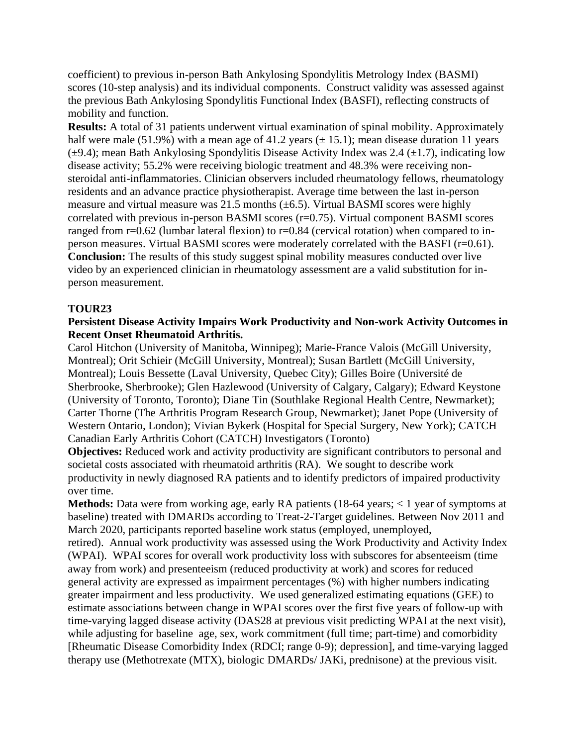coefficient) to previous in-person Bath Ankylosing Spondylitis Metrology Index (BASMI) scores (10-step analysis) and its individual components. Construct validity was assessed against the previous Bath Ankylosing Spondylitis Functional Index (BASFI), reflecting constructs of mobility and function.

**Results:** A total of 31 patients underwent virtual examination of spinal mobility. Approximately half were male (51.9%) with a mean age of 41.2 years (± 15.1); mean disease duration 11 years (±9.4); mean Bath Ankylosing Spondylitis Disease Activity Index was 2.4 (±1.7), indicating low disease activity; 55.2% were receiving biologic treatment and 48.3% were receiving non-steroidal anti-inflammatories. Clinician observers included rheumatology fellows, rheumatology residents and an advance practice physiotherapist. Average time between the last in-person measure and virtual measure was 21.5 months (±6.5). Virtual BASMI scores were highly correlated with previous in-person BASMI scores (r=0.75). Virtual component BASMI scores ranged from r=0.62 (lumbar lateral flexion) to r=0.84 (cervical rotation) when compared to in-person measures. Virtual BASMI scores were moderately correlated with the BASFI (r=0.61).

**Conclusion:** The results of this study suggest spinal mobility measures conducted over live video by an experienced clinician in rheumatology assessment are a valid substitution for in-person measurement.

## TOUR23

### Persistent Disease Activity Impairs Work Productivity and Non-work Activity Outcomes in Recent Onset Rheumatoid Arthritis.

Carol Hitchon (University of Manitoba, Winnipeg); Marie-France Valois (McGill University, Montreal); Orit Schieir (McGill University, Montreal); Susan Bartlett (McGill University, Montreal); Louis Bessette (Laval University, Quebec City); Gilles Boire (Université de Sherbrooke, Sherbrooke); Glen Hazlewood (University of Calgary, Calgary); Edward Keystone (University of Toronto, Toronto); Diane Tin (Southlake Regional Health Centre, Newmarket); Carter Thorne (The Arthritis Program Research Group, Newmarket); Janet Pope (University of Western Ontario, London); Vivian Bykerk (Hospital for Special Surgery, New York); CATCH Canadian Early Arthritis Cohort (CATCH) Investigators (Toronto)

**Objectives:** Reduced work and activity productivity are significant contributors to personal and societal costs associated with rheumatoid arthritis (RA). We sought to describe work productivity in newly diagnosed RA patients and to identify predictors of impaired productivity over time.

**Methods:** Data were from working age, early RA patients (18-64 years; < 1 year of symptoms at baseline) treated with DMARDs according to Treat-2-Target guidelines. Between Nov 2011 and March 2020, participants reported baseline work status (employed, unemployed, retired). Annual work productivity was assessed using the Work Productivity and Activity Index (WPAI). WPAI scores for overall work productivity loss with subscores for absenteeism (time away from work) and presenteeism (reduced productivity at work) and scores for reduced general activity are expressed as impairment percentages (%) with higher numbers indicating greater impairment and less productivity. We used generalized estimating equations (GEE) to estimate associations between change in WPAI scores over the first five years of follow-up with time-varying lagged disease activity (DAS28 at previous visit predicting WPAI at the next visit), while adjusting for baseline age, sex, work commitment (full time; part-time) and comorbidity [Rheumatic Disease Comorbidity Index (RDCI; range 0-9); depression], and time-varying lagged therapy use (Methotrexate (MTX), biologic DMARDs/ JAKi, prednisone) at the previous visit.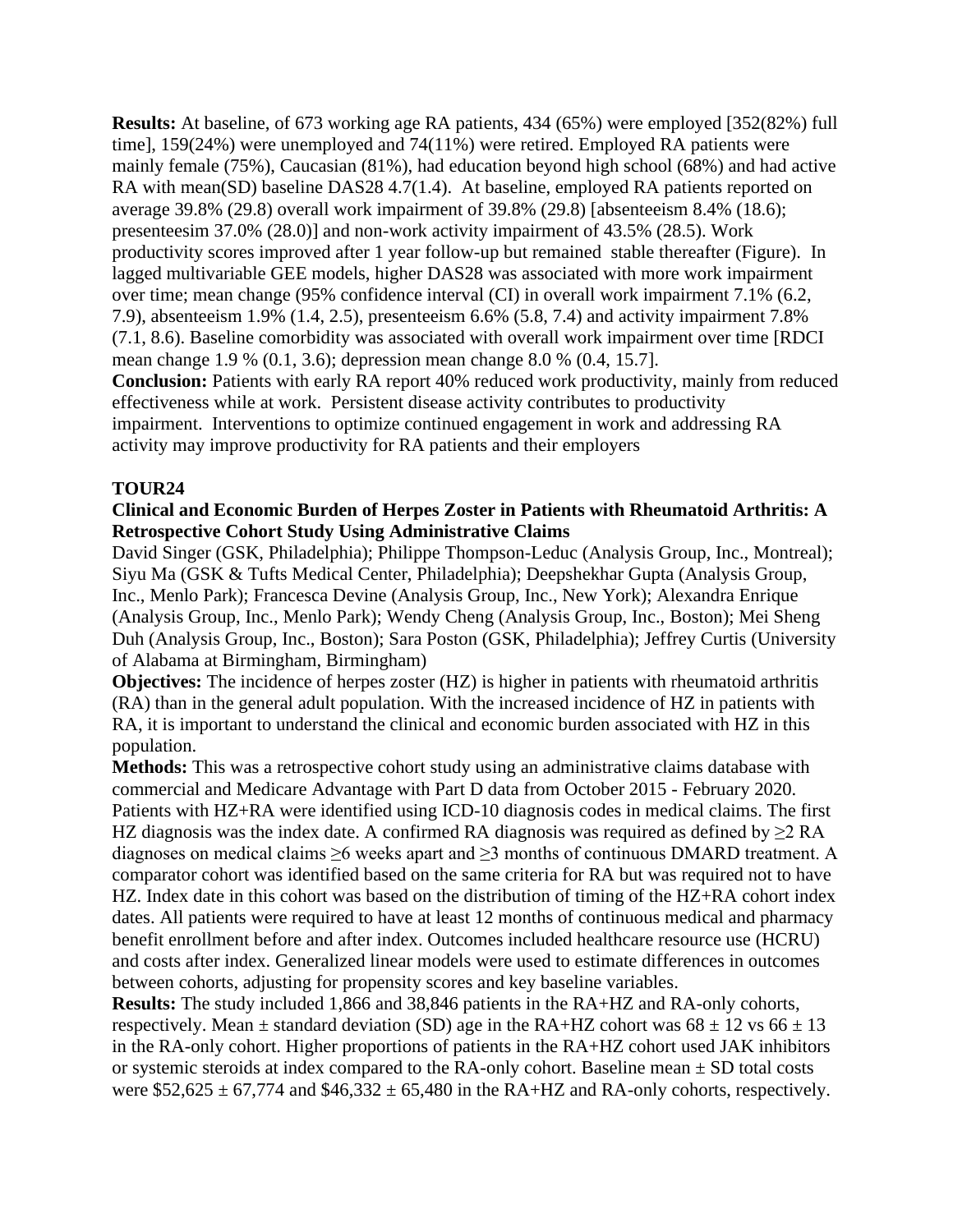**Results:** At baseline, of 673 working age RA patients, 434 (65%) were employed [352(82%) full time], 159(24%) were unemployed and 74(11%) were retired. Employed RA patients were mainly female (75%), Caucasian (81%), had education beyond high school (68%) and had active RA with mean(SD) baseline DAS28 4.7(1.4). At baseline, employed RA patients reported on average 39.8% (29.8) overall work impairment of 39.8% (29.8) [absenteeism 8.4% (18.6); presenteesim 37.0% (28.0)] and non-work activity impairment of 43.5% (28.5). Work productivity scores improved after 1 year follow-up but remained stable thereafter (Figure). In lagged multivariable GEE models, higher DAS28 was associated with more work impairment over time; mean change (95% confidence interval (CI) in overall work impairment 7.1% (6.2, 7.9), absenteeism 1.9% (1.4, 2.5), presenteeism 6.6% (5.8, 7.4) and activity impairment 7.8% (7.1, 8.6). Baseline comorbidity was associated with overall work impairment over time [RDCI mean change 1.9 % (0.1, 3.6); depression mean change 8.0 % (0.4, 15.7].

**Conclusion:** Patients with early RA report 40% reduced work productivity, mainly from reduced effectiveness while at work. Persistent disease activity contributes to productivity impairment. Interventions to optimize continued engagement in work and addressing RA activity may improve productivity for RA patients and their employers

**TOUR24**

**Clinical and Economic Burden of Herpes Zoster in Patients with Rheumatoid Arthritis: A Retrospective Cohort Study Using Administrative Claims**

David Singer (GSK, Philadelphia); Philippe Thompson-Leduc (Analysis Group, Inc., Montreal); Siyu Ma (GSK & Tufts Medical Center, Philadelphia); Deepshekhar Gupta (Analysis Group, Inc., Menlo Park); Francesca Devine (Analysis Group, Inc., New York); Alexandra Enrique (Analysis Group, Inc., Menlo Park); Wendy Cheng (Analysis Group, Inc., Boston); Mei Sheng Duh (Analysis Group, Inc., Boston); Sara Poston (GSK, Philadelphia); Jeffrey Curtis (University of Alabama at Birmingham, Birmingham)

**Objectives:** The incidence of herpes zoster (HZ) is higher in patients with rheumatoid arthritis (RA) than in the general adult population. With the increased incidence of HZ in patients with RA, it is important to understand the clinical and economic burden associated with HZ in this population.

**Methods:** This was a retrospective cohort study using an administrative claims database with commercial and Medicare Advantage with Part D data from October 2015 - February 2020. Patients with HZ+RA were identified using ICD-10 diagnosis codes in medical claims. The first HZ diagnosis was the index date. A confirmed RA diagnosis was required as defined by ≥2 RA diagnoses on medical claims ≥6 weeks apart and ≥3 months of continuous DMARD treatment. A comparator cohort was identified based on the same criteria for RA but was required not to have HZ. Index date in this cohort was based on the distribution of timing of the HZ+RA cohort index dates. All patients were required to have at least 12 months of continuous medical and pharmacy benefit enrollment before and after index. Outcomes included healthcare resource use (HCRU) and costs after index. Generalized linear models were used to estimate differences in outcomes between cohorts, adjusting for propensity scores and key baseline variables.

**Results:** The study included 1,866 and 38,846 patients in the RA+HZ and RA-only cohorts, respectively. Mean ± standard deviation (SD) age in the RA+HZ cohort was 68 ± 12 vs 66 ± 13 in the RA-only cohort. Higher proportions of patients in the RA+HZ cohort used JAK inhibitors or systemic steroids at index compared to the RA-only cohort. Baseline mean ± SD total costs were \$52,625 ± 67,774 and \$46,332 ± 65,480 in the RA+HZ and RA-only cohorts, respectively.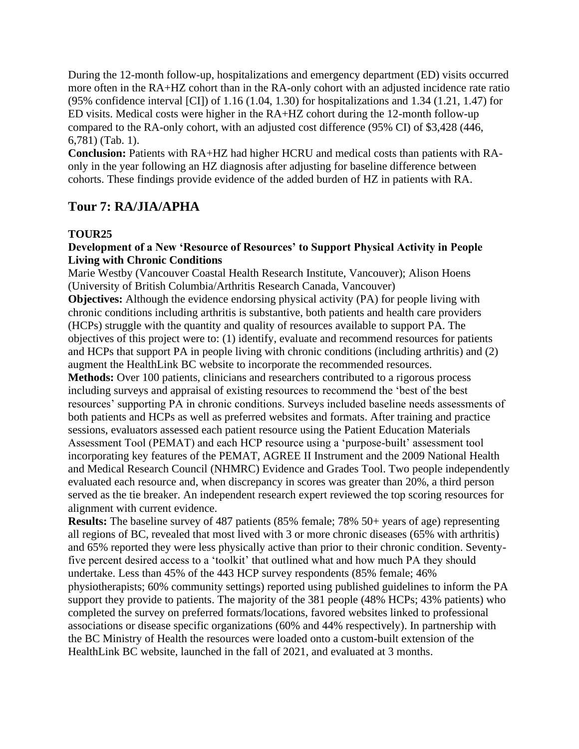During the 12-month follow-up, hospitalizations and emergency department (ED) visits occurred more often in the RA+HZ cohort than in the RA-only cohort with an adjusted incidence rate ratio (95% confidence interval [CI]) of 1.16 (1.04, 1.30) for hospitalizations and 1.34 (1.21, 1.47) for ED visits. Medical costs were higher in the RA+HZ cohort during the 12-month follow-up compared to the RA-only cohort, with an adjusted cost difference (95% CI) of $3,428 (446, 6,781) (Tab. 1).

**Conclusion:** Patients with RA+HZ had higher HCRU and medical costs than patients with RA-only in the year following an HZ diagnosis after adjusting for baseline difference between cohorts. These findings provide evidence of the added burden of HZ in patients with RA.

## Tour 7: RA/JIA/APHA

### TOUR25

**Development of a New 'Resource of Resources' to Support Physical Activity in People Living with Chronic Conditions**

Marie Westby (Vancouver Coastal Health Research Institute, Vancouver); Alison Hoens (University of British Columbia/Arthritis Research Canada, Vancouver)

**Objectives:** Although the evidence endorsing physical activity (PA) for people living with chronic conditions including arthritis is substantive, both patients and health care providers (HCPs) struggle with the quantity and quality of resources available to support PA. The objectives of this project were to: (1) identify, evaluate and recommend resources for patients and HCPs that support PA in people living with chronic conditions (including arthritis) and (2) augment the HealthLink BC website to incorporate the recommended resources.

**Methods:** Over 100 patients, clinicians and researchers contributed to a rigorous process including surveys and appraisal of existing resources to recommend the 'best of the best resources' supporting PA in chronic conditions. Surveys included baseline needs assessments of both patients and HCPs as well as preferred websites and formats. After training and practice sessions, evaluators assessed each patient resource using the Patient Education Materials Assessment Tool (PEMAT) and each HCP resource using a 'purpose-built' assessment tool incorporating key features of the PEMAT, AGREE II Instrument and the 2009 National Health and Medical Research Council (NHMRC) Evidence and Grades Tool. Two people independently evaluated each resource and, when discrepancy in scores was greater than 20%, a third person served as the tie breaker. An independent research expert reviewed the top scoring resources for alignment with current evidence.

**Results:** The baseline survey of 487 patients (85% female; 78% 50+ years of age) representing all regions of BC, revealed that most lived with 3 or more chronic diseases (65% with arthritis) and 65% reported they were less physically active than prior to their chronic condition. Seventy-five percent desired access to a 'toolkit' that outlined what and how much PA they should undertake. Less than 45% of the 443 HCP survey respondents (85% female; 46% physiotherapists; 60% community settings) reported using published guidelines to inform the PA support they provide to patients. The majority of the 381 people (48% HCPs; 43% patients) who completed the survey on preferred formats/locations, favored websites linked to professional associations or disease specific organizations (60% and 44% respectively). In partnership with the BC Ministry of Health the resources were loaded onto a custom-built extension of the HealthLink BC website, launched in the fall of 2021, and evaluated at 3 months.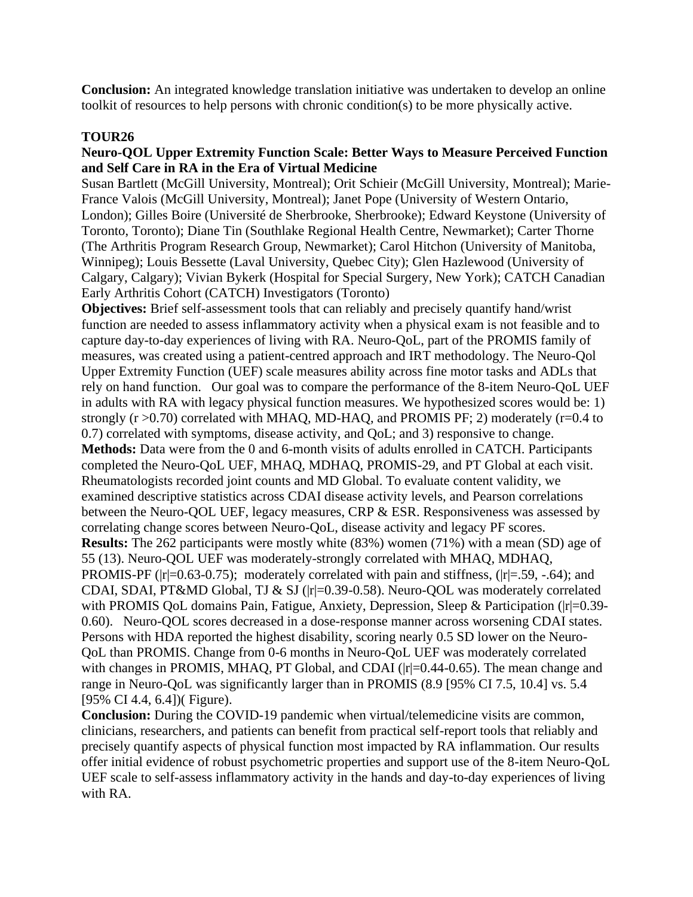**Conclusion:** An integrated knowledge translation initiative was undertaken to develop an online toolkit of resources to help persons with chronic condition(s) to be more physically active.

### TOUR26

**Neuro-QOL Upper Extremity Function Scale: Better Ways to Measure Perceived Function and Self Care in RA in the Era of Virtual Medicine**

Susan Bartlett (McGill University, Montreal); Orit Schieir (McGill University, Montreal); Marie-France Valois (McGill University, Montreal); Janet Pope (University of Western Ontario, London); Gilles Boire (Université de Sherbrooke, Sherbrooke); Edward Keystone (University of Toronto, Toronto); Diane Tin (Southlake Regional Health Centre, Newmarket); Carter Thorne (The Arthritis Program Research Group, Newmarket); Carol Hitchon (University of Manitoba, Winnipeg); Louis Bessette (Laval University, Quebec City); Glen Hazlewood (University of Calgary, Calgary); Vivian Bykerk (Hospital for Special Surgery, New York); CATCH Canadian Early Arthritis Cohort (CATCH) Investigators (Toronto)

**Objectives:** Brief self-assessment tools that can reliably and precisely quantify hand/wrist function are needed to assess inflammatory activity when a physical exam is not feasible and to capture day-to-day experiences of living with RA. Neuro-QoL, part of the PROMIS family of measures, was created using a patient-centred approach and IRT methodology. The Neuro-Qol Upper Extremity Function (UEF) scale measures ability across fine motor tasks and ADLs that rely on hand function. Our goal was to compare the performance of the 8-item Neuro-QoL UEF in adults with RA with legacy physical function measures. We hypothesized scores would be: 1) strongly ($r > 0.70$) correlated with MHAQ, MD-HAQ, and PROMIS PF; 2) moderately ($r = 0.4$ to $0.7$) correlated with symptoms, disease activity, and QoL; and 3) responsive to change.

**Methods:** Data were from the 0 and 6-month visits of adults enrolled in CATCH. Participants completed the Neuro-QoL UEF, MHAQ, MDHAQ, PROMIS-29, and PT Global at each visit. Rheumatologists recorded joint counts and MD Global. To evaluate content validity, we examined descriptive statistics across CDAI disease activity levels, and Pearson correlations between the Neuro-QOL UEF, legacy measures, CRP & ESR. Responsiveness was assessed by correlating change scores between Neuro-QoL, disease activity and legacy PF scores.

**Results:** The 262 participants were mostly white (83%) women (71%) with a mean (SD) age of 55 (13). Neuro-QOL UEF was moderately-strongly correlated with MHAQ, MDHAQ, PROMIS-PF ($|r|=0.63$-$0.75$); moderately correlated with pain and stiffness, ($|r|=.59$, $-.64$); and CDAI, SDAI, PT&MD Global, TJ & SJ ($|r|=0.39$-$0.58$). Neuro-QOL was moderately correlated with PROMIS QoL domains Pain, Fatigue, Anxiety, Depression, Sleep & Participation ($|r|=0.39$-$0.60$). Neuro-QOL scores decreased in a dose-response manner across worsening CDAI states. Persons with HDA reported the highest disability, scoring nearly 0.5 SD lower on the Neuro-QoL than PROMIS. Change from 0-6 months in Neuro-QoL UEF was moderately correlated with changes in PROMIS, MHAQ, PT Global, and CDAI ($|r|=0.44$-$0.65$). The mean change and range in Neuro-QoL was significantly larger than in PROMIS (8.9 [95% CI 7.5, 10.4] vs. 5.4 [95% CI 4.4, 6.4])( Figure).

**Conclusion:** During the COVID-19 pandemic when virtual/telemedicine visits are common, clinicians, researchers, and patients can benefit from practical self-report tools that reliably and precisely quantify aspects of physical function most impacted by RA inflammation. Our results offer initial evidence of robust psychometric properties and support use of the 8-item Neuro-QoL UEF scale to self-assess inflammatory activity in the hands and day-to-day experiences of living with RA.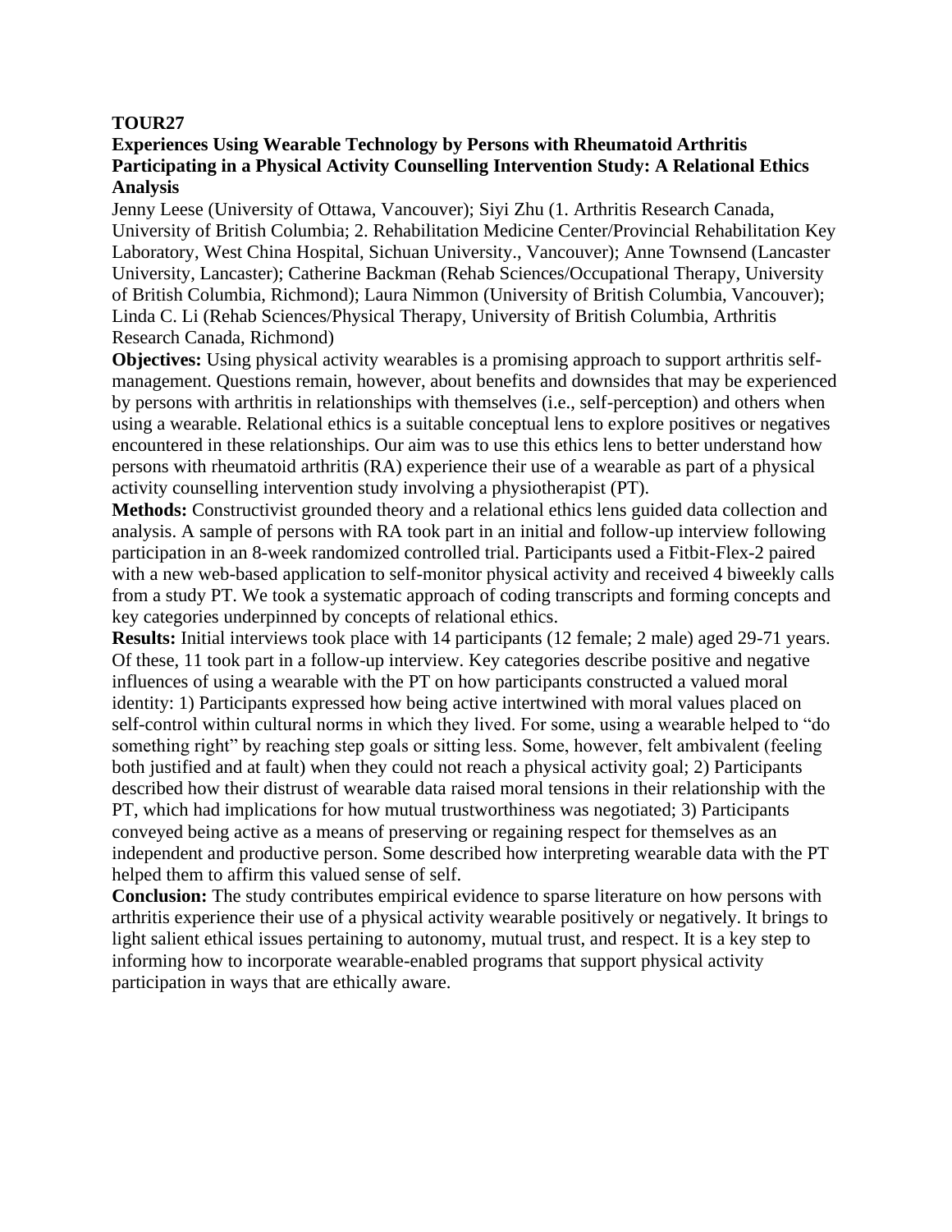**TOUR27**

**Experiences Using Wearable Technology by Persons with Rheumatoid Arthritis Participating in a Physical Activity Counselling Intervention Study: A Relational Ethics Analysis**

Jenny Leese (University of Ottawa, Vancouver); Siyi Zhu (1. Arthritis Research Canada, University of British Columbia; 2. Rehabilitation Medicine Center/Provincial Rehabilitation Key Laboratory, West China Hospital, Sichuan University., Vancouver); Anne Townsend (Lancaster University, Lancaster); Catherine Backman (Rehab Sciences/Occupational Therapy, University of British Columbia, Richmond); Laura Nimmon (University of British Columbia, Vancouver); Linda C. Li (Rehab Sciences/Physical Therapy, University of British Columbia, Arthritis Research Canada, Richmond)

**Objectives:** Using physical activity wearables is a promising approach to support arthritis self-management. Questions remain, however, about benefits and downsides that may be experienced by persons with arthritis in relationships with themselves (i.e., self-perception) and others when using a wearable. Relational ethics is a suitable conceptual lens to explore positives or negatives encountered in these relationships. Our aim was to use this ethics lens to better understand how persons with rheumatoid arthritis (RA) experience their use of a wearable as part of a physical activity counselling intervention study involving a physiotherapist (PT).

**Methods:** Constructivist grounded theory and a relational ethics lens guided data collection and analysis. A sample of persons with RA took part in an initial and follow-up interview following participation in an 8-week randomized controlled trial. Participants used a Fitbit-Flex-2 paired with a new web-based application to self-monitor physical activity and received 4 biweekly calls from a study PT. We took a systematic approach of coding transcripts and forming concepts and key categories underpinned by concepts of relational ethics.

**Results:** Initial interviews took place with 14 participants (12 female; 2 male) aged 29-71 years. Of these, 11 took part in a follow-up interview. Key categories describe positive and negative influences of using a wearable with the PT on how participants constructed a valued moral identity: 1) Participants expressed how being active intertwined with moral values placed on self-control within cultural norms in which they lived. For some, using a wearable helped to "do something right" by reaching step goals or sitting less. Some, however, felt ambivalent (feeling both justified and at fault) when they could not reach a physical activity goal; 2) Participants described how their distrust of wearable data raised moral tensions in their relationship with the PT, which had implications for how mutual trustworthiness was negotiated; 3) Participants conveyed being active as a means of preserving or regaining respect for themselves as an independent and productive person. Some described how interpreting wearable data with the PT helped them to affirm this valued sense of self.

**Conclusion:** The study contributes empirical evidence to sparse literature on how persons with arthritis experience their use of a physical activity wearable positively or negatively. It brings to light salient ethical issues pertaining to autonomy, mutual trust, and respect. It is a key step to informing how to incorporate wearable-enabled programs that support physical activity participation in ways that are ethically aware.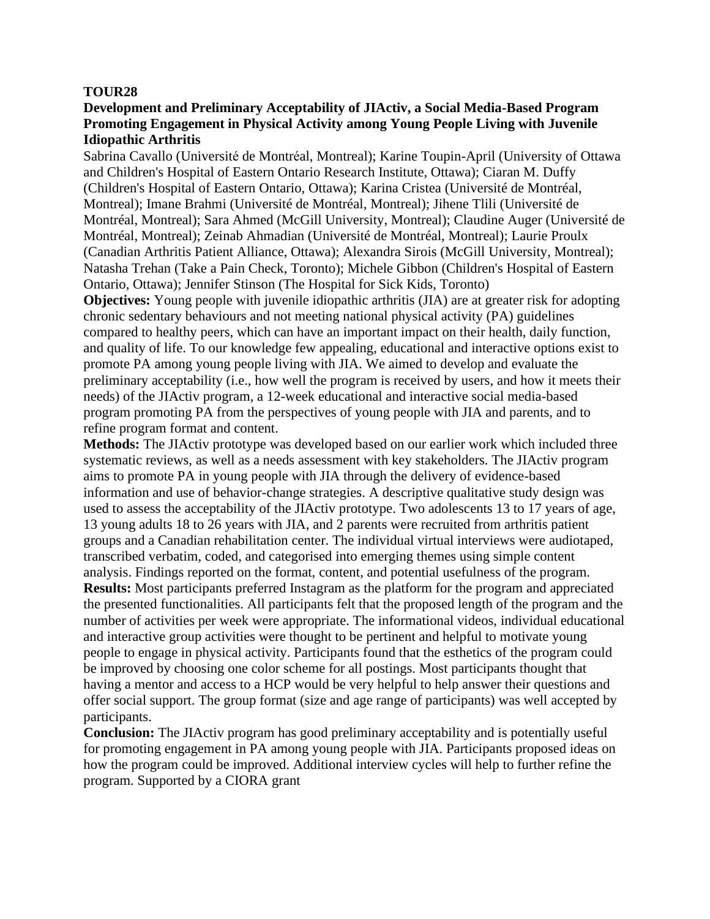**TOUR28**

**Development and Preliminary Acceptability of JIActiv, a Social Media-Based Program Promoting Engagement in Physical Activity among Young People Living with Juvenile Idiopathic Arthritis**

Sabrina Cavallo (Université de Montréal, Montreal); Karine Toupin-April (University of Ottawa and Children's Hospital of Eastern Ontario Research Institute, Ottawa); Ciaran M. Duffy (Children's Hospital of Eastern Ontario, Ottawa); Karina Cristea (Université de Montréal, Montreal); Imane Brahmi (Université de Montréal, Montreal); Jihene Tlili (Université de Montréal, Montreal); Sara Ahmed (McGill University, Montreal); Claudine Auger (Université de Montréal, Montreal); Zeinab Ahmadian (Université de Montréal, Montreal); Laurie Proulx (Canadian Arthritis Patient Alliance, Ottawa); Alexandra Sirois (McGill University, Montreal); Natasha Trehan (Take a Pain Check, Toronto); Michele Gibbon (Children's Hospital of Eastern Ontario, Ottawa); Jennifer Stinson (The Hospital for Sick Kids, Toronto)

**Objectives:** Young people with juvenile idiopathic arthritis (JIA) are at greater risk for adopting chronic sedentary behaviours and not meeting national physical activity (PA) guidelines compared to healthy peers, which can have an important impact on their health, daily function, and quality of life. To our knowledge few appealing, educational and interactive options exist to promote PA among young people living with JIA. We aimed to develop and evaluate the preliminary acceptability (i.e., how well the program is received by users, and how it meets their needs) of the JIActiv program, a 12-week educational and interactive social media-based program promoting PA from the perspectives of young people with JIA and parents, and to refine program format and content.

**Methods:** The JIActiv prototype was developed based on our earlier work which included three systematic reviews, as well as a needs assessment with key stakeholders. The JIActiv program aims to promote PA in young people with JIA through the delivery of evidence-based information and use of behavior-change strategies. A descriptive qualitative study design was used to assess the acceptability of the JIActiv prototype. Two adolescents 13 to 17 years of age, 13 young adults 18 to 26 years with JIA, and 2 parents were recruited from arthritis patient groups and a Canadian rehabilitation center. The individual virtual interviews were audiotaped, transcribed verbatim, coded, and categorised into emerging themes using simple content analysis. Findings reported on the format, content, and potential usefulness of the program.

**Results:** Most participants preferred Instagram as the platform for the program and appreciated the presented functionalities. All participants felt that the proposed length of the program and the number of activities per week were appropriate. The informational videos, individual educational and interactive group activities were thought to be pertinent and helpful to motivate young people to engage in physical activity. Participants found that the esthetics of the program could be improved by choosing one color scheme for all postings. Most participants thought that having a mentor and access to a HCP would be very helpful to help answer their questions and offer social support. The group format (size and age range of participants) was well accepted by participants.

**Conclusion:** The JIActiv program has good preliminary acceptability and is potentially useful for promoting engagement in PA among young people with JIA. Participants proposed ideas on how the program could be improved. Additional interview cycles will help to further refine the program. Supported by a CIORA grant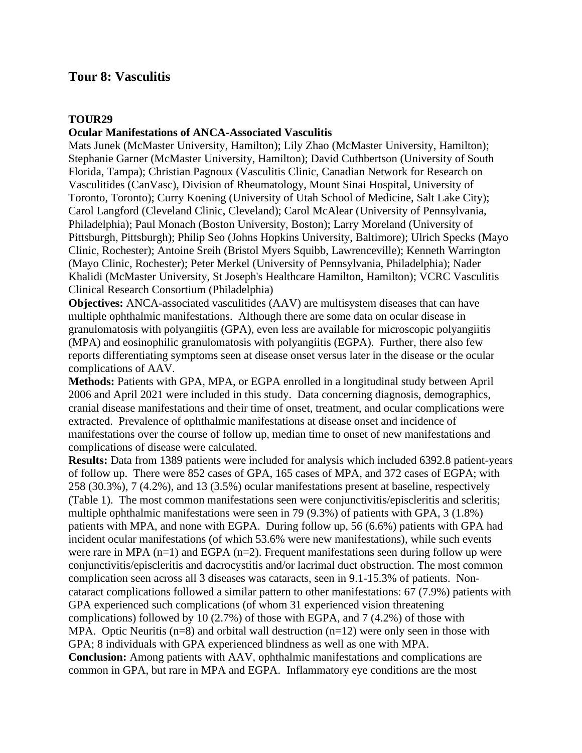## Tour 8: Vasculitis

### TOUR29

**Ocular Manifestations of ANCA-Associated Vasculitis**

Mats Junek (McMaster University, Hamilton); Lily Zhao (McMaster University, Hamilton); Stephanie Garner (McMaster University, Hamilton); David Cuthbertson (University of South Florida, Tampa); Christian Pagnoux (Vasculitis Clinic, Canadian Network for Research on Vasculitides (CanVasc), Division of Rheumatology, Mount Sinai Hospital, University of Toronto, Toronto); Curry Koening (University of Utah School of Medicine, Salt Lake City); Carol Langford (Cleveland Clinic, Cleveland); Carol McAlear (University of Pennsylvania, Philadelphia); Paul Monach (Boston University, Boston); Larry Moreland (University of Pittsburgh, Pittsburgh); Philip Seo (Johns Hopkins University, Baltimore); Ulrich Specks (Mayo Clinic, Rochester); Antoine Sreih (Bristol Myers Squibb, Lawrenceville); Kenneth Warrington (Mayo Clinic, Rochester); Peter Merkel (University of Pennsylvania, Philadelphia); Nader Khalidi (McMaster University, St Joseph's Healthcare Hamilton, Hamilton); VCRC Vasculitis Clinical Research Consortium (Philadelphia)

**Objectives:** ANCA-associated vasculitides (AAV) are multisystem diseases that can have multiple ophthalmic manifestations. Although there are some data on ocular disease in granulomatosis with polyangiitis (GPA), even less are available for microscopic polyangiitis (MPA) and eosinophilic granulomatosis with polyangiitis (EGPA). Further, there also few reports differentiating symptoms seen at disease onset versus later in the disease or the ocular complications of AAV.

**Methods:** Patients with GPA, MPA, or EGPA enrolled in a longitudinal study between April 2006 and April 2021 were included in this study. Data concerning diagnosis, demographics, cranial disease manifestations and their time of onset, treatment, and ocular complications were extracted. Prevalence of ophthalmic manifestations at disease onset and incidence of manifestations over the course of follow up, median time to onset of new manifestations and complications of disease were calculated.

**Results:** Data from 1389 patients were included for analysis which included 6392.8 patient-years of follow up. There were 852 cases of GPA, 165 cases of MPA, and 372 cases of EGPA; with 258 (30.3%), 7 (4.2%), and 13 (3.5%) ocular manifestations present at baseline, respectively (Table 1). The most common manifestations seen were conjunctivitis/episcleritis and scleritis; multiple ophthalmic manifestations were seen in 79 (9.3%) of patients with GPA, 3 (1.8%) patients with MPA, and none with EGPA. During follow up, 56 (6.6%) patients with GPA had incident ocular manifestations (of which 53.6% were new manifestations), while such events were rare in MPA (n=1) and EGPA (n=2). Frequent manifestations seen during follow up were conjunctivitis/episcleritis and dacrocystitis and/or lacrimal duct obstruction. The most common complication seen across all 3 diseases was cataracts, seen in 9.1-15.3% of patients. Non-cataract complications followed a similar pattern to other manifestations: 67 (7.9%) patients with GPA experienced such complications (of whom 31 experienced vision threatening complications) followed by 10 (2.7%) of those with EGPA, and 7 (4.2%) of those with MPA. Optic Neuritis (n=8) and orbital wall destruction (n=12) were only seen in those with GPA; 8 individuals with GPA experienced blindness as well as one with MPA.

**Conclusion:** Among patients with AAV, ophthalmic manifestations and complications are common in GPA, but rare in MPA and EGPA. Inflammatory eye conditions are the most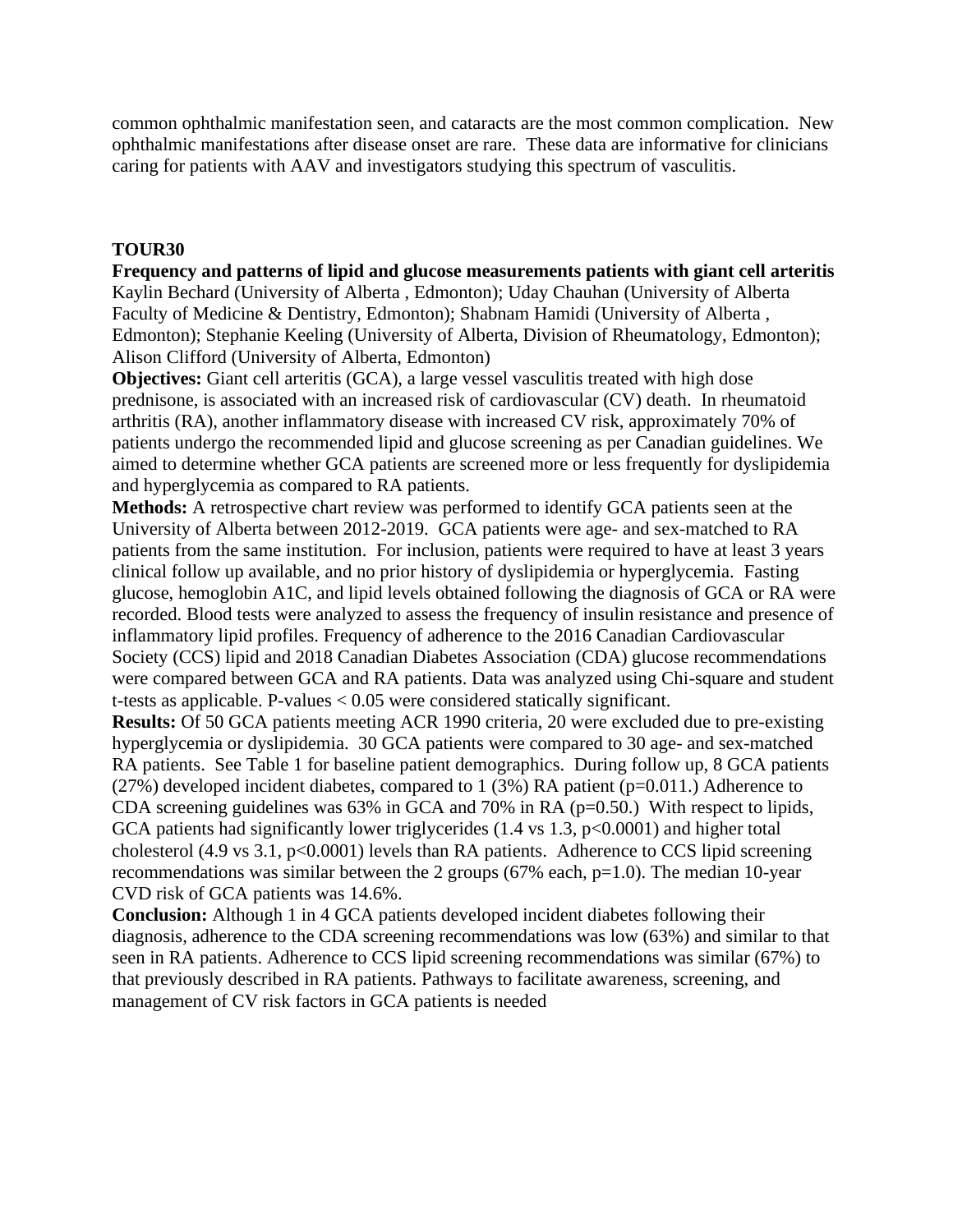common ophthalmic manifestation seen, and cataracts are the most common complication. New ophthalmic manifestations after disease onset are rare. These data are informative for clinicians caring for patients with AAV and investigators studying this spectrum of vasculitis.

**TOUR30**

**Frequency and patterns of lipid and glucose measurements patients with giant cell arteritis**

Kaylin Bechard (University of Alberta , Edmonton); Uday Chauhan (University of Alberta Faculty of Medicine & Dentistry, Edmonton); Shabnam Hamidi (University of Alberta , Edmonton); Stephanie Keeling (University of Alberta, Division of Rheumatology, Edmonton); Alison Clifford (University of Alberta, Edmonton)

**Objectives:** Giant cell arteritis (GCA), a large vessel vasculitis treated with high dose prednisone, is associated with an increased risk of cardiovascular (CV) death. In rheumatoid arthritis (RA), another inflammatory disease with increased CV risk, approximately 70% of patients undergo the recommended lipid and glucose screening as per Canadian guidelines. We aimed to determine whether GCA patients are screened more or less frequently for dyslipidemia and hyperglycemia as compared to RA patients.

**Methods:** A retrospective chart review was performed to identify GCA patients seen at the University of Alberta between 2012-2019. GCA patients were age- and sex-matched to RA patients from the same institution. For inclusion, patients were required to have at least 3 years clinical follow up available, and no prior history of dyslipidemia or hyperglycemia. Fasting glucose, hemoglobin A1C, and lipid levels obtained following the diagnosis of GCA or RA were recorded. Blood tests were analyzed to assess the frequency of insulin resistance and presence of inflammatory lipid profiles. Frequency of adherence to the 2016 Canadian Cardiovascular Society (CCS) lipid and 2018 Canadian Diabetes Association (CDA) glucose recommendations were compared between GCA and RA patients. Data was analyzed using Chi-square and student t-tests as applicable. P-values < 0.05 were considered statically significant.

**Results:** Of 50 GCA patients meeting ACR 1990 criteria, 20 were excluded due to pre-existing hyperglycemia or dyslipidemia. 30 GCA patients were compared to 30 age- and sex-matched RA patients. See Table 1 for baseline patient demographics. During follow up, 8 GCA patients (27%) developed incident diabetes, compared to 1 (3%) RA patient ($p=0.011$.) Adherence to CDA screening guidelines was 63% in GCA and 70% in RA ($p=0.50$.) With respect to lipids, GCA patients had significantly lower triglycerides (1.4 vs 1.3, $p<0.0001$) and higher total cholesterol (4.9 vs 3.1, $p<0.0001$) levels than RA patients. Adherence to CCS lipid screening recommendations was similar between the 2 groups (67% each, $p=1.0$). The median 10-year CVD risk of GCA patients was 14.6%.

**Conclusion:** Although 1 in 4 GCA patients developed incident diabetes following their diagnosis, adherence to the CDA screening recommendations was low (63%) and similar to that seen in RA patients. Adherence to CCS lipid screening recommendations was similar (67%) to that previously described in RA patients. Pathways to facilitate awareness, screening, and management of CV risk factors in GCA patients is needed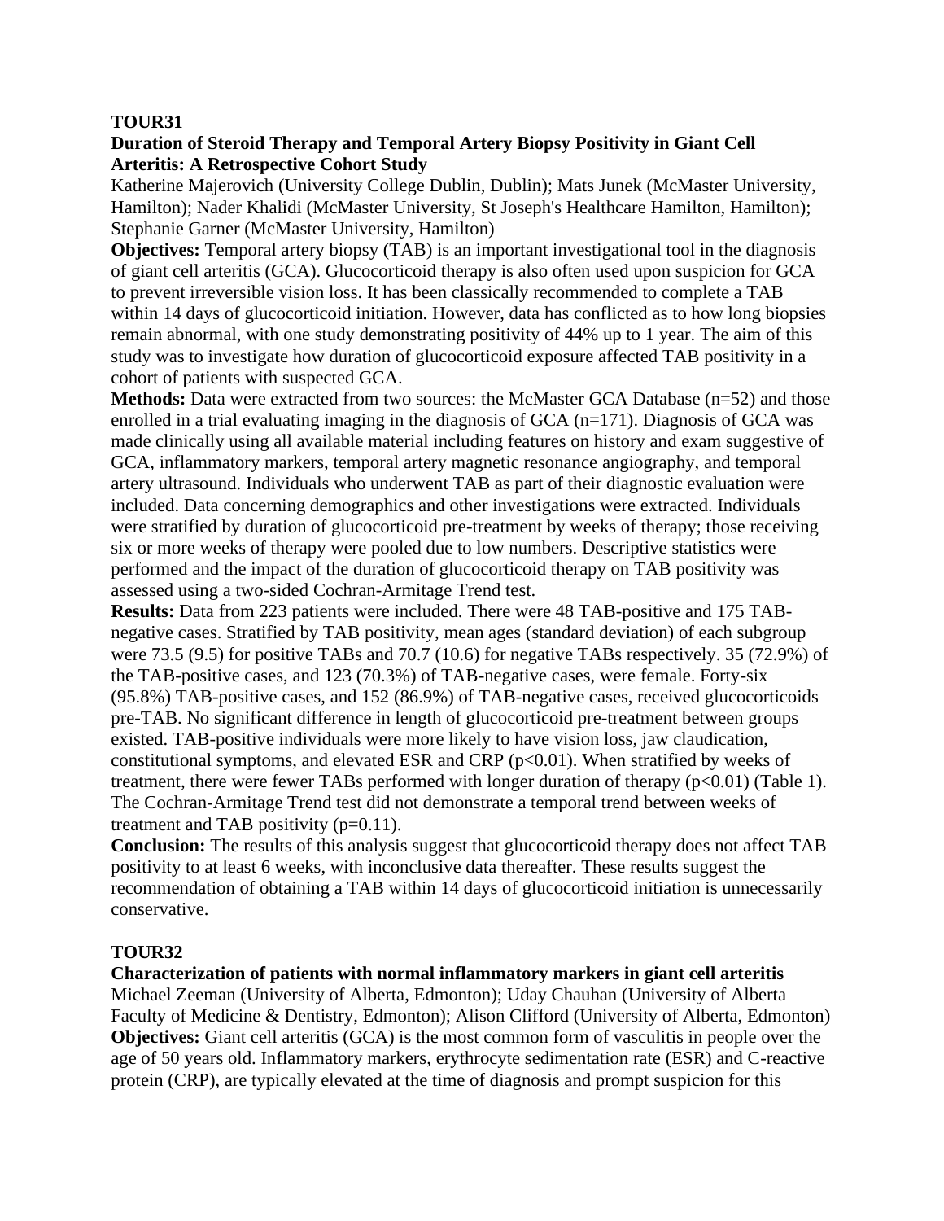**TOUR31**

**Duration of Steroid Therapy and Temporal Artery Biopsy Positivity in Giant Cell Arteritis: A Retrospective Cohort Study**

Katherine Majerovich (University College Dublin, Dublin); Mats Junek (McMaster University, Hamilton); Nader Khalidi (McMaster University, St Joseph's Healthcare Hamilton, Hamilton); Stephanie Garner (McMaster University, Hamilton)

**Objectives:** Temporal artery biopsy (TAB) is an important investigational tool in the diagnosis of giant cell arteritis (GCA). Glucocorticoid therapy is also often used upon suspicion for GCA to prevent irreversible vision loss. It has been classically recommended to complete a TAB within 14 days of glucocorticoid initiation. However, data has conflicted as to how long biopsies remain abnormal, with one study demonstrating positivity of 44% up to 1 year. The aim of this study was to investigate how duration of glucocorticoid exposure affected TAB positivity in a cohort of patients with suspected GCA.

**Methods:** Data were extracted from two sources: the McMaster GCA Database (n=52) and those enrolled in a trial evaluating imaging in the diagnosis of GCA (n=171). Diagnosis of GCA was made clinically using all available material including features on history and exam suggestive of GCA, inflammatory markers, temporal artery magnetic resonance angiography, and temporal artery ultrasound. Individuals who underwent TAB as part of their diagnostic evaluation were included. Data concerning demographics and other investigations were extracted. Individuals were stratified by duration of glucocorticoid pre-treatment by weeks of therapy; those receiving six or more weeks of therapy were pooled due to low numbers. Descriptive statistics were performed and the impact of the duration of glucocorticoid therapy on TAB positivity was assessed using a two-sided Cochran-Armitage Trend test.

**Results:** Data from 223 patients were included. There were 48 TAB-positive and 175 TAB-negative cases. Stratified by TAB positivity, mean ages (standard deviation) of each subgroup were 73.5 (9.5) for positive TABs and 70.7 (10.6) for negative TABs respectively. 35 (72.9%) of the TAB-positive cases, and 123 (70.3%) of TAB-negative cases, were female. Forty-six (95.8%) TAB-positive cases, and 152 (86.9%) of TAB-negative cases, received glucocorticoids pre-TAB. No significant difference in length of glucocorticoid pre-treatment between groups existed. TAB-positive individuals were more likely to have vision loss, jaw claudication, constitutional symptoms, and elevated ESR and CRP ($p<0.01$). When stratified by weeks of treatment, there were fewer TABs performed with longer duration of therapy ($p<0.01$) (Table 1). The Cochran-Armitage Trend test did not demonstrate a temporal trend between weeks of treatment and TAB positivity ($p=0.11$).

**Conclusion:** The results of this analysis suggest that glucocorticoid therapy does not affect TAB positivity to at least 6 weeks, with inconclusive data thereafter. These results suggest the recommendation of obtaining a TAB within 14 days of glucocorticoid initiation is unnecessarily conservative.

**TOUR32**

**Characterization of patients with normal inflammatory markers in giant cell arteritis**

Michael Zeeman (University of Alberta, Edmonton); Uday Chauhan (University of Alberta Faculty of Medicine & Dentistry, Edmonton); Alison Clifford (University of Alberta, Edmonton)

**Objectives:** Giant cell arteritis (GCA) is the most common form of vasculitis in people over the age of 50 years old. Inflammatory markers, erythrocyte sedimentation rate (ESR) and C-reactive protein (CRP), are typically elevated at the time of diagnosis and prompt suspicion for this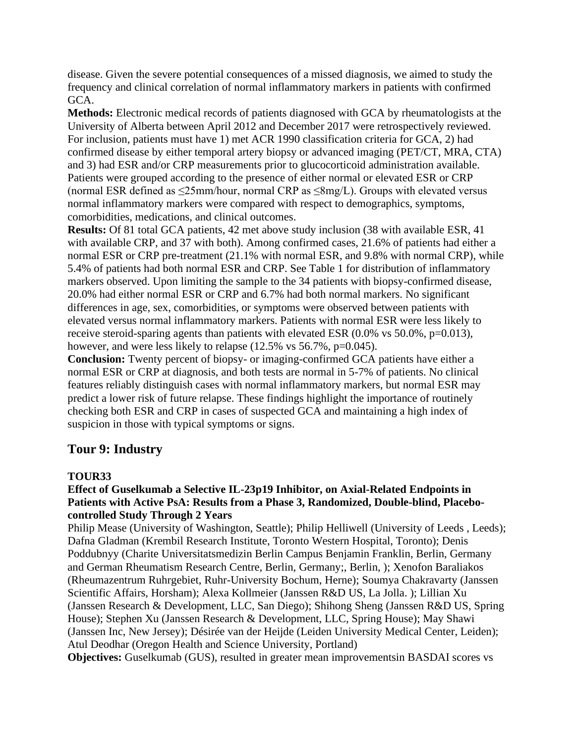disease. Given the severe potential consequences of a missed diagnosis, we aimed to study the frequency and clinical correlation of normal inflammatory markers in patients with confirmed GCA.

**Methods:** Electronic medical records of patients diagnosed with GCA by rheumatologists at the University of Alberta between April 2012 and December 2017 were retrospectively reviewed. For inclusion, patients must have 1) met ACR 1990 classification criteria for GCA, 2) had confirmed disease by either temporal artery biopsy or advanced imaging (PET/CT, MRA, CTA) and 3) had ESR and/or CRP measurements prior to glucocorticoid administration available. Patients were grouped according to the presence of either normal or elevated ESR or CRP (normal ESR defined as ≤25mm/hour, normal CRP as ≤8mg/L). Groups with elevated versus normal inflammatory markers were compared with respect to demographics, symptoms, comorbidities, medications, and clinical outcomes.

**Results:** Of 81 total GCA patients, 42 met above study inclusion (38 with available ESR, 41 with available CRP, and 37 with both). Among confirmed cases, 21.6% of patients had either a normal ESR or CRP pre-treatment (21.1% with normal ESR, and 9.8% with normal CRP), while 5.4% of patients had both normal ESR and CRP. See Table 1 for distribution of inflammatory markers observed. Upon limiting the sample to the 34 patients with biopsy-confirmed disease, 20.0% had either normal ESR or CRP and 6.7% had both normal markers. No significant differences in age, sex, comorbidities, or symptoms were observed between patients with elevated versus normal inflammatory markers. Patients with normal ESR were less likely to receive steroid-sparing agents than patients with elevated ESR (0.0% vs 50.0%, p=0.013), however, and were less likely to relapse (12.5% vs 56.7%, p=0.045).

**Conclusion:** Twenty percent of biopsy- or imaging-confirmed GCA patients have either a normal ESR or CRP at diagnosis, and both tests are normal in 5-7% of patients. No clinical features reliably distinguish cases with normal inflammatory markers, but normal ESR may predict a lower risk of future relapse. These findings highlight the importance of routinely checking both ESR and CRP in cases of suspected GCA and maintaining a high index of suspicion in those with typical symptoms or signs.

## Tour 9: Industry

**TOUR33**

**Effect of Guselkumab a Selective IL-23p19 Inhibitor, on Axial-Related Endpoints in Patients with Active PsA: Results from a Phase 3, Randomized, Double-blind, Placebo-controlled Study Through 2 Years**

Philip Mease (University of Washington, Seattle); Philip Helliwell (University of Leeds , Leeds); Dafna Gladman (Krembil Research Institute, Toronto Western Hospital, Toronto); Denis Poddubnyy (Charite Universitatsmedizin Berlin Campus Benjamin Franklin, Berlin, Germany and German Rheumatism Research Centre, Berlin, Germany;, Berlin, ); Xenofon Baraliakos (Rheumazentrum Ruhrgebiet, Ruhr-University Bochum, Herne); Soumya Chakravarty (Janssen Scientific Affairs, Horsham); Alexa Kollmeier (Janssen R&D US, La Jolla. ); Lillian Xu (Janssen Research & Development, LLC, San Diego); Shihong Sheng (Janssen R&D US, Spring House); Stephen Xu (Janssen Research & Development, LLC, Spring House); May Shawi (Janssen Inc, New Jersey); Désirée van der Heijde (Leiden University Medical Center, Leiden); Atul Deodhar (Oregon Health and Science University, Portland)

**Objectives:** Guselkumab (GUS), resulted in greater mean improvementsin BASDAI scores vs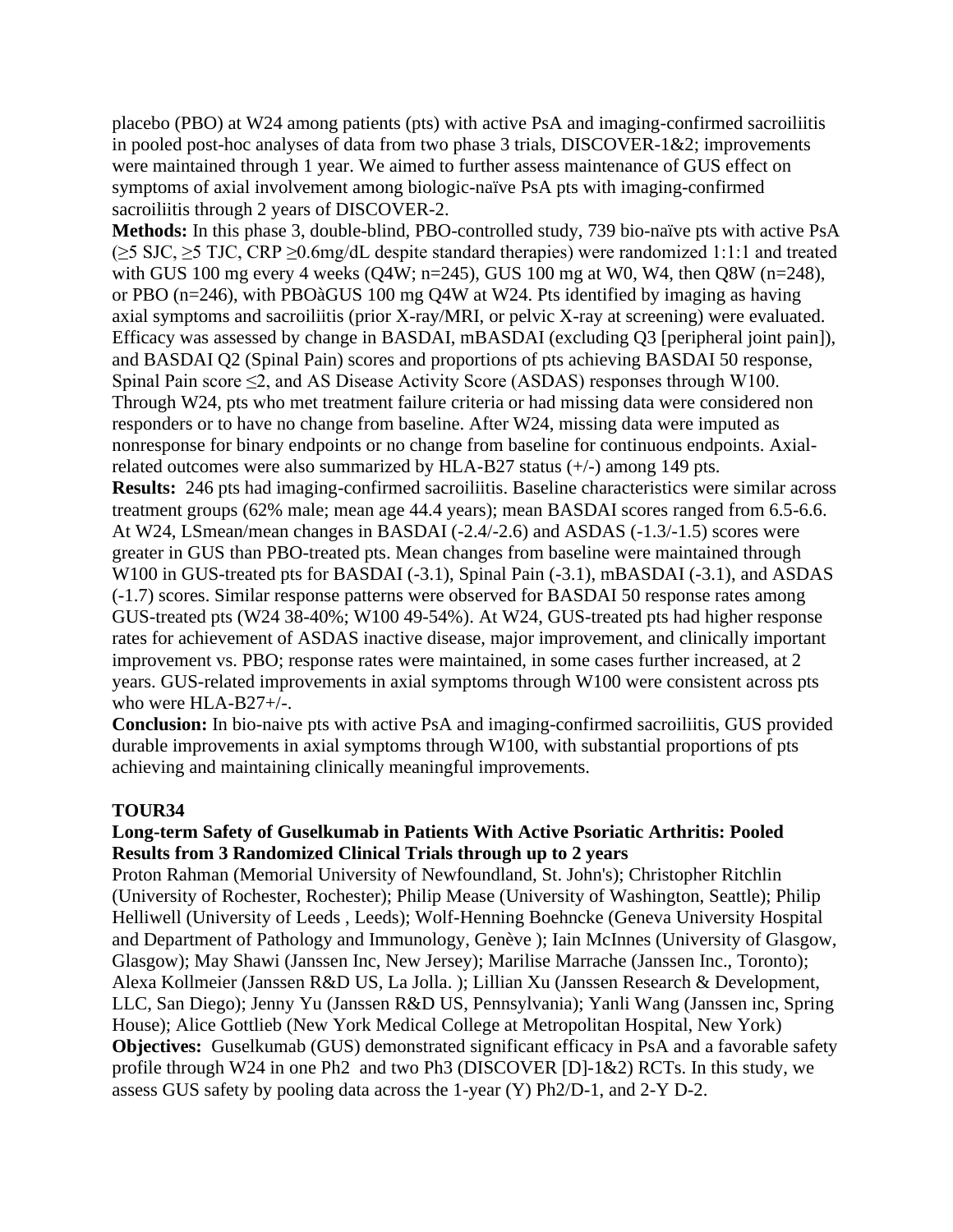placebo (PBO) at W24 among patients (pts) with active PsA and imaging-confirmed sacroiliitis in pooled post-hoc analyses of data from two phase 3 trials, DISCOVER-1&2; improvements were maintained through 1 year. We aimed to further assess maintenance of GUS effect on symptoms of axial involvement among biologic-naïve PsA pts with imaging-confirmed sacroiliitis through 2 years of DISCOVER-2.

**Methods:** In this phase 3, double-blind, PBO-controlled study, 739 bio-naïve pts with active PsA (≥5 SJC, ≥5 TJC, CRP ≥0.6mg/dL despite standard therapies) were randomized 1:1:1 and treated with GUS 100 mg every 4 weeks (Q4W; n=245), GUS 100 mg at W0, W4, then Q8W (n=248), or PBO (n=246), with PBOàGUS 100 mg Q4W at W24. Pts identified by imaging as having axial symptoms and sacroiliitis (prior X-ray/MRI, or pelvic X-ray at screening) were evaluated. Efficacy was assessed by change in BASDAI, mBASDAI (excluding Q3 [peripheral joint pain]), and BASDAI Q2 (Spinal Pain) scores and proportions of pts achieving BASDAI 50 response, Spinal Pain score ≤2, and AS Disease Activity Score (ASDAS) responses through W100. Through W24, pts who met treatment failure criteria or had missing data were considered non responders or to have no change from baseline. After W24, missing data were imputed as nonresponse for binary endpoints or no change from baseline for continuous endpoints. Axial-related outcomes were also summarized by HLA-B27 status (+/-) among 149 pts.

**Results:** 246 pts had imaging-confirmed sacroiliitis. Baseline characteristics were similar across treatment groups (62% male; mean age 44.4 years); mean BASDAI scores ranged from 6.5-6.6. At W24, LSmean/mean changes in BASDAI (-2.4/-2.6) and ASDAS (-1.3/-1.5) scores were greater in GUS than PBO-treated pts. Mean changes from baseline were maintained through W100 in GUS-treated pts for BASDAI (-3.1), Spinal Pain (-3.1), mBASDAI (-3.1), and ASDAS (-1.7) scores. Similar response patterns were observed for BASDAI 50 response rates among GUS-treated pts (W24 38-40%; W100 49-54%). At W24, GUS-treated pts had higher response rates for achievement of ASDAS inactive disease, major improvement, and clinically important improvement vs. PBO; response rates were maintained, in some cases further increased, at 2 years. GUS-related improvements in axial symptoms through W100 were consistent across pts who were HLA-B27+/-.

**Conclusion:** In bio-naive pts with active PsA and imaging-confirmed sacroiliitis, GUS provided durable improvements in axial symptoms through W100, with substantial proportions of pts achieving and maintaining clinically meaningful improvements.

**TOUR34**

**Long-term Safety of Guselkumab in Patients With Active Psoriatic Arthritis: Pooled Results from 3 Randomized Clinical Trials through up to 2 years**

Proton Rahman (Memorial University of Newfoundland, St. John's); Christopher Ritchlin (University of Rochester, Rochester); Philip Mease (University of Washington, Seattle); Philip Helliwell (University of Leeds , Leeds); Wolf-Henning Boehncke (Geneva University Hospital and Department of Pathology and Immunology, Genève ); Iain McInnes (University of Glasgow, Glasgow); May Shawi (Janssen Inc, New Jersey); Marilise Marrache (Janssen Inc., Toronto); Alexa Kollmeier (Janssen R&D US, La Jolla. ); Lillian Xu (Janssen Research & Development, LLC, San Diego); Jenny Yu (Janssen R&D US, Pennsylvania); Yanli Wang (Janssen inc, Spring House); Alice Gottlieb (New York Medical College at Metropolitan Hospital, New York)

**Objectives:** Guselkumab (GUS) demonstrated significant efficacy in PsA and a favorable safety profile through W24 in one Ph2 and two Ph3 (DISCOVER [D]-1&2) RCTs. In this study, we assess GUS safety by pooling data across the 1-year (Y) Ph2/D-1, and 2-Y D-2.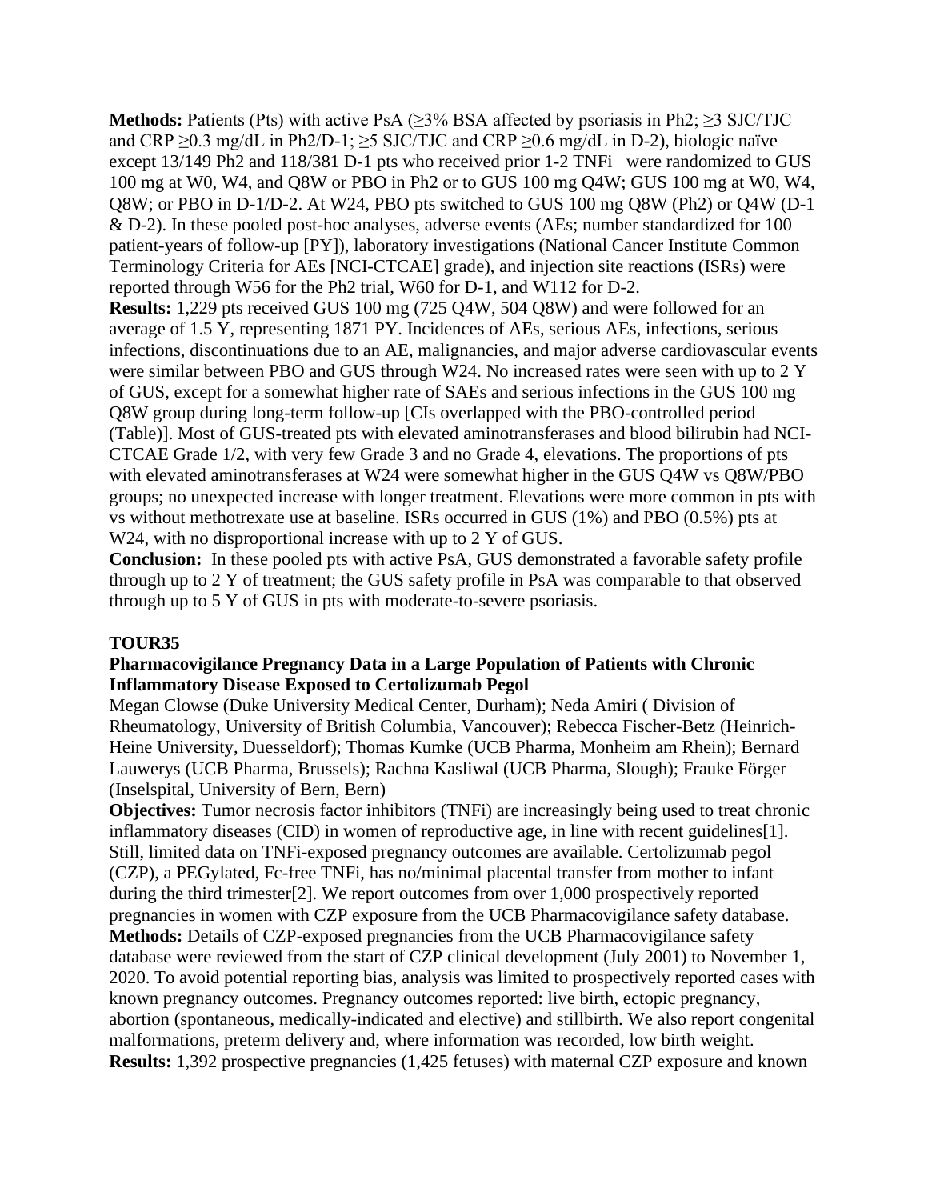**Methods:** Patients (Pts) with active PsA (≥3% BSA affected by psoriasis in Ph2; ≥3 SJC/TJC and CRP ≥0.3 mg/dL in Ph2/D-1; ≥5 SJC/TJC and CRP ≥0.6 mg/dL in D-2), biologic naïve except 13/149 Ph2 and 118/381 D-1 pts who received prior 1-2 TNFi were randomized to GUS 100 mg at W0, W4, and Q8W or PBO in Ph2 or to GUS 100 mg Q4W; GUS 100 mg at W0, W4, Q8W; or PBO in D-1/D-2. At W24, PBO pts switched to GUS 100 mg Q8W (Ph2) or Q4W (D-1 & D-2). In these pooled post-hoc analyses, adverse events (AEs; number standardized for 100 patient-years of follow-up [PY]), laboratory investigations (National Cancer Institute Common Terminology Criteria for AEs [NCI-CTCAE] grade), and injection site reactions (ISRs) were reported through W56 for the Ph2 trial, W60 for D-1, and W112 for D-2.

**Results:** 1,229 pts received GUS 100 mg (725 Q4W, 504 Q8W) and were followed for an average of 1.5 Y, representing 1871 PY. Incidences of AEs, serious AEs, infections, serious infections, discontinuations due to an AE, malignancies, and major adverse cardiovascular events were similar between PBO and GUS through W24. No increased rates were seen with up to 2 Y of GUS, except for a somewhat higher rate of SAEs and serious infections in the GUS 100 mg Q8W group during long-term follow-up [CIs overlapped with the PBO-controlled period (Table)]. Most of GUS-treated pts with elevated aminotransferases and blood bilirubin had NCI-CTCAE Grade 1/2, with very few Grade 3 and no Grade 4, elevations. The proportions of pts with elevated aminotransferases at W24 were somewhat higher in the GUS Q4W vs Q8W/PBO groups; no unexpected increase with longer treatment. Elevations were more common in pts with vs without methotrexate use at baseline. ISRs occurred in GUS (1%) and PBO (0.5%) pts at W24, with no disproportional increase with up to 2 Y of GUS.

**Conclusion:** In these pooled pts with active PsA, GUS demonstrated a favorable safety profile through up to 2 Y of treatment; the GUS safety profile in PsA was comparable to that observed through up to 5 Y of GUS in pts with moderate-to-severe psoriasis.

## TOUR35

### Pharmacovigilance Pregnancy Data in a Large Population of Patients with Chronic Inflammatory Disease Exposed to Certolizumab Pegol

Megan Clowse (Duke University Medical Center, Durham); Neda Amiri ( Division of Rheumatology, University of British Columbia, Vancouver); Rebecca Fischer-Betz (Heinrich-Heine University, Duesseldorf); Thomas Kumke (UCB Pharma, Monheim am Rhein); Bernard Lauwerys (UCB Pharma, Brussels); Rachna Kasliwal (UCB Pharma, Slough); Frauke Förger (Inselspital, University of Bern, Bern)

**Objectives:** Tumor necrosis factor inhibitors (TNFi) are increasingly being used to treat chronic inflammatory diseases (CID) in women of reproductive age, in line with recent guidelines[1]. Still, limited data on TNFi-exposed pregnancy outcomes are available. Certolizumab pegol (CZP), a PEGylated, Fc-free TNFi, has no/minimal placental transfer from mother to infant during the third trimester[2]. We report outcomes from over 1,000 prospectively reported pregnancies in women with CZP exposure from the UCB Pharmacovigilance safety database.

**Methods:** Details of CZP-exposed pregnancies from the UCB Pharmacovigilance safety database were reviewed from the start of CZP clinical development (July 2001) to November 1, 2020. To avoid potential reporting bias, analysis was limited to prospectively reported cases with known pregnancy outcomes. Pregnancy outcomes reported: live birth, ectopic pregnancy, abortion (spontaneous, medically-indicated and elective) and stillbirth. We also report congenital malformations, preterm delivery and, where information was recorded, low birth weight.

**Results:** 1,392 prospective pregnancies (1,425 fetuses) with maternal CZP exposure and known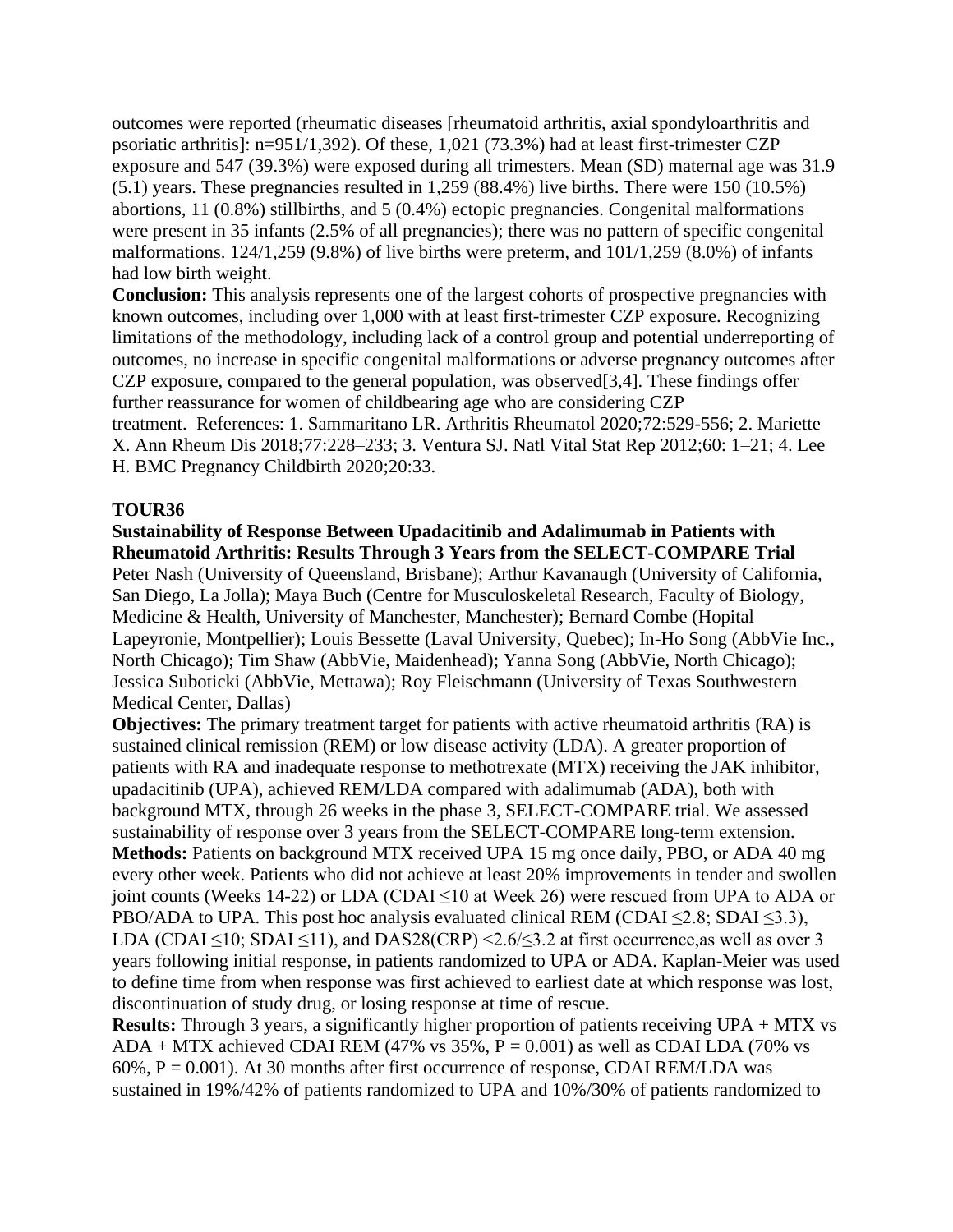outcomes were reported (rheumatic diseases [rheumatoid arthritis, axial spondyloarthritis and psoriatic arthritis]: n=951/1,392). Of these, 1,021 (73.3%) had at least first-trimester CZP exposure and 547 (39.3%) were exposed during all trimesters. Mean (SD) maternal age was 31.9 (5.1) years. These pregnancies resulted in 1,259 (88.4%) live births. There were 150 (10.5%) abortions, 11 (0.8%) stillbirths, and 5 (0.4%) ectopic pregnancies. Congenital malformations were present in 35 infants (2.5% of all pregnancies); there was no pattern of specific congenital malformations. 124/1,259 (9.8%) of live births were preterm, and 101/1,259 (8.0%) of infants had low birth weight.

**Conclusion:** This analysis represents one of the largest cohorts of prospective pregnancies with known outcomes, including over 1,000 with at least first-trimester CZP exposure. Recognizing limitations of the methodology, including lack of a control group and potential underreporting of outcomes, no increase in specific congenital malformations or adverse pregnancy outcomes after CZP exposure, compared to the general population, was observed[3,4]. These findings offer further reassurance for women of childbearing age who are considering CZP treatment. References: 1. Sammaritano LR. Arthritis Rheumatol 2020;72:529-556; 2. Mariette X. Ann Rheum Dis 2018;77:228–233; 3. Ventura SJ. Natl Vital Stat Rep 2012;60: 1–21; 4. Lee H. BMC Pregnancy Childbirth 2020;20:33.

**TOUR36**

**Sustainability of Response Between Upadacitinib and Adalimumab in Patients with Rheumatoid Arthritis: Results Through 3 Years from the SELECT-COMPARE Trial**

Peter Nash (University of Queensland, Brisbane); Arthur Kavanaugh (University of California, San Diego, La Jolla); Maya Buch (Centre for Musculoskeletal Research, Faculty of Biology, Medicine & Health, University of Manchester, Manchester); Bernard Combe (Hopital Lapeyronie, Montpellier); Louis Bessette (Laval University, Quebec); In-Ho Song (AbbVie Inc., North Chicago); Tim Shaw (AbbVie, Maidenhead); Yanna Song (AbbVie, North Chicago); Jessica Suboticki (AbbVie, Mettawa); Roy Fleischmann (University of Texas Southwestern Medical Center, Dallas)

**Objectives:** The primary treatment target for patients with active rheumatoid arthritis (RA) is sustained clinical remission (REM) or low disease activity (LDA). A greater proportion of patients with RA and inadequate response to methotrexate (MTX) receiving the JAK inhibitor, upadacitinib (UPA), achieved REM/LDA compared with adalimumab (ADA), both with background MTX, through 26 weeks in the phase 3, SELECT-COMPARE trial. We assessed sustainability of response over 3 years from the SELECT-COMPARE long-term extension.

**Methods:** Patients on background MTX received UPA 15 mg once daily, PBO, or ADA 40 mg every other week. Patients who did not achieve at least 20% improvements in tender and swollen joint counts (Weeks 14-22) or LDA (CDAI ≤10 at Week 26) were rescued from UPA to ADA or PBO/ADA to UPA. This post hoc analysis evaluated clinical REM (CDAI ≤2.8; SDAI ≤3.3), LDA (CDAI ≤10; SDAI ≤11), and DAS28(CRP) <2.6/≤3.2 at first occurrence,as well as over 3 years following initial response, in patients randomized to UPA or ADA. Kaplan-Meier was used to define time from when response was first achieved to earliest date at which response was lost, discontinuation of study drug, or losing response at time of rescue.

**Results:** Through 3 years, a significantly higher proportion of patients receiving UPA + MTX vs ADA + MTX achieved CDAI REM (47% vs 35%, P = 0.001) as well as CDAI LDA (70% vs 60%, P = 0.001). At 30 months after first occurrence of response, CDAI REM/LDA was sustained in 19%/42% of patients randomized to UPA and 10%/30% of patients randomized to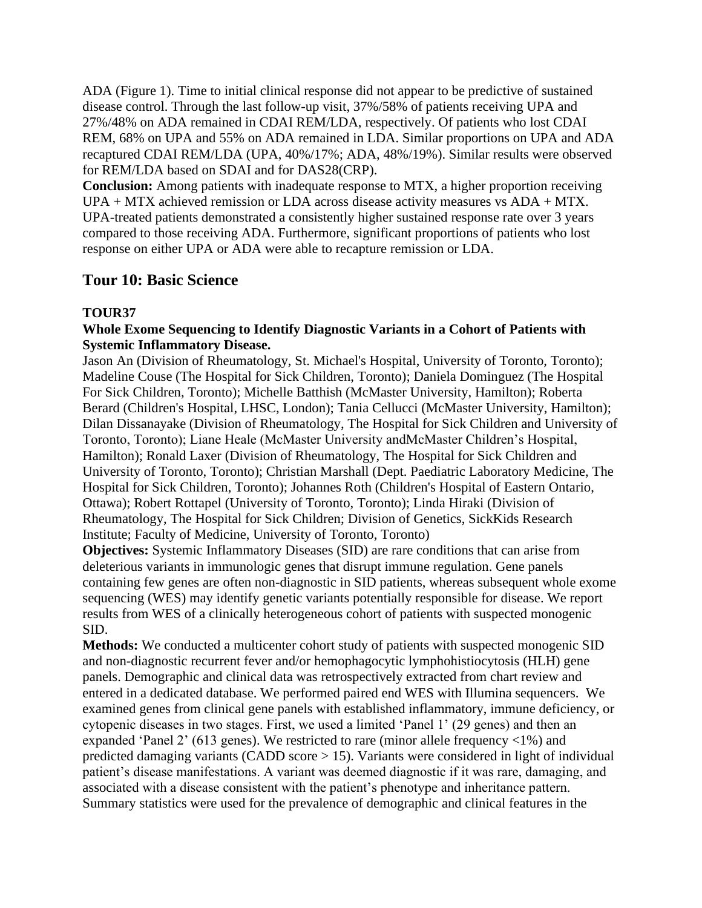ADA (Figure 1). Time to initial clinical response did not appear to be predictive of sustained disease control. Through the last follow-up visit, 37%/58% of patients receiving UPA and 27%/48% on ADA remained in CDAI REM/LDA, respectively. Of patients who lost CDAI REM, 68% on UPA and 55% on ADA remained in LDA. Similar proportions on UPA and ADA recaptured CDAI REM/LDA (UPA, 40%/17%; ADA, 48%/19%). Similar results were observed for REM/LDA based on SDAI and for DAS28(CRP).

**Conclusion:** Among patients with inadequate response to MTX, a higher proportion receiving UPA + MTX achieved remission or LDA across disease activity measures vs ADA + MTX. UPA-treated patients demonstrated a consistently higher sustained response rate over 3 years compared to those receiving ADA. Furthermore, significant proportions of patients who lost response on either UPA or ADA were able to recapture remission or LDA.

## Tour 10: Basic Science

### TOUR37

**Whole Exome Sequencing to Identify Diagnostic Variants in a Cohort of Patients with Systemic Inflammatory Disease.**

Jason An (Division of Rheumatology, St. Michael's Hospital, University of Toronto, Toronto); Madeline Couse (The Hospital for Sick Children, Toronto); Daniela Dominguez (The Hospital For Sick Children, Toronto); Michelle Batthish (McMaster University, Hamilton); Roberta Berard (Children's Hospital, LHSC, London); Tania Cellucci (McMaster University, Hamilton); Dilan Dissanayake (Division of Rheumatology, The Hospital for Sick Children and University of Toronto, Toronto); Liane Heale (McMaster University andMcMaster Children's Hospital, Hamilton); Ronald Laxer (Division of Rheumatology, The Hospital for Sick Children and University of Toronto, Toronto); Christian Marshall (Dept. Paediatric Laboratory Medicine, The Hospital for Sick Children, Toronto); Johannes Roth (Children's Hospital of Eastern Ontario, Ottawa); Robert Rottapel (University of Toronto, Toronto); Linda Hiraki (Division of Rheumatology, The Hospital for Sick Children; Division of Genetics, SickKids Research Institute; Faculty of Medicine, University of Toronto, Toronto)

**Objectives:** Systemic Inflammatory Diseases (SID) are rare conditions that can arise from deleterious variants in immunologic genes that disrupt immune regulation. Gene panels containing few genes are often non-diagnostic in SID patients, whereas subsequent whole exome sequencing (WES) may identify genetic variants potentially responsible for disease. We report results from WES of a clinically heterogeneous cohort of patients with suspected monogenic SID.

**Methods:** We conducted a multicenter cohort study of patients with suspected monogenic SID and non-diagnostic recurrent fever and/or hemophagocytic lymphohistiocytosis (HLH) gene panels. Demographic and clinical data was retrospectively extracted from chart review and entered in a dedicated database. We performed paired end WES with Illumina sequencers. We examined genes from clinical gene panels with established inflammatory, immune deficiency, or cytopenic diseases in two stages. First, we used a limited 'Panel 1' (29 genes) and then an expanded 'Panel 2' (613 genes). We restricted to rare (minor allele frequency <1%) and predicted damaging variants (CADD score > 15). Variants were considered in light of individual patient's disease manifestations. A variant was deemed diagnostic if it was rare, damaging, and associated with a disease consistent with the patient's phenotype and inheritance pattern. Summary statistics were used for the prevalence of demographic and clinical features in the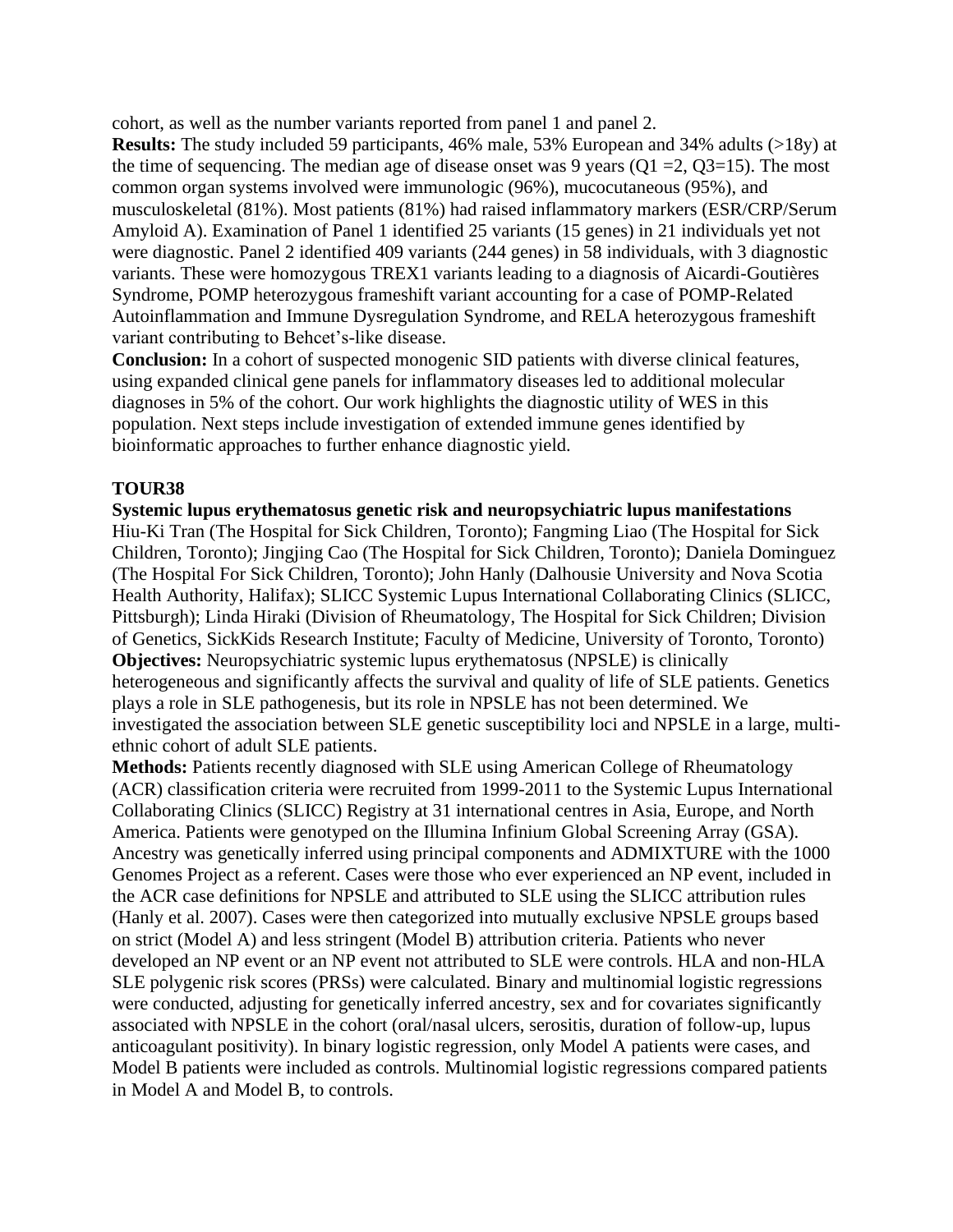cohort, as well as the number variants reported from panel 1 and panel 2.

**Results:** The study included 59 participants, 46% male, 53% European and 34% adults (>18y) at the time of sequencing. The median age of disease onset was 9 years (Q1 =2, Q3=15). The most common organ systems involved were immunologic (96%), mucocutaneous (95%), and musculoskeletal (81%). Most patients (81%) had raised inflammatory markers (ESR/CRP/Serum Amyloid A). Examination of Panel 1 identified 25 variants (15 genes) in 21 individuals yet not were diagnostic. Panel 2 identified 409 variants (244 genes) in 58 individuals, with 3 diagnostic variants. These were homozygous TREX1 variants leading to a diagnosis of Aicardi-Goutières Syndrome, POMP heterozygous frameshift variant accounting for a case of POMP-Related Autoinflammation and Immune Dysregulation Syndrome, and RELA heterozygous frameshift variant contributing to Behcet's-like disease.

**Conclusion:** In a cohort of suspected monogenic SID patients with diverse clinical features, using expanded clinical gene panels for inflammatory diseases led to additional molecular diagnoses in 5% of the cohort. Our work highlights the diagnostic utility of WES in this population. Next steps include investigation of extended immune genes identified by bioinformatic approaches to further enhance diagnostic yield.

**TOUR38**

**Systemic lupus erythematosus genetic risk and neuropsychiatric lupus manifestations**

Hiu-Ki Tran (The Hospital for Sick Children, Toronto); Fangming Liao (The Hospital for Sick Children, Toronto); Jingjing Cao (The Hospital for Sick Children, Toronto); Daniela Dominguez (The Hospital For Sick Children, Toronto); John Hanly (Dalhousie University and Nova Scotia Health Authority, Halifax); SLICC Systemic Lupus International Collaborating Clinics (SLICC, Pittsburgh); Linda Hiraki (Division of Rheumatology, The Hospital for Sick Children; Division of Genetics, SickKids Research Institute; Faculty of Medicine, University of Toronto, Toronto)

**Objectives:** Neuropsychiatric systemic lupus erythematosus (NPSLE) is clinically heterogeneous and significantly affects the survival and quality of life of SLE patients. Genetics plays a role in SLE pathogenesis, but its role in NPSLE has not been determined. We investigated the association between SLE genetic susceptibility loci and NPSLE in a large, multi-ethnic cohort of adult SLE patients.

**Methods:** Patients recently diagnosed with SLE using American College of Rheumatology (ACR) classification criteria were recruited from 1999-2011 to the Systemic Lupus International Collaborating Clinics (SLICC) Registry at 31 international centres in Asia, Europe, and North America. Patients were genotyped on the Illumina Infinium Global Screening Array (GSA). Ancestry was genetically inferred using principal components and ADMIXTURE with the 1000 Genomes Project as a referent. Cases were those who ever experienced an NP event, included in the ACR case definitions for NPSLE and attributed to SLE using the SLICC attribution rules (Hanly et al. 2007). Cases were then categorized into mutually exclusive NPSLE groups based on strict (Model A) and less stringent (Model B) attribution criteria. Patients who never developed an NP event or an NP event not attributed to SLE were controls. HLA and non-HLA SLE polygenic risk scores (PRSs) were calculated. Binary and multinomial logistic regressions were conducted, adjusting for genetically inferred ancestry, sex and for covariates significantly associated with NPSLE in the cohort (oral/nasal ulcers, serositis, duration of follow-up, lupus anticoagulant positivity). In binary logistic regression, only Model A patients were cases, and Model B patients were included as controls. Multinomial logistic regressions compared patients in Model A and Model B, to controls.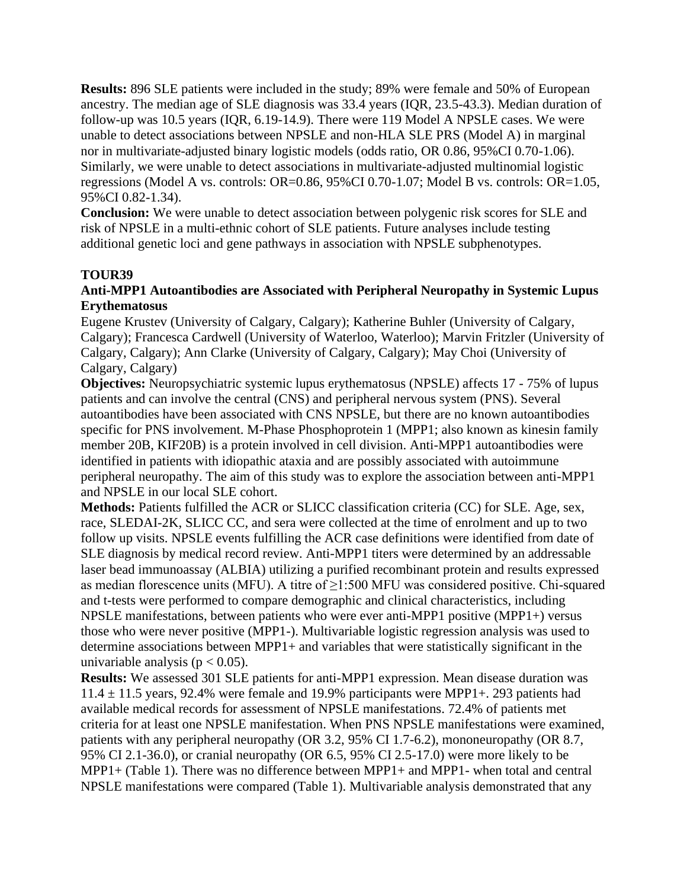**Results:** 896 SLE patients were included in the study; 89% were female and 50% of European ancestry. The median age of SLE diagnosis was 33.4 years (IQR, 23.5-43.3). Median duration of follow-up was 10.5 years (IQR, 6.19-14.9). There were 119 Model A NPSLE cases. We were unable to detect associations between NPSLE and non-HLA SLE PRS (Model A) in marginal nor in multivariate-adjusted binary logistic models (odds ratio, OR 0.86, 95%CI 0.70-1.06). Similarly, we were unable to detect associations in multivariate-adjusted multinomial logistic regressions (Model A vs. controls: OR=0.86, 95%CI 0.70-1.07; Model B vs. controls: OR=1.05, 95%CI 0.82-1.34).

**Conclusion:** We were unable to detect association between polygenic risk scores for SLE and risk of NPSLE in a multi-ethnic cohort of SLE patients. Future analyses include testing additional genetic loci and gene pathways in association with NPSLE subphenotypes.

**TOUR39**

**Anti-MPP1 Autoantibodies are Associated with Peripheral Neuropathy in Systemic Lupus Erythematosus**

Eugene Krustev (University of Calgary, Calgary); Katherine Buhler (University of Calgary, Calgary); Francesca Cardwell (University of Waterloo, Waterloo); Marvin Fritzler (University of Calgary, Calgary); Ann Clarke (University of Calgary, Calgary); May Choi (University of Calgary, Calgary)

**Objectives:** Neuropsychiatric systemic lupus erythematosus (NPSLE) affects 17 - 75% of lupus patients and can involve the central (CNS) and peripheral nervous system (PNS). Several autoantibodies have been associated with CNS NPSLE, but there are no known autoantibodies specific for PNS involvement. M-Phase Phosphoprotein 1 (MPP1; also known as kinesin family member 20B, KIF20B) is a protein involved in cell division. Anti-MPP1 autoantibodies were identified in patients with idiopathic ataxia and are possibly associated with autoimmune peripheral neuropathy. The aim of this study was to explore the association between anti-MPP1 and NPSLE in our local SLE cohort.

**Methods:** Patients fulfilled the ACR or SLICC classification criteria (CC) for SLE. Age, sex, race, SLEDAI-2K, SLICC CC, and sera were collected at the time of enrolment and up to two follow up visits. NPSLE events fulfilling the ACR case definitions were identified from date of SLE diagnosis by medical record review. Anti-MPP1 titers were determined by an addressable laser bead immunoassay (ALBIA) utilizing a purified recombinant protein and results expressed as median florescence units (MFU). A titre of ≥1:500 MFU was considered positive. Chi-squared and t-tests were performed to compare demographic and clinical characteristics, including NPSLE manifestations, between patients who were ever anti-MPP1 positive (MPP1+) versus those who were never positive (MPP1-). Multivariable logistic regression analysis was used to determine associations between MPP1+ and variables that were statistically significant in the univariable analysis ($p < 0.05$).

**Results:** We assessed 301 SLE patients for anti-MPP1 expression. Mean disease duration was $11.4 \pm 11.5$ years, 92.4% were female and 19.9% participants were MPP1+. 293 patients had available medical records for assessment of NPSLE manifestations. 72.4% of patients met criteria for at least one NPSLE manifestation. When PNS NPSLE manifestations were examined, patients with any peripheral neuropathy (OR 3.2, 95% CI 1.7-6.2), mononeuropathy (OR 8.7, 95% CI 2.1-36.0), or cranial neuropathy (OR 6.5, 95% CI 2.5-17.0) were more likely to be MPP1+ (Table 1). There was no difference between MPP1+ and MPP1- when total and central NPSLE manifestations were compared (Table 1). Multivariable analysis demonstrated that any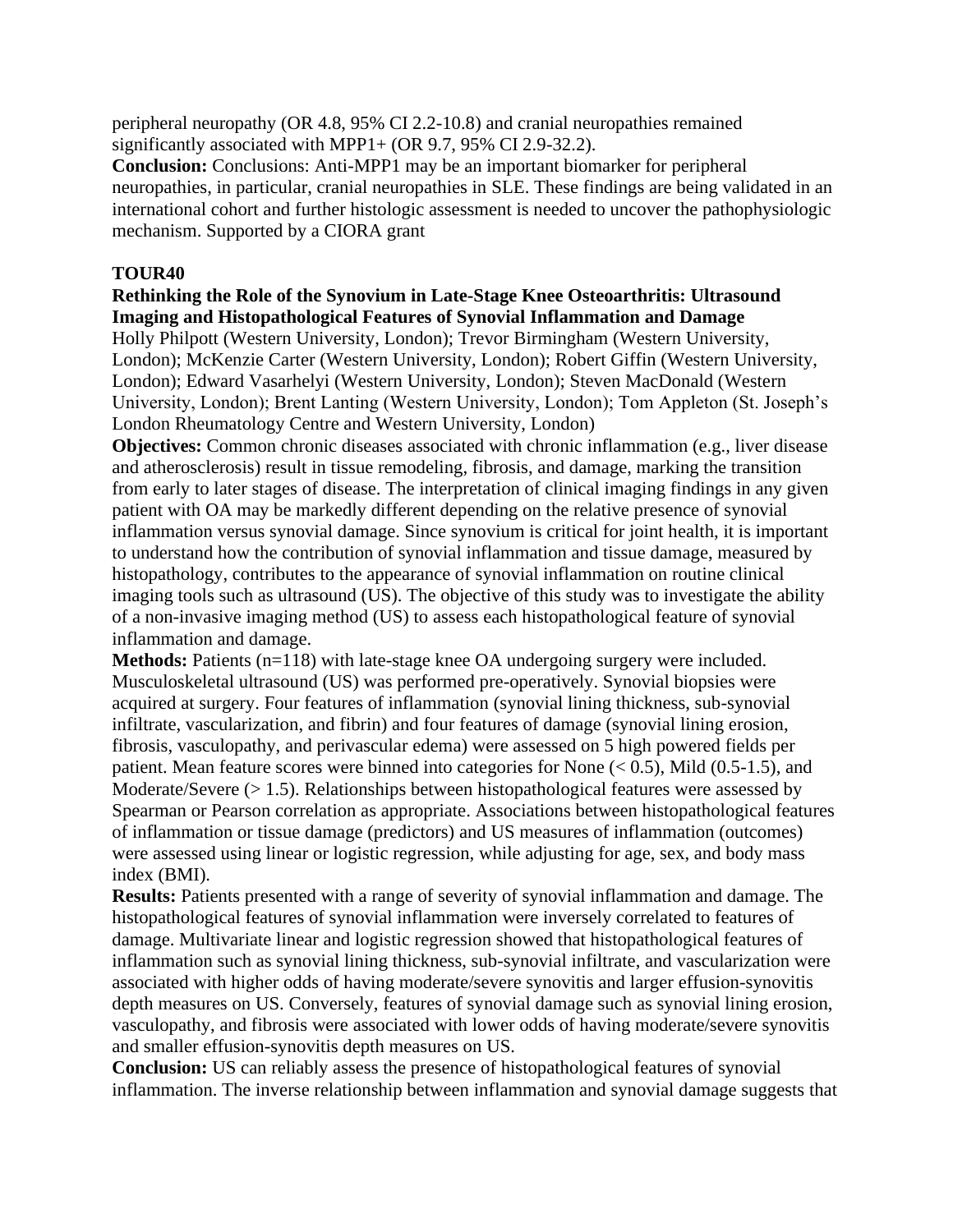peripheral neuropathy (OR 4.8, 95% CI 2.2-10.8) and cranial neuropathies remained significantly associated with MPP1+ (OR 9.7, 95% CI 2.9-32.2).

**Conclusion:** Conclusions: Anti-MPP1 may be an important biomarker for peripheral neuropathies, in particular, cranial neuropathies in SLE. These findings are being validated in an international cohort and further histologic assessment is needed to uncover the pathophysiologic mechanism. Supported by a CIORA grant

### TOUR40

**Rethinking the Role of the Synovium in Late-Stage Knee Osteoarthritis: Ultrasound Imaging and Histopathological Features of Synovial Inflammation and Damage**

Holly Philpott (Western University, London); Trevor Birmingham (Western University, London); McKenzie Carter (Western University, London); Robert Giffin (Western University, London); Edward Vasarhelyi (Western University, London); Steven MacDonald (Western University, London); Brent Lanting (Western University, London); Tom Appleton (St. Joseph's London Rheumatology Centre and Western University, London)

**Objectives:** Common chronic diseases associated with chronic inflammation (e.g., liver disease and atherosclerosis) result in tissue remodeling, fibrosis, and damage, marking the transition from early to later stages of disease. The interpretation of clinical imaging findings in any given patient with OA may be markedly different depending on the relative presence of synovial inflammation versus synovial damage. Since synovium is critical for joint health, it is important to understand how the contribution of synovial inflammation and tissue damage, measured by histopathology, contributes to the appearance of synovial inflammation on routine clinical imaging tools such as ultrasound (US). The objective of this study was to investigate the ability of a non-invasive imaging method (US) to assess each histopathological feature of synovial inflammation and damage.

**Methods:** Patients (n=118) with late-stage knee OA undergoing surgery were included. Musculoskeletal ultrasound (US) was performed pre-operatively. Synovial biopsies were acquired at surgery. Four features of inflammation (synovial lining thickness, sub-synovial infiltrate, vascularization, and fibrin) and four features of damage (synovial lining erosion, fibrosis, vasculopathy, and perivascular edema) were assessed on 5 high powered fields per patient. Mean feature scores were binned into categories for None (< 0.5), Mild (0.5-1.5), and Moderate/Severe (> 1.5). Relationships between histopathological features were assessed by Spearman or Pearson correlation as appropriate. Associations between histopathological features of inflammation or tissue damage (predictors) and US measures of inflammation (outcomes) were assessed using linear or logistic regression, while adjusting for age, sex, and body mass index (BMI).

**Results:** Patients presented with a range of severity of synovial inflammation and damage. The histopathological features of synovial inflammation were inversely correlated to features of damage. Multivariate linear and logistic regression showed that histopathological features of inflammation such as synovial lining thickness, sub-synovial infiltrate, and vascularization were associated with higher odds of having moderate/severe synovitis and larger effusion-synovitis depth measures on US. Conversely, features of synovial damage such as synovial lining erosion, vasculopathy, and fibrosis were associated with lower odds of having moderate/severe synovitis and smaller effusion-synovitis depth measures on US.

**Conclusion:** US can reliably assess the presence of histopathological features of synovial inflammation. The inverse relationship between inflammation and synovial damage suggests that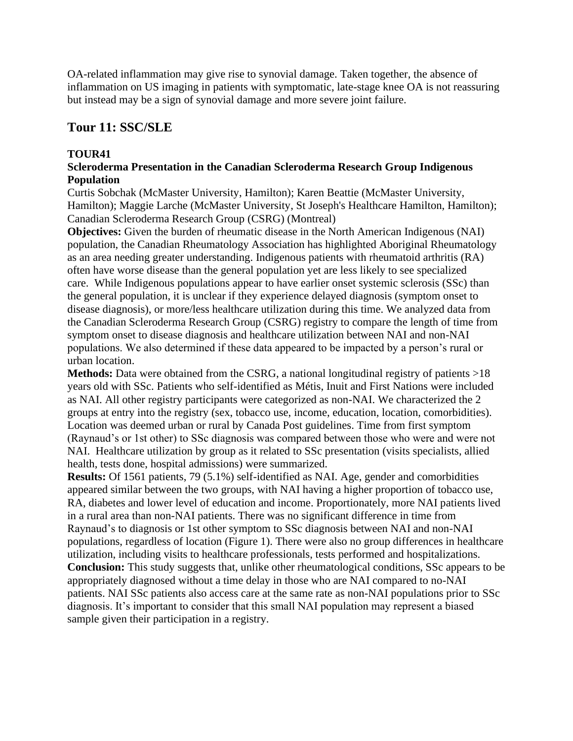OA-related inflammation may give rise to synovial damage. Taken together, the absence of inflammation on US imaging in patients with symptomatic, late-stage knee OA is not reassuring but instead may be a sign of synovial damage and more severe joint failure.

## Tour 11: SSC/SLE

### TOUR41

### Scleroderma Presentation in the Canadian Scleroderma Research Group Indigenous Population

Curtis Sobchak (McMaster University, Hamilton); Karen Beattie (McMaster University, Hamilton); Maggie Larche (McMaster University, St Joseph's Healthcare Hamilton, Hamilton); Canadian Scleroderma Research Group (CSRG) (Montreal)

**Objectives:** Given the burden of rheumatic disease in the North American Indigenous (NAI) population, the Canadian Rheumatology Association has highlighted Aboriginal Rheumatology as an area needing greater understanding. Indigenous patients with rheumatoid arthritis (RA) often have worse disease than the general population yet are less likely to see specialized care. While Indigenous populations appear to have earlier onset systemic sclerosis (SSc) than the general population, it is unclear if they experience delayed diagnosis (symptom onset to disease diagnosis), or more/less healthcare utilization during this time. We analyzed data from the Canadian Scleroderma Research Group (CSRG) registry to compare the length of time from symptom onset to disease diagnosis and healthcare utilization between NAI and non-NAI populations. We also determined if these data appeared to be impacted by a person's rural or urban location.

**Methods:** Data were obtained from the CSRG, a national longitudinal registry of patients >18 years old with SSc. Patients who self-identified as Métis, Inuit and First Nations were included as NAI. All other registry participants were categorized as non-NAI. We characterized the 2 groups at entry into the registry (sex, tobacco use, income, education, location, comorbidities). Location was deemed urban or rural by Canada Post guidelines. Time from first symptom (Raynaud's or 1st other) to SSc diagnosis was compared between those who were and were not NAI. Healthcare utilization by group as it related to SSc presentation (visits specialists, allied health, tests done, hospital admissions) were summarized.

**Results:** Of 1561 patients, 79 (5.1%) self-identified as NAI. Age, gender and comorbidities appeared similar between the two groups, with NAI having a higher proportion of tobacco use, RA, diabetes and lower level of education and income. Proportionately, more NAI patients lived in a rural area than non-NAI patients. There was no significant difference in time from Raynaud's to diagnosis or 1st other symptom to SSc diagnosis between NAI and non-NAI populations, regardless of location (Figure 1). There were also no group differences in healthcare utilization, including visits to healthcare professionals, tests performed and hospitalizations.

**Conclusion:** This study suggests that, unlike other rheumatological conditions, SSc appears to be appropriately diagnosed without a time delay in those who are NAI compared to no-NAI patients. NAI SSc patients also access care at the same rate as non-NAI populations prior to SSc diagnosis. It's important to consider that this small NAI population may represent a biased sample given their participation in a registry.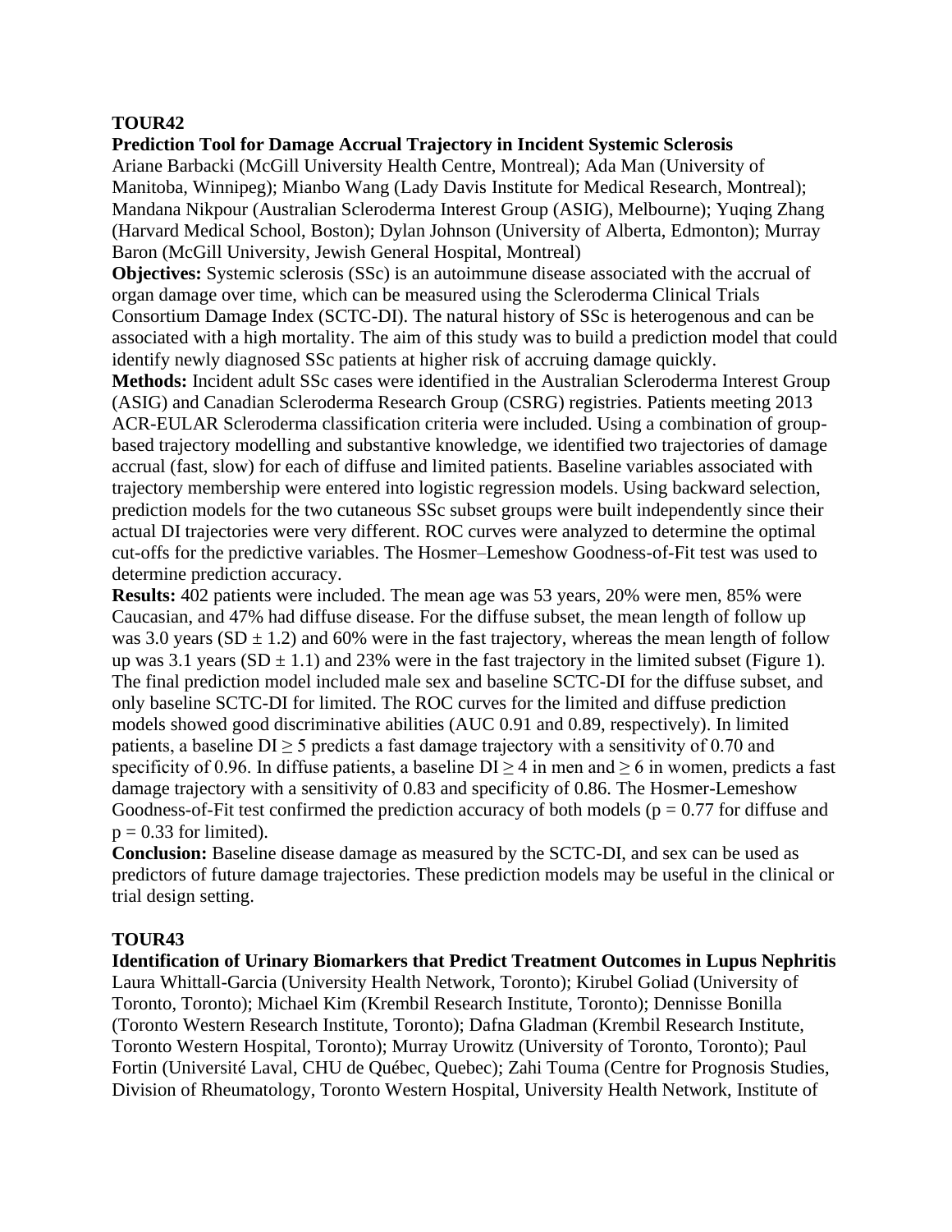**TOUR42**

**Prediction Tool for Damage Accrual Trajectory in Incident Systemic Sclerosis**

Ariane Barbacki (McGill University Health Centre, Montreal); Ada Man (University of Manitoba, Winnipeg); Mianbo Wang (Lady Davis Institute for Medical Research, Montreal); Mandana Nikpour (Australian Scleroderma Interest Group (ASIG), Melbourne); Yuqing Zhang (Harvard Medical School, Boston); Dylan Johnson (University of Alberta, Edmonton); Murray Baron (McGill University, Jewish General Hospital, Montreal)

**Objectives:** Systemic sclerosis (SSc) is an autoimmune disease associated with the accrual of organ damage over time, which can be measured using the Scleroderma Clinical Trials Consortium Damage Index (SCTC-DI). The natural history of SSc is heterogenous and can be associated with a high mortality. The aim of this study was to build a prediction model that could identify newly diagnosed SSc patients at higher risk of accruing damage quickly.

**Methods:** Incident adult SSc cases were identified in the Australian Scleroderma Interest Group (ASIG) and Canadian Scleroderma Research Group (CSRG) registries. Patients meeting 2013 ACR-EULAR Scleroderma classification criteria were included. Using a combination of group-based trajectory modelling and substantive knowledge, we identified two trajectories of damage accrual (fast, slow) for each of diffuse and limited patients. Baseline variables associated with trajectory membership were entered into logistic regression models. Using backward selection, prediction models for the two cutaneous SSc subset groups were built independently since their actual DI trajectories were very different. ROC curves were analyzed to determine the optimal cut-offs for the predictive variables. The Hosmer–Lemeshow Goodness-of-Fit test was used to determine prediction accuracy.

**Results:** 402 patients were included. The mean age was 53 years, 20% were men, 85% were Caucasian, and 47% had diffuse disease. For the diffuse subset, the mean length of follow up was 3.0 years (SD $\pm$ 1.2) and 60% were in the fast trajectory, whereas the mean length of follow up was 3.1 years (SD $\pm$ 1.1) and 23% were in the fast trajectory in the limited subset (Figure 1). The final prediction model included male sex and baseline SCTC-DI for the diffuse subset, and only baseline SCTC-DI for limited. The ROC curves for the limited and diffuse prediction models showed good discriminative abilities (AUC 0.91 and 0.89, respectively). In limited patients, a baseline DI $\geq$ 5 predicts a fast damage trajectory with a sensitivity of 0.70 and specificity of 0.96. In diffuse patients, a baseline DI $\geq$ 4 in men and $\geq$ 6 in women, predicts a fast damage trajectory with a sensitivity of 0.83 and specificity of 0.86. The Hosmer-Lemeshow Goodness-of-Fit test confirmed the prediction accuracy of both models ($p = 0.77$ for diffuse and $p = 0.33$ for limited).

**Conclusion:** Baseline disease damage as measured by the SCTC-DI, and sex can be used as predictors of future damage trajectories. These prediction models may be useful in the clinical or trial design setting.

**TOUR43**

**Identification of Urinary Biomarkers that Predict Treatment Outcomes in Lupus Nephritis**

Laura Whittall-Garcia (University Health Network, Toronto); Kirubel Goliad (University of Toronto, Toronto); Michael Kim (Krembil Research Institute, Toronto); Dennisse Bonilla (Toronto Western Research Institute, Toronto); Dafna Gladman (Krembil Research Institute, Toronto Western Hospital, Toronto); Murray Urowitz (University of Toronto, Toronto); Paul Fortin (Université Laval, CHU de Québec, Quebec); Zahi Touma (Centre for Prognosis Studies, Division of Rheumatology, Toronto Western Hospital, University Health Network, Institute of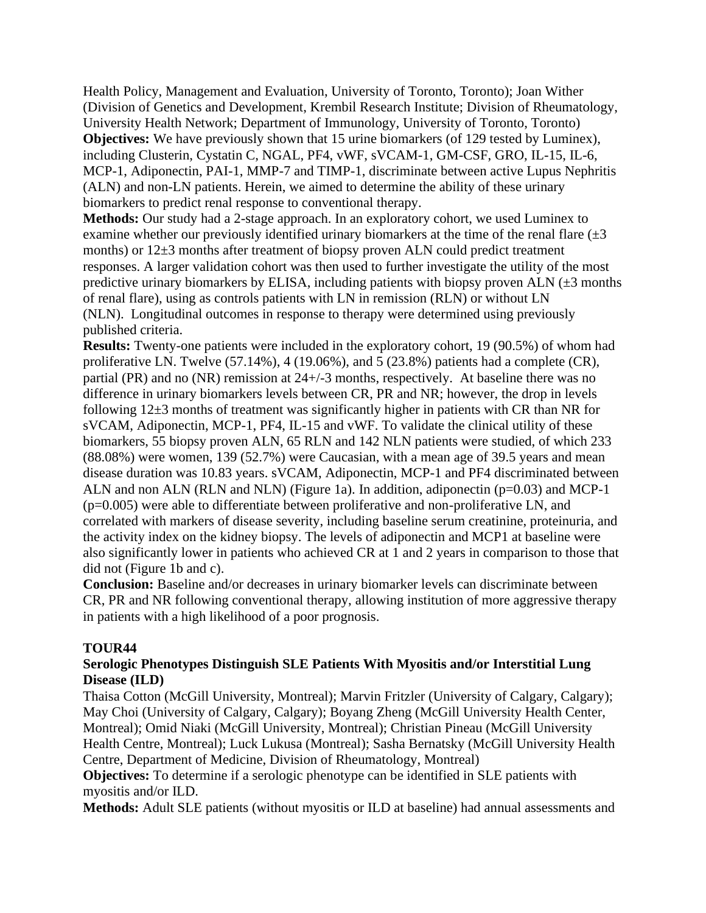Health Policy, Management and Evaluation, University of Toronto, Toronto); Joan Wither (Division of Genetics and Development, Krembil Research Institute; Division of Rheumatology, University Health Network; Department of Immunology, University of Toronto, Toronto)

**Objectives:** We have previously shown that 15 urine biomarkers (of 129 tested by Luminex), including Clusterin, Cystatin C, NGAL, PF4, vWF, sVCAM-1, GM-CSF, GRO, IL-15, IL-6, MCP-1, Adiponectin, PAI-1, MMP-7 and TIMP-1, discriminate between active Lupus Nephritis (ALN) and non-LN patients. Herein, we aimed to determine the ability of these urinary biomarkers to predict renal response to conventional therapy.

**Methods:** Our study had a 2-stage approach. In an exploratory cohort, we used Luminex to examine whether our previously identified urinary biomarkers at the time of the renal flare (±3 months) or 12±3 months after treatment of biopsy proven ALN could predict treatment responses. A larger validation cohort was then used to further investigate the utility of the most predictive urinary biomarkers by ELISA, including patients with biopsy proven ALN (±3 months of renal flare), using as controls patients with LN in remission (RLN) or without LN (NLN). Longitudinal outcomes in response to therapy were determined using previously published criteria.

**Results:** Twenty-one patients were included in the exploratory cohort, 19 (90.5%) of whom had proliferative LN. Twelve (57.14%), 4 (19.06%), and 5 (23.8%) patients had a complete (CR), partial (PR) and no (NR) remission at 24+/-3 months, respectively. At baseline there was no difference in urinary biomarkers levels between CR, PR and NR; however, the drop in levels following 12±3 months of treatment was significantly higher in patients with CR than NR for sVCAM, Adiponectin, MCP-1, PF4, IL-15 and vWF. To validate the clinical utility of these biomarkers, 55 biopsy proven ALN, 65 RLN and 142 NLN patients were studied, of which 233 (88.08%) were women, 139 (52.7%) were Caucasian, with a mean age of 39.5 years and mean disease duration was 10.83 years. sVCAM, Adiponectin, MCP-1 and PF4 discriminated between ALN and non ALN (RLN and NLN) (Figure 1a). In addition, adiponectin ($p=0.03$) and MCP-1 ($p=0.005$) were able to differentiate between proliferative and non-proliferative LN, and correlated with markers of disease severity, including baseline serum creatinine, proteinuria, and the activity index on the kidney biopsy. The levels of adiponectin and MCP1 at baseline were also significantly lower in patients who achieved CR at 1 and 2 years in comparison to those that did not (Figure 1b and c).

**Conclusion:** Baseline and/or decreases in urinary biomarker levels can discriminate between CR, PR and NR following conventional therapy, allowing institution of more aggressive therapy in patients with a high likelihood of a poor prognosis.

### TOUR44

### Serologic Phenotypes Distinguish SLE Patients With Myositis and/or Interstitial Lung Disease (ILD)

Thaisa Cotton (McGill University, Montreal); Marvin Fritzler (University of Calgary, Calgary); May Choi (University of Calgary, Calgary); Boyang Zheng (McGill University Health Center, Montreal); Omid Niaki (McGill University, Montreal); Christian Pineau (McGill University Health Centre, Montreal); Luck Lukusa (Montreal); Sasha Bernatsky (McGill University Health Centre, Department of Medicine, Division of Rheumatology, Montreal)

**Objectives:** To determine if a serologic phenotype can be identified in SLE patients with myositis and/or ILD.

**Methods:** Adult SLE patients (without myositis or ILD at baseline) had annual assessments and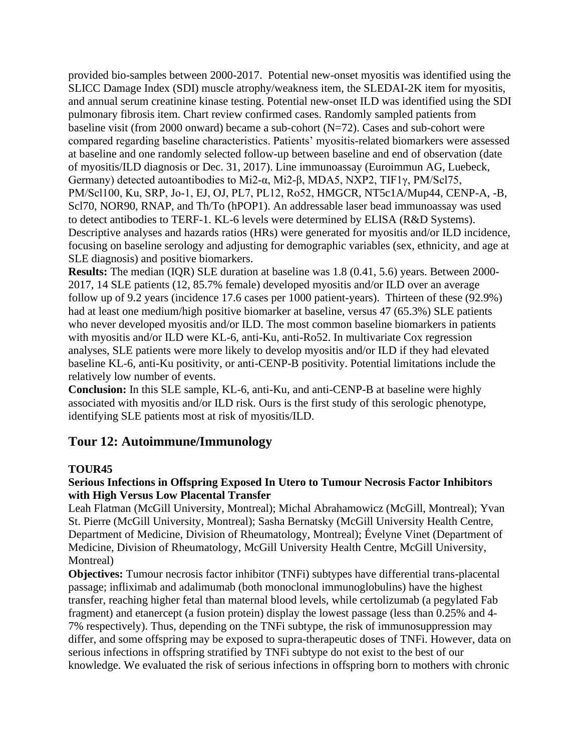provided bio-samples between 2000-2017. Potential new-onset myositis was identified using the SLICC Damage Index (SDI) muscle atrophy/weakness item, the SLEDAI-2K item for myositis, and annual serum creatinine kinase testing. Potential new-onset ILD was identified using the SDI pulmonary fibrosis item. Chart review confirmed cases. Randomly sampled patients from baseline visit (from 2000 onward) became a sub-cohort (N=72). Cases and sub-cohort were compared regarding baseline characteristics. Patients' myositis-related biomarkers were assessed at baseline and one randomly selected follow-up between baseline and end of observation (date of myositis/ILD diagnosis or Dec. 31, 2017). Line immunoassay (Euroimmun AG, Luebeck, Germany) detected autoantibodies to Mi2-α, Mi2-β, MDA5, NXP2, TIF1γ, PM/Scl75, PM/Scl100, Ku, SRP, Jo-1, EJ, OJ, PL7, PL12, Ro52, HMGCR, NT5c1A/Mup44, CENP-A, -B, Scl70, NOR90, RNAP, and Th/To (hPOP1). An addressable laser bead immunoassay was used to detect antibodies to TERF-1. KL-6 levels were determined by ELISA (R&D Systems). Descriptive analyses and hazards ratios (HRs) were generated for myositis and/or ILD incidence, focusing on baseline serology and adjusting for demographic variables (sex, ethnicity, and age at SLE diagnosis) and positive biomarkers.

**Results:** The median (IQR) SLE duration at baseline was 1.8 (0.41, 5.6) years. Between 2000-2017, 14 SLE patients (12, 85.7% female) developed myositis and/or ILD over an average follow up of 9.2 years (incidence 17.6 cases per 1000 patient-years). Thirteen of these (92.9%) had at least one medium/high positive biomarker at baseline, versus 47 (65.3%) SLE patients who never developed myositis and/or ILD. The most common baseline biomarkers in patients with myositis and/or ILD were KL-6, anti-Ku, anti-Ro52. In multivariate Cox regression analyses, SLE patients were more likely to develop myositis and/or ILD if they had elevated baseline KL-6, anti-Ku positivity, or anti-CENP-B positivity. Potential limitations include the relatively low number of events.

**Conclusion:** In this SLE sample, KL-6, anti-Ku, and anti-CENP-B at baseline were highly associated with myositis and/or ILD risk. Ours is the first study of this serologic phenotype, identifying SLE patients most at risk of myositis/ILD.

## Tour 12: Autoimmune/Immunology

### TOUR45

### Serious Infections in Offspring Exposed In Utero to Tumour Necrosis Factor Inhibitors with High Versus Low Placental Transfer

Leah Flatman (McGill University, Montreal); Michal Abrahamowicz (McGill, Montreal); Yvan St. Pierre (McGill University, Montreal); Sasha Bernatsky (McGill University Health Centre, Department of Medicine, Division of Rheumatology, Montreal); Évelyne Vinet (Department of Medicine, Division of Rheumatology, McGill University Health Centre, McGill University, Montreal)

**Objectives:** Tumour necrosis factor inhibitor (TNFi) subtypes have differential trans-placental passage; infliximab and adalimumab (both monoclonal immunoglobulins) have the highest transfer, reaching higher fetal than maternal blood levels, while certolizumab (a pegylated Fab fragment) and etanercept (a fusion protein) display the lowest passage (less than 0.25% and 4-7% respectively). Thus, depending on the TNFi subtype, the risk of immunosuppression may differ, and some offspring may be exposed to supra-therapeutic doses of TNFi. However, data on serious infections in offspring stratified by TNFi subtype do not exist to the best of our knowledge. We evaluated the risk of serious infections in offspring born to mothers with chronic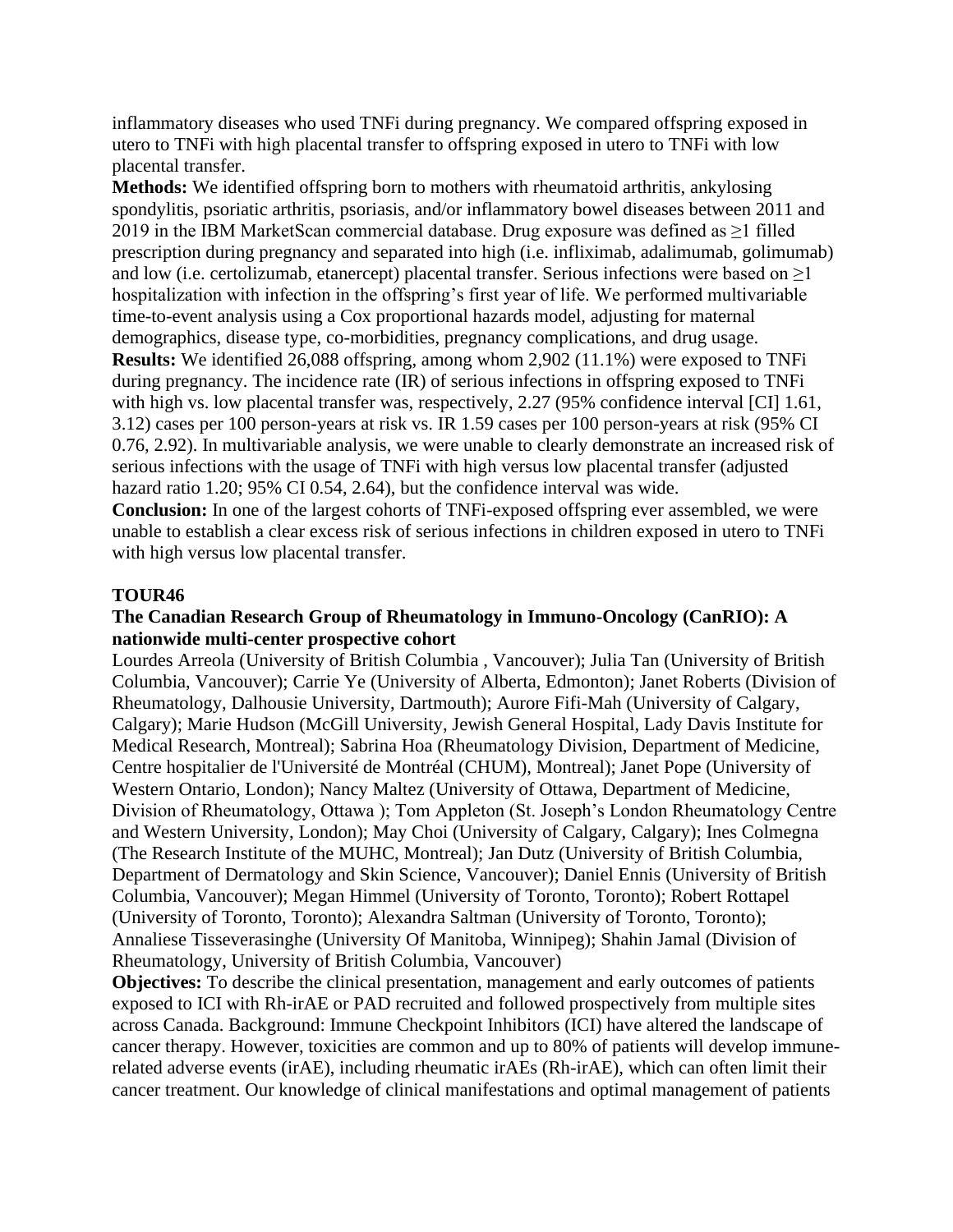inflammatory diseases who used TNFi during pregnancy. We compared offspring exposed in utero to TNFi with high placental transfer to offspring exposed in utero to TNFi with low placental transfer.

**Methods:** We identified offspring born to mothers with rheumatoid arthritis, ankylosing spondylitis, psoriatic arthritis, psoriasis, and/or inflammatory bowel diseases between 2011 and 2019 in the IBM MarketScan commercial database. Drug exposure was defined as ≥1 filled prescription during pregnancy and separated into high (i.e. infliximab, adalimumab, golimumab) and low (i.e. certolizumab, etanercept) placental transfer. Serious infections were based on ≥1 hospitalization with infection in the offspring's first year of life. We performed multivariable time-to-event analysis using a Cox proportional hazards model, adjusting for maternal demographics, disease type, co-morbidities, pregnancy complications, and drug usage.

**Results:** We identified 26,088 offspring, among whom 2,902 (11.1%) were exposed to TNFi during pregnancy. The incidence rate (IR) of serious infections in offspring exposed to TNFi with high vs. low placental transfer was, respectively, 2.27 (95% confidence interval [CI] 1.61, 3.12) cases per 100 person-years at risk vs. IR 1.59 cases per 100 person-years at risk (95% CI 0.76, 2.92). In multivariable analysis, we were unable to clearly demonstrate an increased risk of serious infections with the usage of TNFi with high versus low placental transfer (adjusted hazard ratio 1.20; 95% CI 0.54, 2.64), but the confidence interval was wide.

**Conclusion:** In one of the largest cohorts of TNFi-exposed offspring ever assembled, we were unable to establish a clear excess risk of serious infections in children exposed in utero to TNFi with high versus low placental transfer.

### TOUR46

### The Canadian Research Group of Rheumatology in Immuno-Oncology (CanRIO): A nationwide multi-center prospective cohort

Lourdes Arreola (University of British Columbia , Vancouver); Julia Tan (University of British Columbia, Vancouver); Carrie Ye (University of Alberta, Edmonton); Janet Roberts (Division of Rheumatology, Dalhousie University, Dartmouth); Aurore Fifi-Mah (University of Calgary, Calgary); Marie Hudson (McGill University, Jewish General Hospital, Lady Davis Institute for Medical Research, Montreal); Sabrina Hoa (Rheumatology Division, Department of Medicine, Centre hospitalier de l'Université de Montréal (CHUM), Montreal); Janet Pope (University of Western Ontario, London); Nancy Maltez (University of Ottawa, Department of Medicine, Division of Rheumatology, Ottawa ); Tom Appleton (St. Joseph's London Rheumatology Centre and Western University, London); May Choi (University of Calgary, Calgary); Ines Colmegna (The Research Institute of the MUHC, Montreal); Jan Dutz (University of British Columbia, Department of Dermatology and Skin Science, Vancouver); Daniel Ennis (University of British Columbia, Vancouver); Megan Himmel (University of Toronto, Toronto); Robert Rottapel (University of Toronto, Toronto); Alexandra Saltman (University of Toronto, Toronto); Annaliese Tisseverasinghe (University Of Manitoba, Winnipeg); Shahin Jamal (Division of Rheumatology, University of British Columbia, Vancouver)

**Objectives:** To describe the clinical presentation, management and early outcomes of patients exposed to ICI with Rh-irAE or PAD recruited and followed prospectively from multiple sites across Canada. Background: Immune Checkpoint Inhibitors (ICI) have altered the landscape of cancer therapy. However, toxicities are common and up to 80% of patients will develop immune-related adverse events (irAE), including rheumatic irAEs (Rh-irAE), which can often limit their cancer treatment. Our knowledge of clinical manifestations and optimal management of patients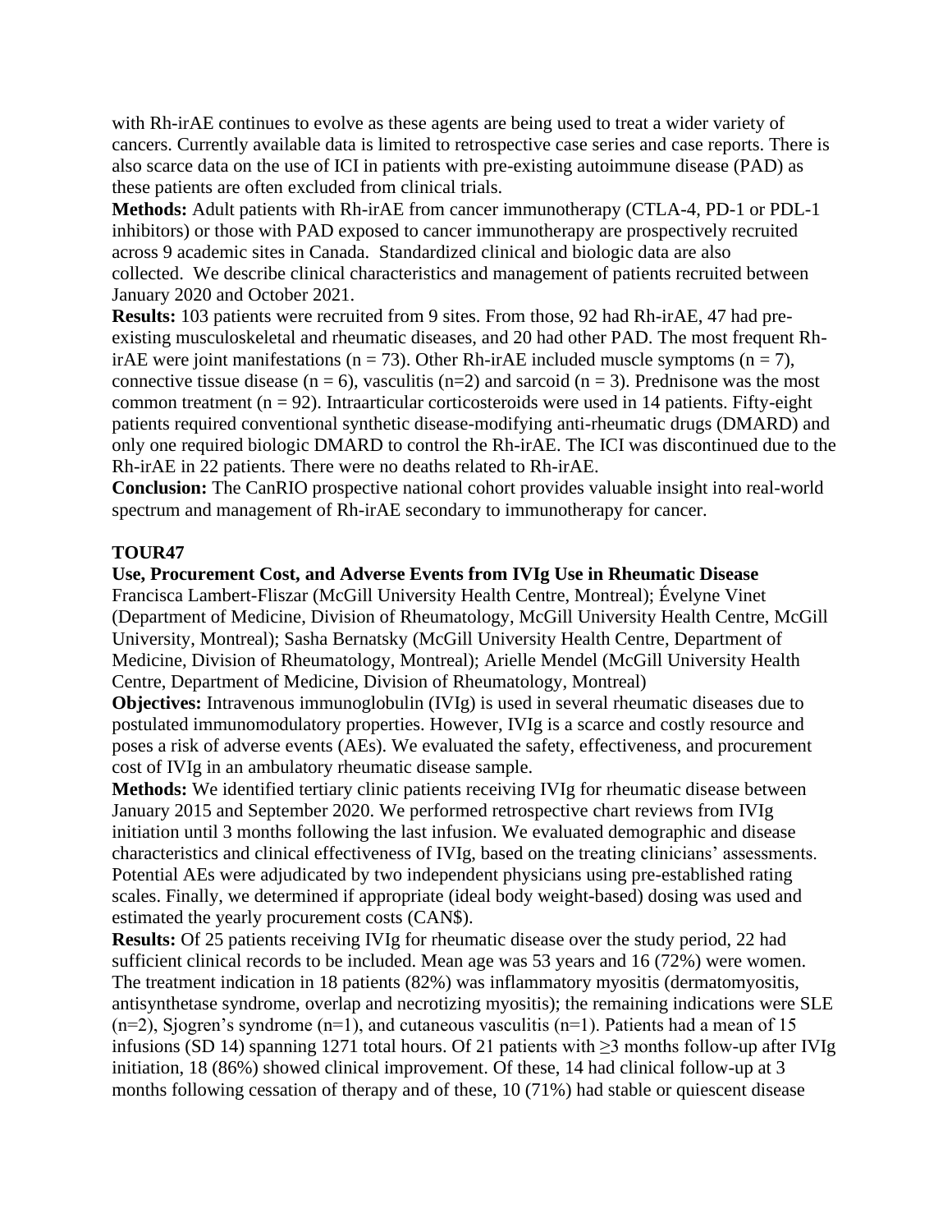with Rh-irAE continues to evolve as these agents are being used to treat a wider variety of cancers. Currently available data is limited to retrospective case series and case reports. There is also scarce data on the use of ICI in patients with pre-existing autoimmune disease (PAD) as these patients are often excluded from clinical trials.

**Methods:** Adult patients with Rh-irAE from cancer immunotherapy (CTLA-4, PD-1 or PDL-1 inhibitors) or those with PAD exposed to cancer immunotherapy are prospectively recruited across 9 academic sites in Canada. Standardized clinical and biologic data are also collected. We describe clinical characteristics and management of patients recruited between January 2020 and October 2021.

**Results:** 103 patients were recruited from 9 sites. From those, 92 had Rh-irAE, 47 had pre-existing musculoskeletal and rheumatic diseases, and 20 had other PAD. The most frequent Rh-irAE were joint manifestations (n = 73). Other Rh-irAE included muscle symptoms (n = 7), connective tissue disease (n = 6), vasculitis (n=2) and sarcoid (n = 3). Prednisone was the most common treatment (n = 92). Intraarticular corticosteroids were used in 14 patients. Fifty-eight patients required conventional synthetic disease-modifying anti-rheumatic drugs (DMARD) and only one required biologic DMARD to control the Rh-irAE. The ICI was discontinued due to the Rh-irAE in 22 patients. There were no deaths related to Rh-irAE.

**Conclusion:** The CanRIO prospective national cohort provides valuable insight into real-world spectrum and management of Rh-irAE secondary to immunotherapy for cancer.

### TOUR47

**Use, Procurement Cost, and Adverse Events from IVIg Use in Rheumatic Disease**

Francisca Lambert-Fliszar (McGill University Health Centre, Montreal); Évelyne Vinet (Department of Medicine, Division of Rheumatology, McGill University Health Centre, McGill University, Montreal); Sasha Bernatsky (McGill University Health Centre, Department of Medicine, Division of Rheumatology, Montreal); Arielle Mendel (McGill University Health Centre, Department of Medicine, Division of Rheumatology, Montreal)

**Objectives:** Intravenous immunoglobulin (IVIg) is used in several rheumatic diseases due to postulated immunomodulatory properties. However, IVIg is a scarce and costly resource and poses a risk of adverse events (AEs). We evaluated the safety, effectiveness, and procurement cost of IVIg in an ambulatory rheumatic disease sample.

**Methods:** We identified tertiary clinic patients receiving IVIg for rheumatic disease between January 2015 and September 2020. We performed retrospective chart reviews from IVIg initiation until 3 months following the last infusion. We evaluated demographic and disease characteristics and clinical effectiveness of IVIg, based on the treating clinicians' assessments. Potential AEs were adjudicated by two independent physicians using pre-established rating scales. Finally, we determined if appropriate (ideal body weight-based) dosing was used and estimated the yearly procurement costs (CAN$).

**Results:** Of 25 patients receiving IVIg for rheumatic disease over the study period, 22 had sufficient clinical records to be included. Mean age was 53 years and 16 (72%) were women. The treatment indication in 18 patients (82%) was inflammatory myositis (dermatomyositis, antisynthetase syndrome, overlap and necrotizing myositis); the remaining indications were SLE (n=2), Sjogren's syndrome (n=1), and cutaneous vasculitis (n=1). Patients had a mean of 15 infusions (SD 14) spanning 1271 total hours. Of 21 patients with ≥3 months follow-up after IVIg initiation, 18 (86%) showed clinical improvement. Of these, 14 had clinical follow-up at 3 months following cessation of therapy and of these, 10 (71%) had stable or quiescent disease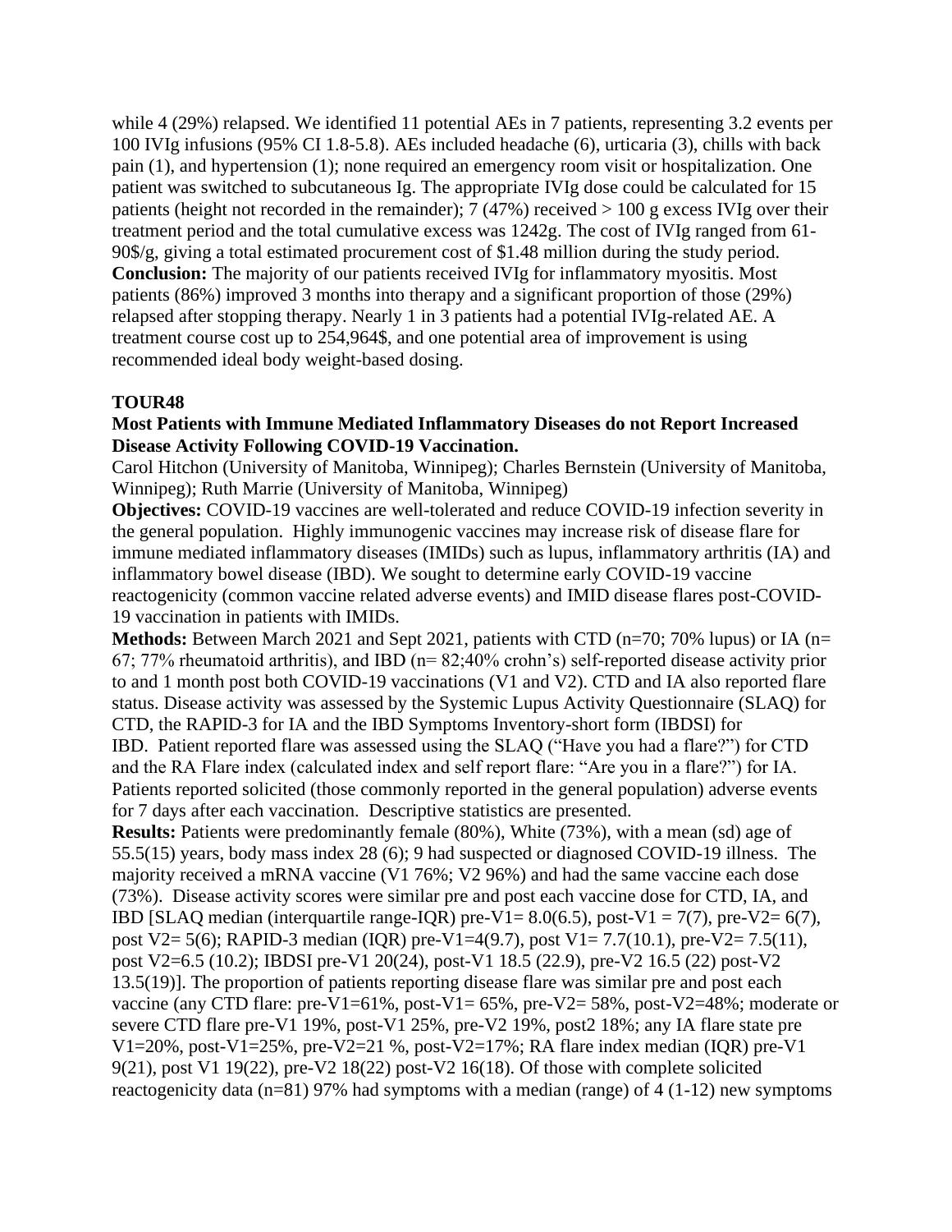while 4 (29%) relapsed. We identified 11 potential AEs in 7 patients, representing 3.2 events per 100 IVIg infusions (95% CI 1.8-5.8). AEs included headache (6), urticaria (3), chills with back pain (1), and hypertension (1); none required an emergency room visit or hospitalization. One patient was switched to subcutaneous Ig. The appropriate IVIg dose could be calculated for 15 patients (height not recorded in the remainder); 7 (47%) received > 100 g excess IVIg over their treatment period and the total cumulative excess was 1242g. The cost of IVIg ranged from 61-90$/g, giving a total estimated procurement cost of $1.48 million during the study period.
**Conclusion:** The majority of our patients received IVIg for inflammatory myositis. Most patients (86%) improved 3 months into therapy and a significant proportion of those (29%) relapsed after stopping therapy. Nearly 1 in 3 patients had a potential IVIg-related AE. A treatment course cost up to 254,964$, and one potential area of improvement is using recommended ideal body weight-based dosing.

### TOUR48

**Most Patients with Immune Mediated Inflammatory Diseases do not Report Increased Disease Activity Following COVID-19 Vaccination.**

Carol Hitchon (University of Manitoba, Winnipeg); Charles Bernstein (University of Manitoba, Winnipeg); Ruth Marrie (University of Manitoba, Winnipeg)

**Objectives:** COVID-19 vaccines are well-tolerated and reduce COVID-19 infection severity in the general population. Highly immunogenic vaccines may increase risk of disease flare for immune mediated inflammatory diseases (IMIDs) such as lupus, inflammatory arthritis (IA) and inflammatory bowel disease (IBD). We sought to determine early COVID-19 vaccine reactogenicity (common vaccine related adverse events) and IMID disease flares post-COVID-19 vaccination in patients with IMIDs.

**Methods:** Between March 2021 and Sept 2021, patients with CTD (n=70; 70% lupus) or IA (n= 67; 77% rheumatoid arthritis), and IBD (n= 82;40% crohn's) self-reported disease activity prior to and 1 month post both COVID-19 vaccinations (V1 and V2). CTD and IA also reported flare status. Disease activity was assessed by the Systemic Lupus Activity Questionnaire (SLAQ) for CTD, the RAPID-3 for IA and the IBD Symptoms Inventory-short form (IBDSI) for IBD. Patient reported flare was assessed using the SLAQ ("Have you had a flare?") for CTD and the RA Flare index (calculated index and self report flare: "Are you in a flare?") for IA. Patients reported solicited (those commonly reported in the general population) adverse events for 7 days after each vaccination. Descriptive statistics are presented.

**Results:** Patients were predominantly female (80%), White (73%), with a mean (sd) age of 55.5(15) years, body mass index 28 (6); 9 had suspected or diagnosed COVID-19 illness. The majority received a mRNA vaccine (V1 76%; V2 96%) and had the same vaccine each dose (73%). Disease activity scores were similar pre and post each vaccine dose for CTD, IA, and IBD [SLAQ median (interquartile range-IQR) pre-V1= 8.0(6.5), post-V1 = 7(7), pre-V2= 6(7), post V2= 5(6); RAPID-3 median (IQR) pre-V1=4(9.7), post V1= 7.7(10.1), pre-V2= 7.5(11), post V2=6.5 (10.2); IBDSI pre-V1 20(24), post-V1 18.5 (22.9), pre-V2 16.5 (22) post-V2 13.5(19)]. The proportion of patients reporting disease flare was similar pre and post each vaccine (any CTD flare: pre-V1=61%, post-V1= 65%, pre-V2= 58%, post-V2=48%; moderate or severe CTD flare pre-V1 19%, post-V1 25%, pre-V2 19%, post2 18%; any IA flare state pre V1=20%, post-V1=25%, pre-V2=21 %, post-V2=17%; RA flare index median (IQR) pre-V1 9(21), post V1 19(22), pre-V2 18(22) post-V2 16(18). Of those with complete solicited reactogenicity data (n=81) 97% had symptoms with a median (range) of 4 (1-12) new symptoms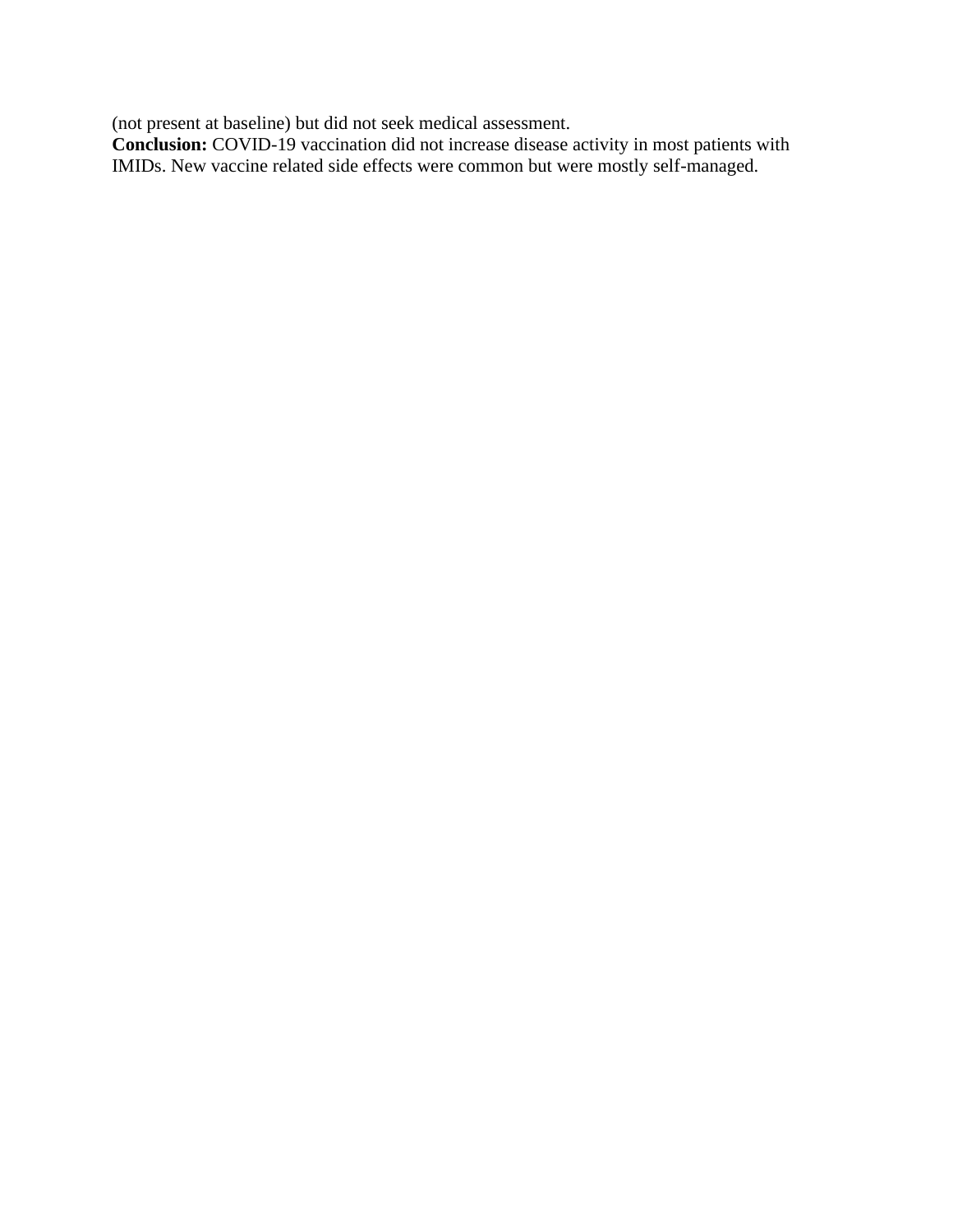(not present at baseline) but did not seek medical assessment.

**Conclusion:** COVID-19 vaccination did not increase disease activity in most patients with IMIDs. New vaccine related side effects were common but were mostly self-managed.